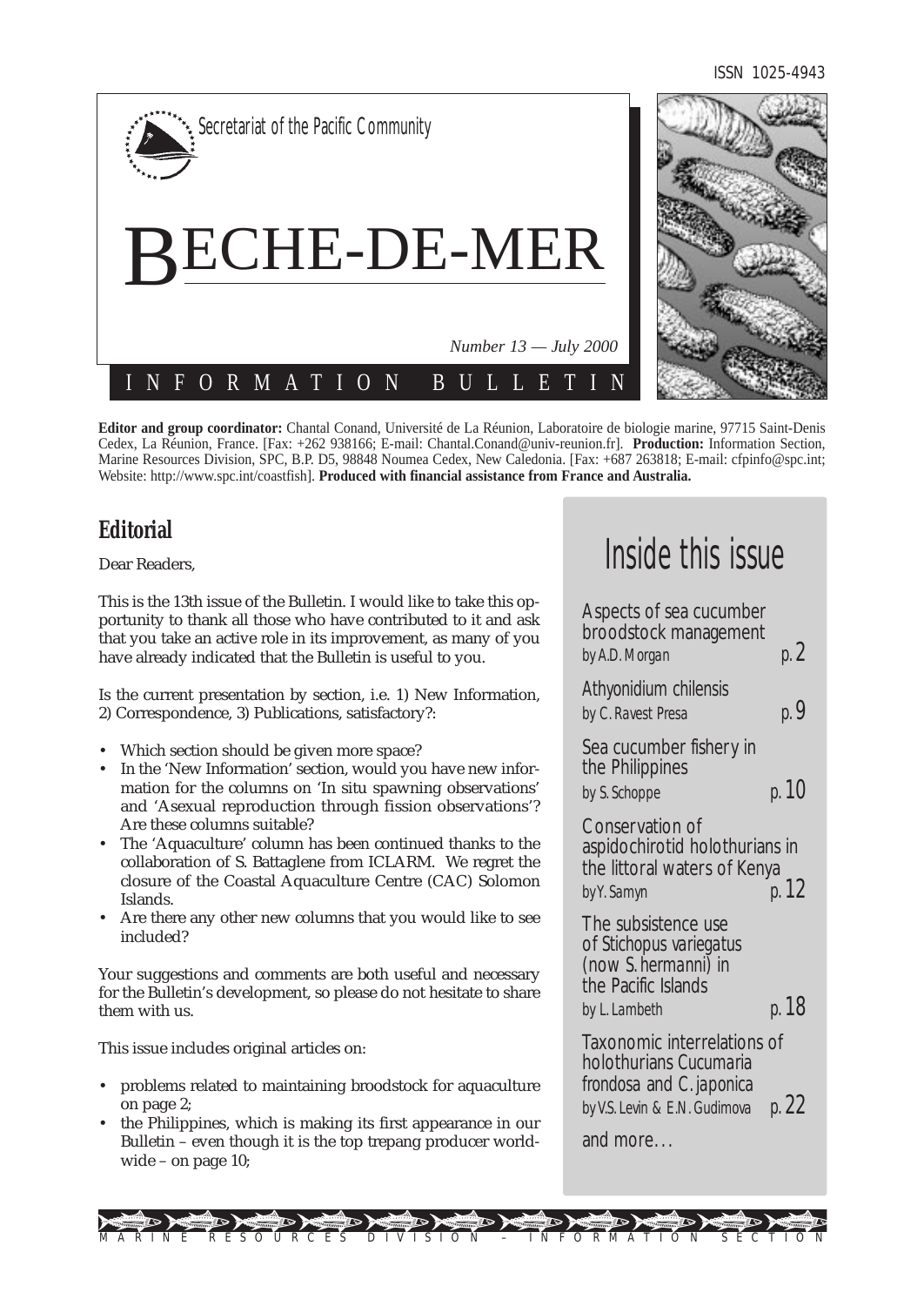ISSN 1025-4943

Secretariat of the Pacific Community

# BECHE-DE-MER

*Number 13 — July 2000*

INFORMATION BULLETIN

**Editor and group coordinator:** Chantal Conand, Université de La Réunion, Laboratoire de biologie marine, 97715 Saint-Denis Cedex, La Réunion, France. [Fax: +262 938166; E-mail: Chantal.Conand@univ-reunion.fr]. **Production:** Information Section, Marine Resources Division, SPC, B.P. D5, 98848 Noumea Cedex, New Caledonia. [Fax: +687 263818; E-mail: cfpinfo@spc.int; Website: http://www.spc.int/coastfish]. **Produced with financial assistance from France and Australia.**

## Editorial

Dear Readers,

This is the 13th issue of the Bulletin. I would like to take this opportunity to thank all those who have contributed to it and ask that you take an active role in its improvement, as many of you have already indicated that the Bulletin is useful to you.

Is the current presentation by section, i.e. 1) New Information, 2) Correspondence, 3) Publications, satisfactory?:

- Which section should be given more space?
- In the 'New Information' section, would you have new information for the columns on 'In situ spawning observations' and 'Asexual reproduction through fission observations'? Are these columns suitable?
- The 'Aquaculture' column has been continued thanks to the collaboration of S. Battaglene from ICLARM. We regret the closure of the Coastal Aquaculture Centre (CAC) Solomon Islands.
- Are there any other new columns that you would like to see included?

Your suggestions and comments are both useful and necessary for the Bulletin's development, so please do not hesitate to share them with us.

This issue includes original articles on:

- problems related to maintaining broodstock for aquaculture on page 2;
- the Philippines, which is making its first appearance in our Bulletin – even though it is the top trepang producer worldwide – on page 10;

## Inside this issue

Aspects of sea cucumber broodstock management
*by A.D. Morgan* p. 2

*Athyonidium chilensis*
*by C. Ravest Presa* p. 9

Sea cucumber fishery in the Philippines
*by S. Schoppe* p. 10

Conservation of aspidochirotid holothurians in the littoral waters of Kenya
*by Y. Samyn* p. 12

The subsistence use of *Stichopus variegatus* (now *S. hermanni*) in the Pacific Islands
*by L. Lambeth* p. 18

Taxonomic interrelations of holothurians *Cucumaria frondosa* and *C. japonica*
*by V.S. Levin & E.N. Gudimova* p. 22

and more…

MARINE RESOURCES DIVISION – INFORMATION SECTION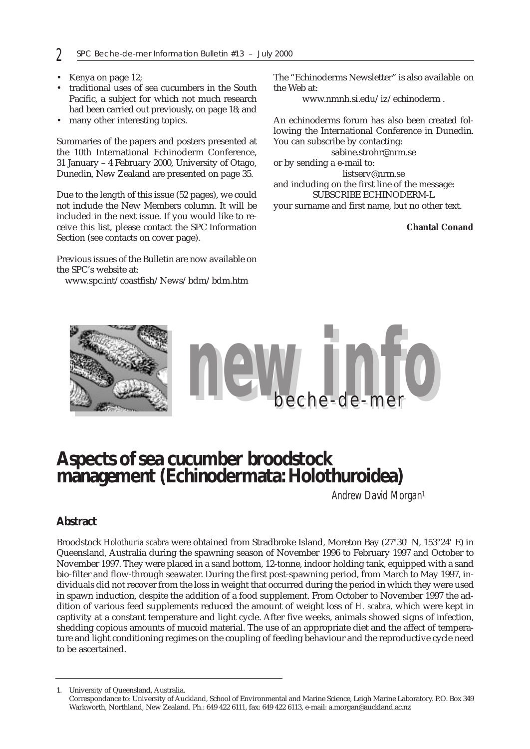- Kenya on page 12;
- traditional uses of sea cucumbers in the South Pacific, a subject for which not much research had been carried out previously, on page 18; and
- many other interesting topics.

Summaries of the papers and posters presented at the 10th International Echinoderm Conference, 31 January – 4 February 2000, University of Otago, Dunedin, New Zealand are presented on page 35.

Due to the length of this issue (52 pages), we could not include the New Members column. It will be included in the next issue. If you would like to receive this list, please contact the SPC Information Section (see contacts on cover page).

Previous issues of the Bulletin are now available on the SPC's website at:

www.spc.int/coastfish/News/bdm/bdm.htm

The "Echinoderms Newsletter" is also available on the Web at:

www.nmnh.si.edu/iz/echinoderm .

An echinoderms forum has also been created following the International Conference in Dunedin. You can subscribe by contacting:

sabine.strohr@nrm.se

or by sending a e-mail to:

listserv@nrm.se

and including on the first line of the message:

SUBSCRIBE ECHINODERM-L

your surname and first name, but no other text.

**Chantal Conand**

new info beche-de-mer

# Aspects of sea cucumber broodstock management (Echinodermata: Holothuroidea)

Andrew David Morgan[1]

## Abstract

Broodstock *Holothuria scabra* were obtained from Stradbroke Island, Moreton Bay (27°30' N, 153°24' E) in Queensland, Australia during the spawning season of November 1996 to February 1997 and October to November 1997. They were placed in a sand bottom, 12-tonne, indoor holding tank, equipped with a sand bio-filter and flow-through seawater. During the first post-spawning period, from March to May 1997, individuals did not recover from the loss in weight that occurred during the period in which they were used in spawn induction, despite the addition of a food supplement. From October to November 1997 the addition of various feed supplements reduced the amount of weight loss of *H. scabra*, which were kept in captivity at a constant temperature and light cycle. After five weeks, animals showed signs of infection, shedding copious amounts of mucoid material. The use of an appropriate diet and the affect of temperature and light conditioning regimes on the coupling of feeding behaviour and the reproductive cycle need to be ascertained.

---

1. University of Queensland, Australia.
Correspondance to: University of Auckland, School of Environmental and Marine Science, Leigh Marine Laboratory. P.O. Box 349 Warkworth, Northland, New Zealand. Ph.: 649 422 6111, fax: 649 422 6113, e-mail: a.morgan@auckland.ac.nz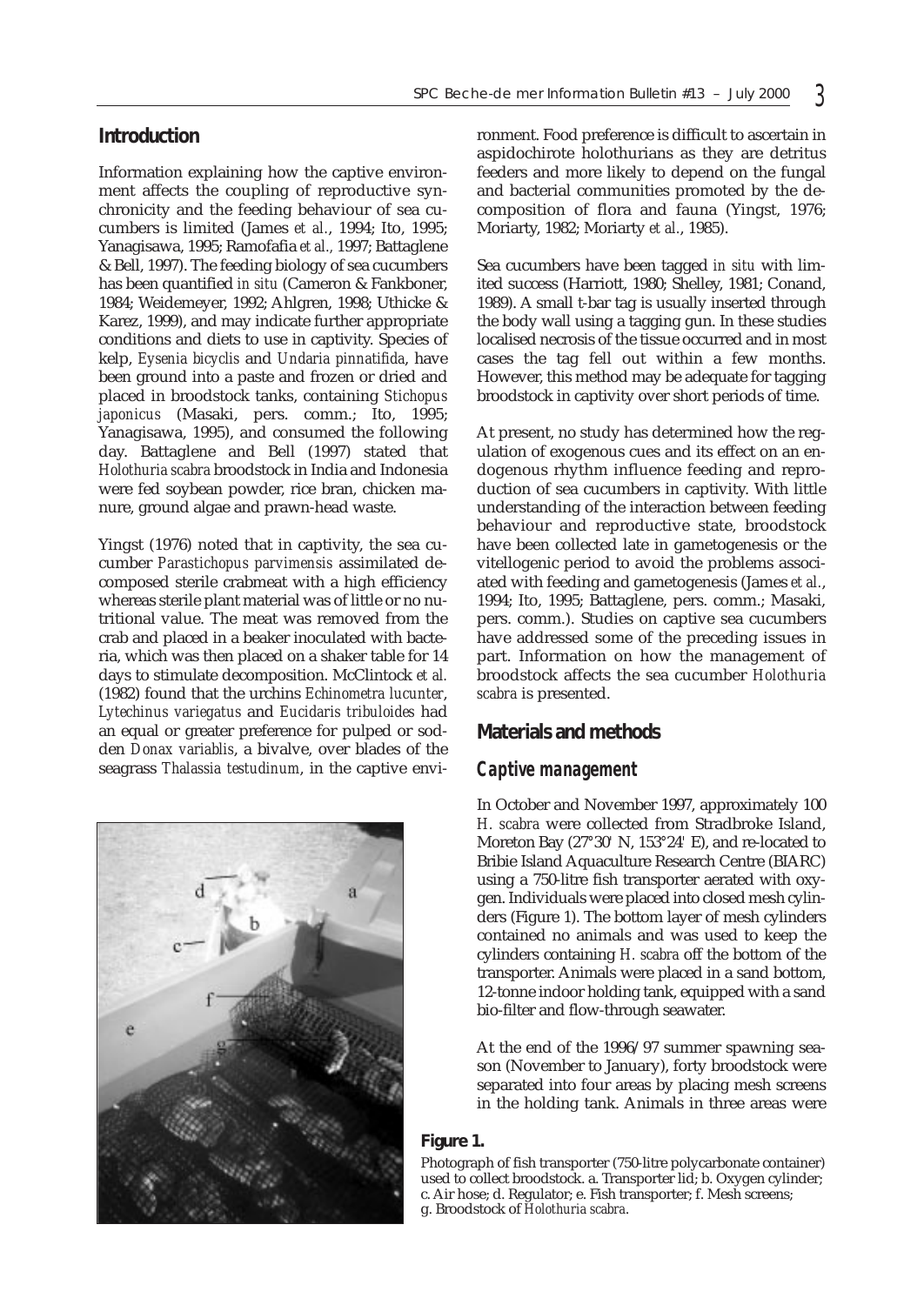## Introduction

Information explaining how the captive environment affects the coupling of reproductive synchronicity and the feeding behaviour of sea cucumbers is limited (James *et al.*, 1994; Ito, 1995; Yanagisawa, 1995; Ramofafia *et al.*, 1997; Battaglene & Bell, 1997). The feeding biology of sea cucumbers has been quantified *in situ* (Cameron & Fankboner, 1984; Weidemeyer, 1992; Ahlgren, 1998; Uthicke & Karez, 1999), and may indicate further appropriate conditions and diets to use in captivity. Species of kelp, *Eysenia bicyclis* and *Undaria pinnatifida*, have been ground into a paste and frozen or dried and placed in broodstock tanks, containing *Stichopus japonicus* (Masaki, pers. comm.; Ito, 1995; Yanagisawa, 1995), and consumed the following day. Battaglene and Bell (1997) stated that *Holothuria scabra* broodstock in India and Indonesia were fed soybean powder, rice bran, chicken manure, ground algae and prawn-head waste.

Yingst (1976) noted that in captivity, the sea cucumber *Parastichopus parvimensis* assimilated decomposed sterile crabmeat with a high efficiency whereas sterile plant material was of little or no nutritional value. The meat was removed from the crab and placed in a beaker inoculated with bacteria, which was then placed on a shaker table for 14 days to stimulate decomposition. McClintock *et al.* (1982) found that the urchins *Echinometra lucunter*, *Lytechinus variegatus* and *Eucidaris tribuloides* had an equal or greater preference for pulped or sodden *Donax variablis*, a bivalve, over blades of the seagrass *Thalassia testudinum*, in the captive environment. Food preference is difficult to ascertain in aspidochirote holothurians as they are detritus feeders and more likely to depend on the fungal and bacterial communities promoted by the decomposition of flora and fauna (Yingst, 1976; Moriarty, 1982; Moriarty *et al.*, 1985).

Sea cucumbers have been tagged *in situ* with limited success (Harriott, 1980; Shelley, 1981; Conand, 1989). A small t-bar tag is usually inserted through the body wall using a tagging gun. In these studies localised necrosis of the tissue occurred and in most cases the tag fell out within a few months. However, this method may be adequate for tagging broodstock in captivity over short periods of time.

At present, no study has determined how the regulation of exogenous cues and its effect on an endogenous rhythm influence feeding and reproduction of sea cucumbers in captivity. With little understanding of the interaction between feeding behaviour and reproductive state, broodstock have been collected late in gametogenesis or the vitellogenic period to avoid the problems associated with feeding and gametogenesis (James *et al.*, 1994; Ito, 1995; Battaglene, pers. comm.; Masaki, pers. comm.). Studies on captive sea cucumbers have addressed some of the preceding issues in part. Information on how the management of broodstock affects the sea cucumber *Holothuria scabra* is presented.

## Materials and methods

### Captive management

In October and November 1997, approximately 100 *H. scabra* were collected from Stradbroke Island, Moreton Bay (27°30' N, 153°24' E), and re-located to Bribie Island Aquaculture Research Centre (BIARC) using a 750-litre fish transporter aerated with oxygen. Individuals were placed into closed mesh cylinders (Figure 1). The bottom layer of mesh cylinders contained no animals and was used to keep the cylinders containing *H. scabra* off the bottom of the transporter. Animals were placed in a sand bottom, 12-tonne indoor holding tank, equipped with a sand bio-filter and flow-through seawater.

At the end of the 1996/97 summer spawning season (November to January), forty broodstock were separated into four areas by placing mesh screens in the holding tank. Animals in three areas were

**Figure 1.**

Photograph of fish transporter (750-litre polycarbonate container) used to collect broodstock. a. Transporter lid; b. Oxygen cylinder; c. Air hose; d. Regulator; e. Fish transporter; f. Mesh screens; g. Broodstock of *Holothuria scabra*.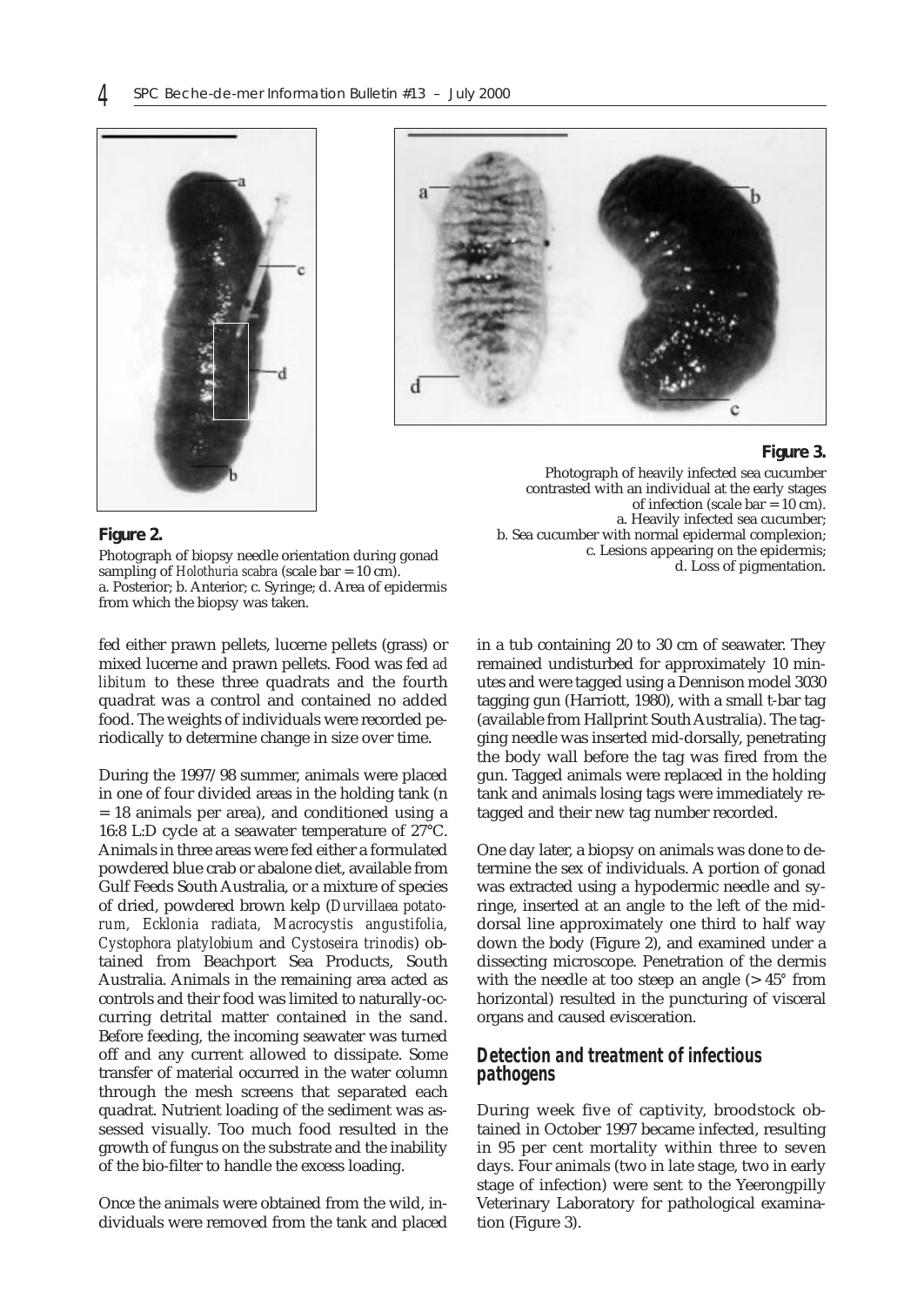**Figure 2.**
Photograph of biopsy needle orientation during gonad sampling of *Holothuria scabra* (scale bar = 10 cm).
a. Posterior; b. Anterior; c. Syringe; d. Area of epidermis from which the biopsy was taken.

**Figure 3.**
Photograph of heavily infected sea cucumber contrasted with an individual at the early stages of infection (scale bar = 10 cm).
a. Heavily infected sea cucumber;
b. Sea cucumber with normal epidermal complexion;
c. Lesions appearing on the epidermis;
d. Loss of pigmentation.

fed either prawn pellets, lucerne pellets (grass) or mixed lucerne and prawn pellets. Food was fed *ad libitum* to these three quadrats and the fourth quadrat was a control and contained no added food. The weights of individuals were recorded periodically to determine change in size over time.

During the 1997/98 summer, animals were placed in one of four divided areas in the holding tank (n = 18 animals per area), and conditioned using a 16:8 L:D cycle at a seawater temperature of 27°C. Animals in three areas were fed either a formulated powdered blue crab or abalone diet, available from Gulf Feeds South Australia, or a mixture of species of dried, powdered brown kelp (*Durvillaea potatorum, Ecklonia radiata, Macrocystis angustifolia, Cystophora platylobium* and *Cystoseira trinodis*) obtained from Beachport Sea Products, South Australia. Animals in the remaining area acted as controls and their food was limited to naturally-occurring detrital matter contained in the sand. Before feeding, the incoming seawater was turned off and any current allowed to dissipate. Some transfer of material occurred in the water column through the mesh screens that separated each quadrat. Nutrient loading of the sediment was assessed visually. Too much food resulted in the growth of fungus on the substrate and the inability of the bio-filter to handle the excess loading.

Once the animals were obtained from the wild, individuals were removed from the tank and placed in a tub containing 20 to 30 cm of seawater. They remained undisturbed for approximately 10 minutes and were tagged using a Dennison model 3030 tagging gun (Harriott, 1980), with a small t-bar tag (available from Hallprint South Australia). The tagging needle was inserted mid-dorsally, penetrating the body wall before the tag was fired from the gun. Tagged animals were replaced in the holding tank and animals losing tags were immediately retagged and their new tag number recorded.

One day later, a biopsy on animals was done to determine the sex of individuals. A portion of gonad was extracted using a hypodermic needle and syringe, inserted at an angle to the left of the mid-dorsal line approximately one third to half way down the body (Figure 2), and examined under a dissecting microscope. Penetration of the dermis with the needle at too steep an angle (> 45° from horizontal) resulted in the puncturing of visceral organs and caused evisceration.

## Detection and treatment of infectious pathogens

During week five of captivity, broodstock obtained in October 1997 became infected, resulting in 95 per cent mortality within three to seven days. Four animals (two in late stage, two in early stage of infection) were sent to the Yeerongpilly Veterinary Laboratory for pathological examination (Figure 3).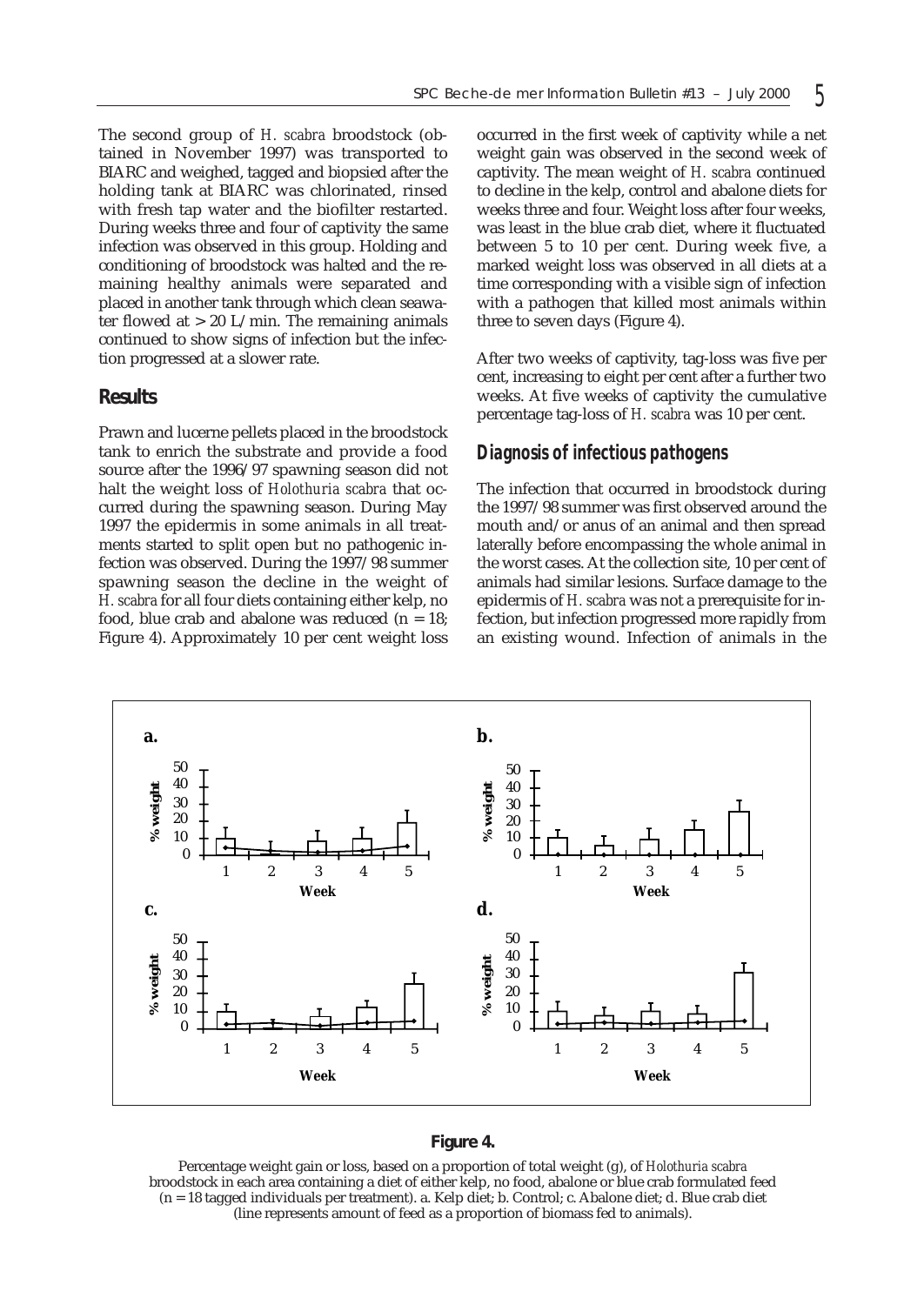The second group of *H. scabra* broodstock (obtained in November 1997) was transported to BIARC and weighed, tagged and biopsied after the holding tank at BIARC was chlorinated, rinsed with fresh tap water and the biofilter restarted. During weeks three and four of captivity the same infection was observed in this group. Holding and conditioning of broodstock was halted and the remaining healthy animals were separated and placed in another tank through which clean seawater flowed at > 20 L/min. The remaining animals continued to show signs of infection but the infection progressed at a slower rate.

## Results

Prawn and lucerne pellets placed in the broodstock tank to enrich the substrate and provide a food source after the 1996/97 spawning season did not halt the weight loss of *Holothuria scabra* that occurred during the spawning season. During May 1997 the epidermis in some animals in all treatments started to split open but no pathogenic infection was observed. During the 1997/98 summer spawning season the decline in the weight of *H. scabra* for all four diets containing either kelp, no food, blue crab and abalone was reduced (n = 18; Figure 4). Approximately 10 per cent weight loss occurred in the first week of captivity while a net weight gain was observed in the second week of captivity. The mean weight of *H. scabra* continued to decline in the kelp, control and abalone diets for weeks three and four. Weight loss after four weeks, was least in the blue crab diet, where it fluctuated between 5 to 10 per cent. During week five, a marked weight loss was observed in all diets at a time corresponding with a visible sign of infection with a pathogen that killed most animals within three to seven days (Figure 4).

After two weeks of captivity, tag-loss was five per cent, increasing to eight per cent after a further two weeks. At five weeks of captivity the cumulative percentage tag-loss of *H. scabra* was 10 per cent.

### Diagnosis of infectious pathogens

The infection that occurred in broodstock during the 1997/98 summer was first observed around the mouth and/or anus of an animal and then spread laterally before encompassing the whole animal in the worst cases. At the collection site, 10 per cent of animals had similar lesions. Surface damage to the epidermis of *H. scabra* was not a prerequisite for infection, but infection progressed more rapidly from an existing wound. Infection of animals in the

**Figure 4.**

Percentage weight gain or loss, based on a proportion of total weight (g), of *Holothuria scabra* broodstock in each area containing a diet of either kelp, no food, abalone or blue crab formulated feed (n = 18 tagged individuals per treatment). a. Kelp diet; b. Control; c. Abalone diet; d. Blue crab diet (line represents amount of feed as a proportion of biomass fed to animals).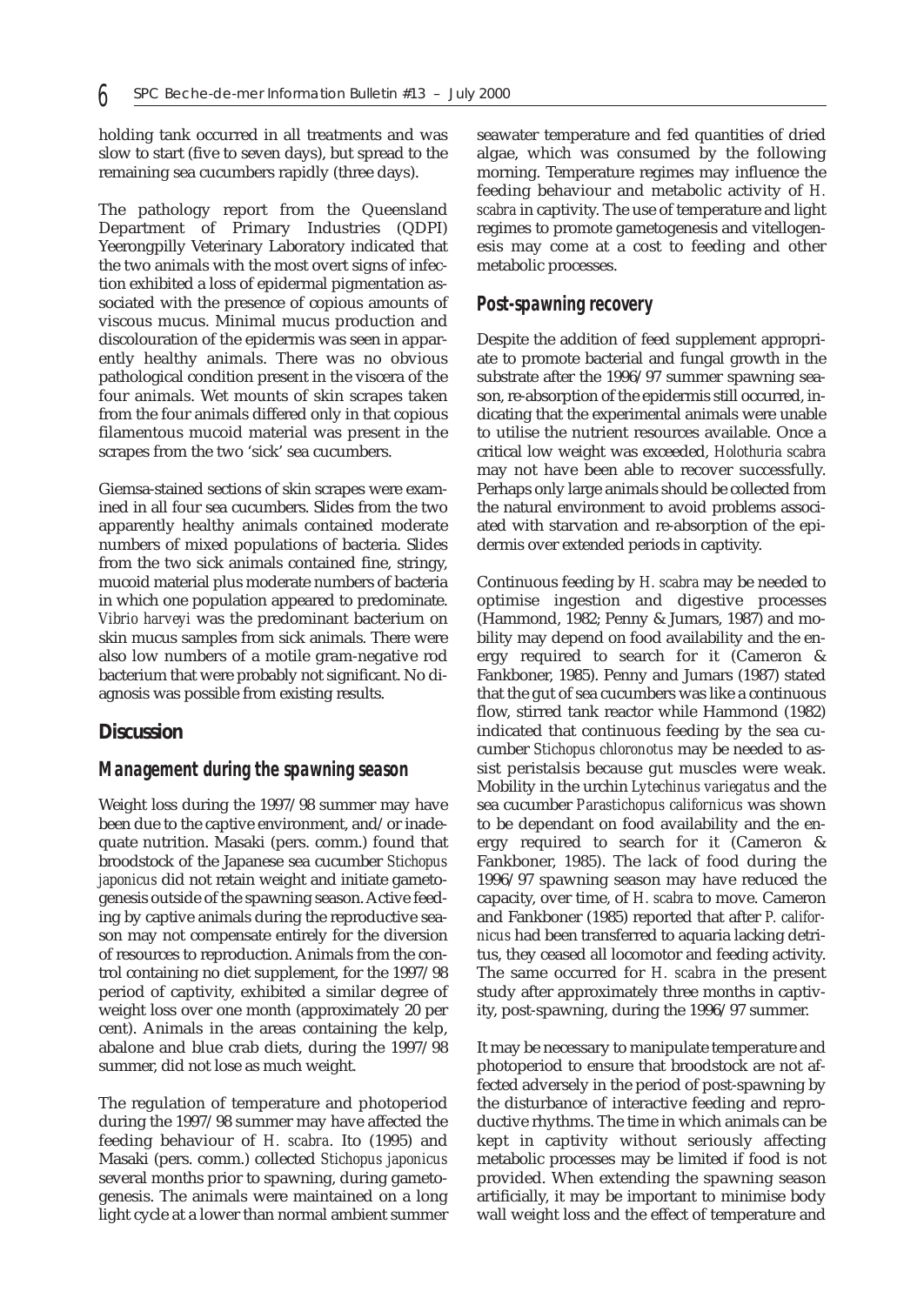holding tank occurred in all treatments and was slow to start (five to seven days), but spread to the remaining sea cucumbers rapidly (three days).

The pathology report from the Queensland Department of Primary Industries (QDPI) Yeerongpilly Veterinary Laboratory indicated that the two animals with the most overt signs of infection exhibited a loss of epidermal pigmentation associated with the presence of copious amounts of viscous mucus. Minimal mucus production and discolouration of the epidermis was seen in apparently healthy animals. There was no obvious pathological condition present in the viscera of the four animals. Wet mounts of skin scrapes taken from the four animals differed only in that copious filamentous mucoid material was present in the scrapes from the two 'sick' sea cucumbers.

Giemsa-stained sections of skin scrapes were examined in all four sea cucumbers. Slides from the two apparently healthy animals contained moderate numbers of mixed populations of bacteria. Slides from the two sick animals contained fine, stringy, mucoid material plus moderate numbers of bacteria in which one population appeared to predominate. *Vibrio harveyi* was the predominant bacterium on skin mucus samples from sick animals. There were also low numbers of a motile gram-negative rod bacterium that were probably not significant. No diagnosis was possible from existing results.

## Discussion

### Management during the spawning season

Weight loss during the 1997/98 summer may have been due to the captive environment, and/or inadequate nutrition. Masaki (pers. comm.) found that broodstock of the Japanese sea cucumber *Stichopus japonicus* did not retain weight and initiate gametogenesis outside of the spawning season. Active feeding by captive animals during the reproductive season may not compensate entirely for the diversion of resources to reproduction. Animals from the control containing no diet supplement, for the 1997/98 period of captivity, exhibited a similar degree of weight loss over one month (approximately 20 per cent). Animals in the areas containing the kelp, abalone and blue crab diets, during the 1997/98 summer, did not lose as much weight.

The regulation of temperature and photoperiod during the 1997/98 summer may have affected the feeding behaviour of *H. scabra*. Ito (1995) and Masaki (pers. comm.) collected *Stichopus japonicus* several months prior to spawning, during gametogenesis. The animals were maintained on a long light cycle at a lower than normal ambient summer seawater temperature and fed quantities of dried algae, which was consumed by the following morning. Temperature regimes may influence the feeding behaviour and metabolic activity of *H. scabra* in captivity. The use of temperature and light regimes to promote gametogenesis and vitellogenesis may come at a cost to feeding and other metabolic processes.

### Post-spawning recovery

Despite the addition of feed supplement appropriate to promote bacterial and fungal growth in the substrate after the 1996/97 summer spawning season, re-absorption of the epidermis still occurred, indicating that the experimental animals were unable to utilise the nutrient resources available. Once a critical low weight was exceeded, *Holothuria scabra* may not have been able to recover successfully. Perhaps only large animals should be collected from the natural environment to avoid problems associated with starvation and re-absorption of the epidermis over extended periods in captivity.

Continuous feeding by *H. scabra* may be needed to optimise ingestion and digestive processes (Hammond, 1982; Penny & Jumars, 1987) and mobility may depend on food availability and the energy required to search for it (Cameron & Fankboner, 1985). Penny and Jumars (1987) stated that the gut of sea cucumbers was like a continuous flow, stirred tank reactor while Hammond (1982) indicated that continuous feeding by the sea cucumber *Stichopus chloronotus* may be needed to assist peristalsis because gut muscles were weak. Mobility in the urchin *Lytechinus variegatus* and the sea cucumber *Parastichopus californicus* was shown to be dependant on food availability and the energy required to search for it (Cameron & Fankboner, 1985). The lack of food during the 1996/97 spawning season may have reduced the capacity, over time, of *H. scabra* to move. Cameron and Fankboner (1985) reported that after *P. californicus* had been transferred to aquaria lacking detritus, they ceased all locomotor and feeding activity. The same occurred for *H. scabra* in the present study after approximately three months in captivity, post-spawning, during the 1996/97 summer.

It may be necessary to manipulate temperature and photoperiod to ensure that broodstock are not affected adversely in the period of post-spawning by the disturbance of interactive feeding and reproductive rhythms. The time in which animals can be kept in captivity without seriously affecting metabolic processes may be limited if food is not provided. When extending the spawning season artificially, it may be important to minimise body wall weight loss and the effect of temperature and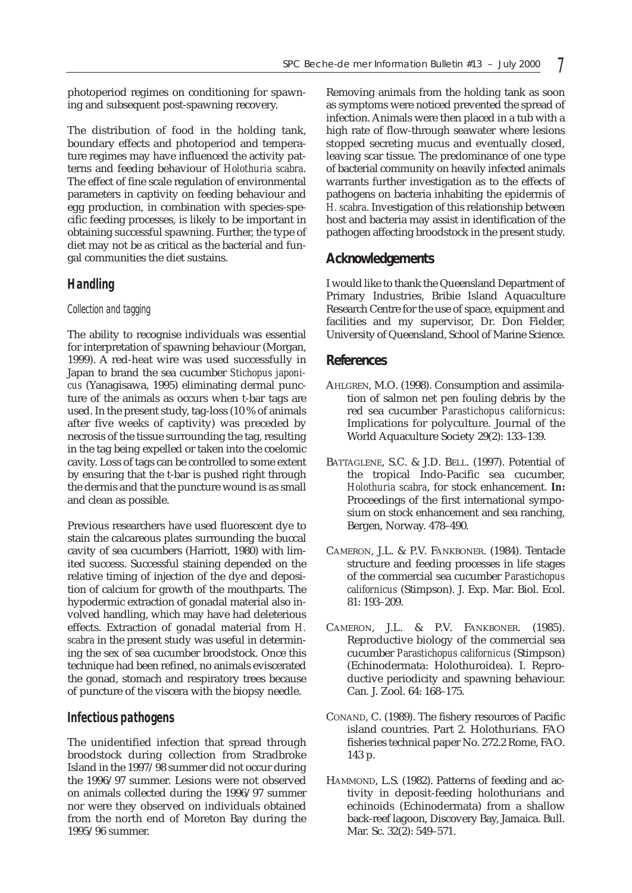photoperiod regimes on conditioning for spawning and subsequent post-spawning recovery.

The distribution of food in the holding tank, boundary effects and photoperiod and temperature regimes may have influenced the activity patterns and feeding behaviour of *Holothuria scabra*. The effect of fine scale regulation of environmental parameters in captivity on feeding behaviour and egg production, in combination with species-specific feeding processes, is likely to be important in obtaining successful spawning. Further, the type of diet may not be as critical as the bacterial and fungal communities the diet sustains.

## Handling

### Collection and tagging

The ability to recognise individuals was essential for interpretation of spawning behaviour (Morgan, 1999). A red-heat wire was used successfully in Japan to brand the sea cucumber *Stichopus japonicus* (Yanagisawa, 1995) eliminating dermal puncture of the animals as occurs when t-bar tags are used. In the present study, tag-loss (10% of animals after five weeks of captivity) was preceded by necrosis of the tissue surrounding the tag, resulting in the tag being expelled or taken into the coelomic cavity. Loss of tags can be controlled to some extent by ensuring that the t-bar is pushed right through the dermis and that the puncture wound is as small and clean as possible.

Previous researchers have used fluorescent dye to stain the calcareous plates surrounding the buccal cavity of sea cucumbers (Harriott, 1980) with limited success. Successful staining depended on the relative timing of injection of the dye and deposition of calcium for growth of the mouthparts. The hypodermic extraction of gonadal material also involved handling, which may have had deleterious effects. Extraction of gonadal material from *H. scabra* in the present study was useful in determining the sex of sea cucumber broodstock. Once this technique had been refined, no animals eviscerated the gonad, stomach and respiratory trees because of puncture of the viscera with the biopsy needle.

## Infectious pathogens

The unidentified infection that spread through broodstock during collection from Stradbroke Island in the 1997/98 summer did not occur during the 1996/97 summer. Lesions were not observed on animals collected during the 1996/97 summer nor were they observed on individuals obtained from the north end of Moreton Bay during the 1995/96 summer.

Removing animals from the holding tank as soon as symptoms were noticed prevented the spread of infection. Animals were then placed in a tub with a high rate of flow-through seawater where lesions stopped secreting mucus and eventually closed, leaving scar tissue. The predominance of one type of bacterial community on heavily infected animals warrants further investigation as to the effects of pathogens on bacteria inhabiting the epidermis of *H. scabra*. Investigation of this relationship between host and bacteria may assist in identification of the pathogen affecting broodstock in the present study.

## Acknowledgements

I would like to thank the Queensland Department of Primary Industries, Bribie Island Aquaculture Research Centre for the use of space, equipment and facilities and my supervisor, Dr. Don Fielder, University of Queensland, School of Marine Science.

## References

AHLGREN, M.O. (1998). Consumption and assimilation of salmon net pen fouling debris by the red sea cucumber *Parastichopus californicus*: Implications for polyculture. Journal of the World Aquaculture Society 29(2): 133–139.

BATTAGLENE, S.C. & J.D. BELL. (1997). Potential of the tropical Indo-Pacific sea cucumber, *Holothuria scabra*, for stock enhancement. **In:** Proceedings of the first international symposium on stock enhancement and sea ranching, Bergen, Norway. 478–490.

CAMERON, J.L. & P.V. FANKBONER. (1984). Tentacle structure and feeding processes in life stages of the commercial sea cucumber *Parastichopus californicus* (Stimpson). J. Exp. Mar. Biol. Ecol. 81: 193–209.

CAMERON, J.L. & P.V. FANKBONER. (1985). Reproductive biology of the commercial sea cucumber *Parastichopus californicus* (Stimpson) (Echinodermata: Holothuroidea). I. Reproductive periodicity and spawning behaviour. Can. J. Zool. 64: 168–175.

CONAND, C. (1989). The fishery resources of Pacific island countries. Part 2. Holothurians. FAO fisheries technical paper No. 272.2 Rome, FAO. 143 p.

HAMMOND, L.S. (1982). Patterns of feeding and activity in deposit-feeding holothurians and echinoids (Echinodermata) from a shallow back-reef lagoon, Discovery Bay, Jamaica. Bull. Mar. Sc. 32(2): 549–571.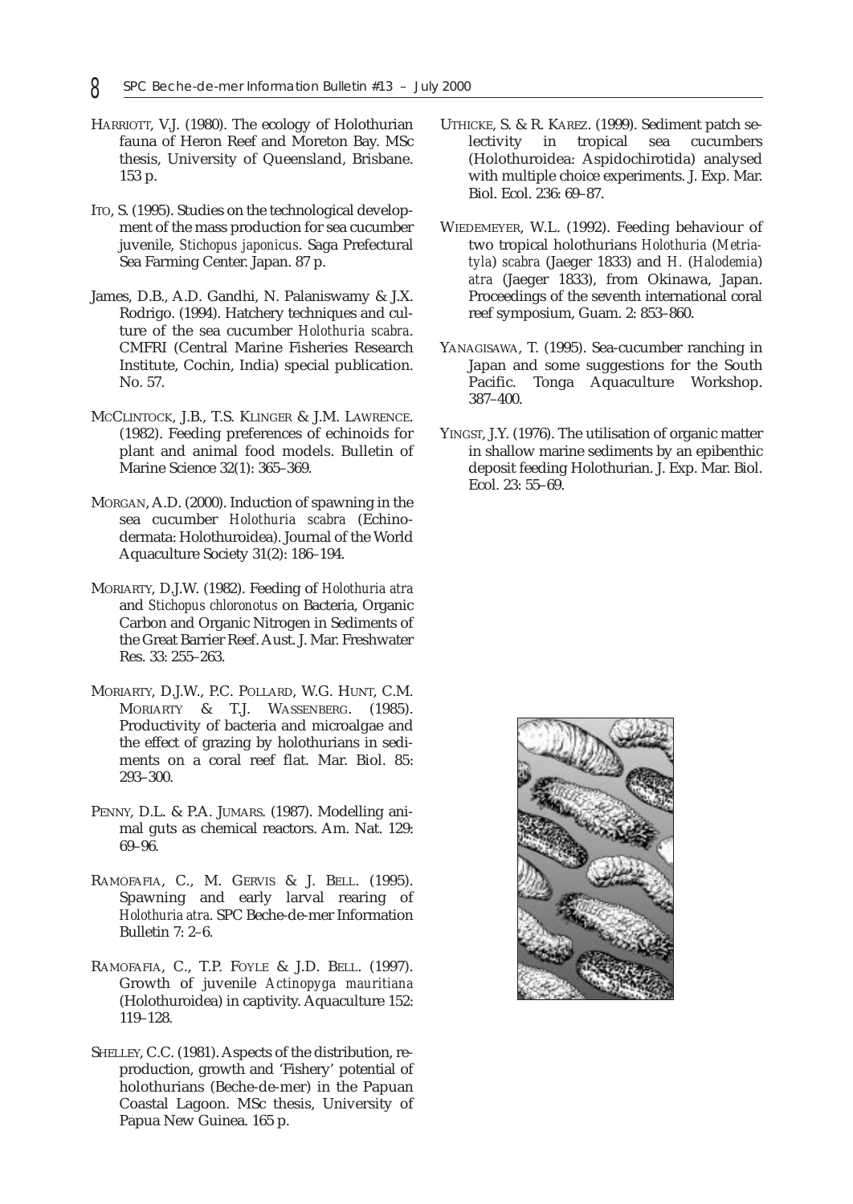HARRIOTT, V.J. (1980). The ecology of Holothurian fauna of Heron Reef and Moreton Bay. MSc thesis, University of Queensland, Brisbane. 153 p.

ITO, S. (1995). Studies on the technological development of the mass production for sea cucumber juvenile, *Stichopus japonicus*. Saga Prefectural Sea Farming Center. Japan. 87 p.

James, D.B., A.D. Gandhi, N. Palaniswamy & J.X. Rodrigo. (1994). Hatchery techniques and culture of the sea cucumber *Holothuria scabra*. CMFRI (Central Marine Fisheries Research Institute, Cochin, India) special publication. No. 57.

MCCLINTOCK, J.B., T.S. KLINGER & J.M. LAWRENCE. (1982). Feeding preferences of echinoids for plant and animal food models. Bulletin of Marine Science 32(1): 365–369.

MORGAN, A.D. (2000). Induction of spawning in the sea cucumber *Holothuria scabra* (Echinodermata: Holothuroidea). Journal of the World Aquaculture Society 31(2): 186–194.

MORIARTY, D.J.W. (1982). Feeding of *Holothuria atra* and *Stichopus chloronotus* on Bacteria, Organic Carbon and Organic Nitrogen in Sediments of the Great Barrier Reef. Aust. J. Mar. Freshwater Res. 33: 255–263.

MORIARTY, D.J.W., P.C. POLLARD, W.G. HUNT, C.M. MORIARTY & T.J. WASSENBERG. (1985). Productivity of bacteria and microalgae and the effect of grazing by holothurians in sediments on a coral reef flat. Mar. Biol. 85: 293–300.

PENNY, D.L. & P.A. JUMARS. (1987). Modelling animal guts as chemical reactors. Am. Nat. 129: 69–96.

RAMOFAFIA, C., M. GERVIS & J. BELL. (1995). Spawning and early larval rearing of *Holothuria atra*. SPC Beche-de-mer Information Bulletin 7: 2–6.

RAMOFAFIA, C., T.P. FOYLE & J.D. BELL. (1997). Growth of juvenile *Actinopyga mauritiana* (Holothuroidea) in captivity. Aquaculture 152: 119–128.

SHELLEY, C.C. (1981). Aspects of the distribution, reproduction, growth and 'Fishery' potential of holothurians (Beche-de-mer) in the Papuan Coastal Lagoon. MSc thesis, University of Papua New Guinea. 165 p.

UTHICKE, S. & R. KAREZ. (1999). Sediment patch selectivity in tropical sea cucumbers (Holothuroidea: Aspidochirotida) analysed with multiple choice experiments. J. Exp. Mar. Biol. Ecol. 236: 69–87.

WIEDEMEYER, W.L. (1992). Feeding behaviour of two tropical holothurians *Holothuria* (*Metriatyla*) *scabra* (Jaeger 1833) and *H.* (*Halodemia*) *atra* (Jaeger 1833), from Okinawa, Japan. Proceedings of the seventh international coral reef symposium, Guam. 2: 853–860.

YANAGISAWA, T. (1995). Sea-cucumber ranching in Japan and some suggestions for the South Pacific. Tonga Aquaculture Workshop. 387–400.

YINGST, J.Y. (1976). The utilisation of organic matter in shallow marine sediments by an epibenthic deposit feeding Holothurian. J. Exp. Mar. Biol. Ecol. 23: 55–69.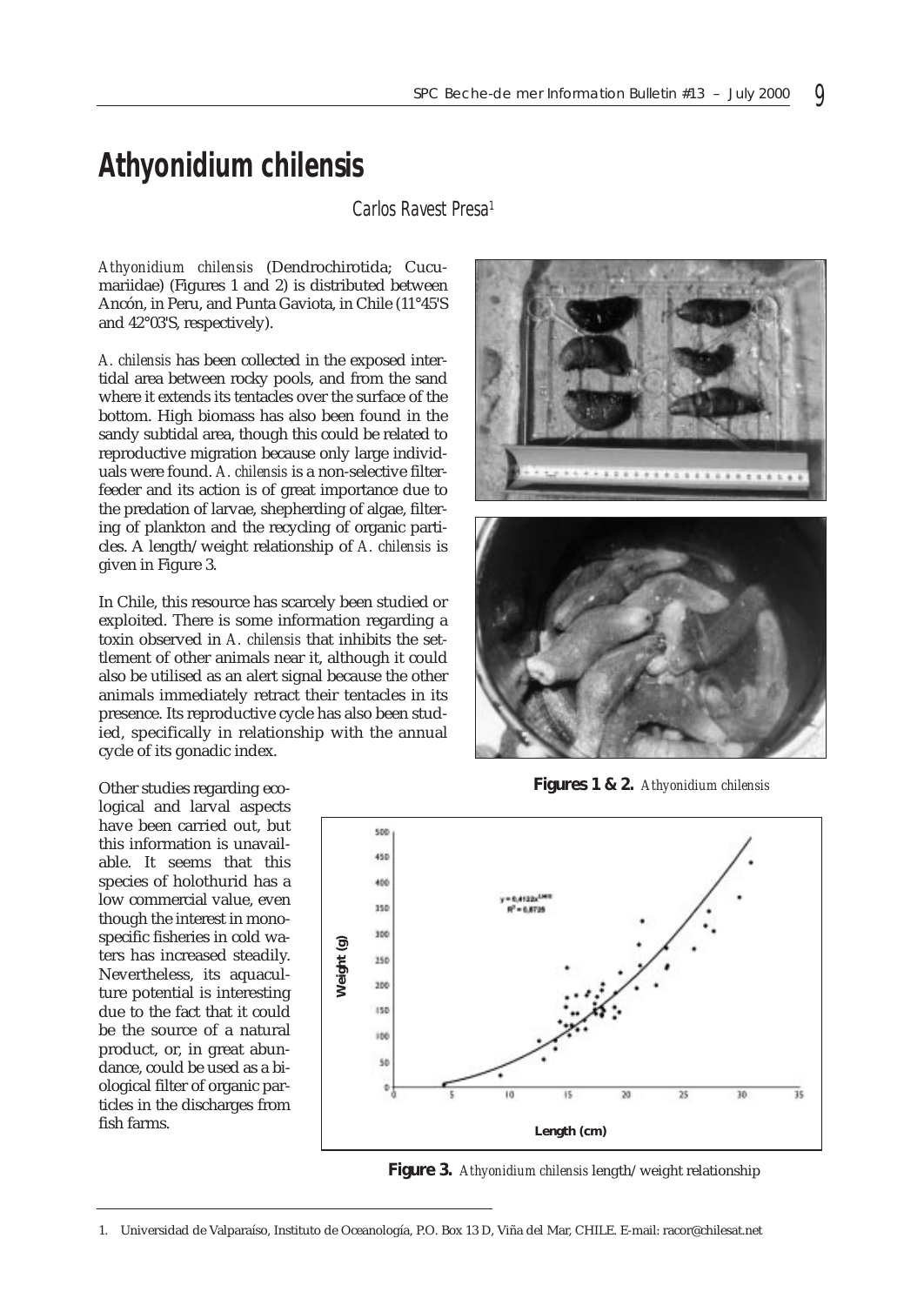# Athyonidium chilensis

Carlos Ravest Presa[1]

*Athyonidium chilensis* (Dendrochirotida; Cucumariidae) (Figures 1 and 2) is distributed between Ancón, in Peru, and Punta Gaviota, in Chile (11°45'S and 42°03'S, respectively).

*A. chilensis* has been collected in the exposed intertidal area between rocky pools, and from the sand where it extends its tentacles over the surface of the bottom. High biomass has also been found in the sandy subtidal area, though this could be related to reproductive migration because only large individuals were found. *A. chilensis* is a non-selective filter-feeder and its action is of great importance due to the predation of larvae, shepherding of algae, filtering of plankton and the recycling of organic particles. A length/weight relationship of *A. chilensis* is given in Figure 3.

In Chile, this resource has scarcely been studied or exploited. There is some information regarding a toxin observed in *A. chilensis* that inhibits the settlement of other animals near it, although it could also be utilised as an alert signal because the other animals immediately retract their tentacles in its presence. Its reproductive cycle has also been studied, specifically in relationship with the annual cycle of its gonadic index.

Other studies regarding ecological and larval aspects have been carried out, but this information is unavailable. It seems that this species of holothurid has a low commercial value, even though the interest in monospecific fisheries in cold waters has increased steadily. Nevertheless, its aquaculture potential is interesting due to the fact that it could be the source of a natural product, or, in great abundance, could be used as a biological filter of organic particles in the discharges from fish farms.

**Figures 1 & 2.** *Athyonidium chilensis*

**Figure 3.** *Athyonidium chilensis* length/weight relationship

1. Universidad de Valparaíso, Instituto de Oceanología, P.O. Box 13 D, Viña del Mar, CHILE. E-mail: racor@chilesat.net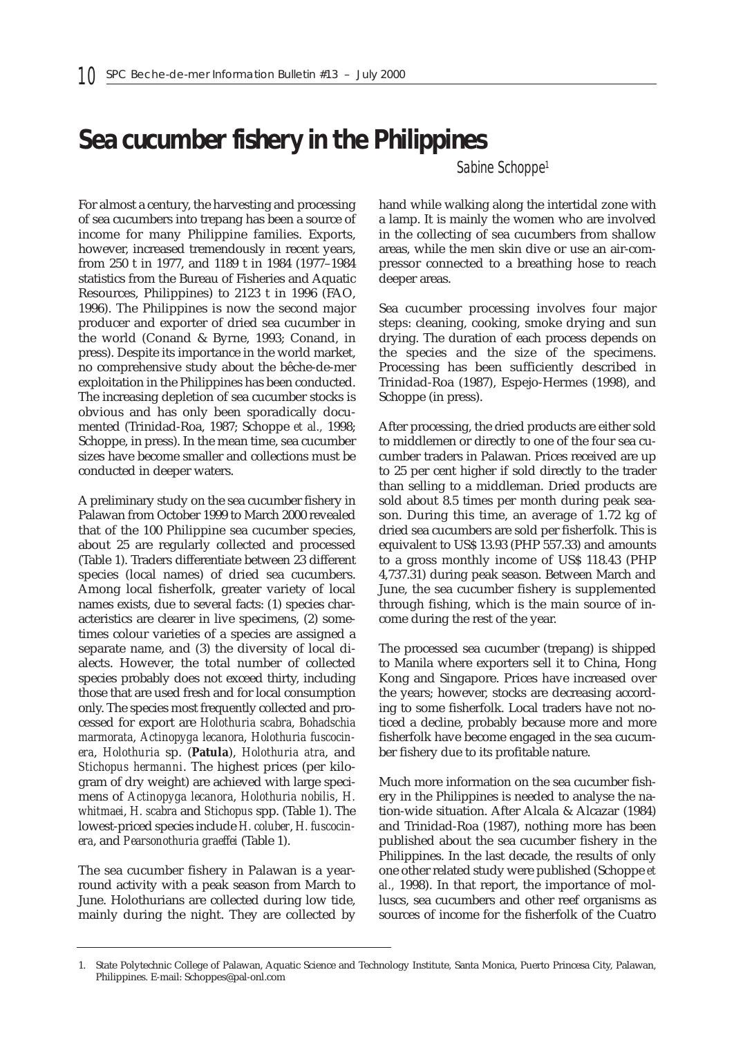# Sea cucumber fishery in the Philippines

Sabine Schoppe[1]

For almost a century, the harvesting and processing of sea cucumbers into trepang has been a source of income for many Philippine families. Exports, however, increased tremendously in recent years, from 250 t in 1977, and 1189 t in 1984 (1977–1984 statistics from the Bureau of Fisheries and Aquatic Resources, Philippines) to 2123 t in 1996 (FAO, 1996). The Philippines is now the second major producer and exporter of dried sea cucumber in the world (Conand & Byrne, 1993; Conand, in press). Despite its importance in the world market, no comprehensive study about the bêche-de-mer exploitation in the Philippines has been conducted. The increasing depletion of sea cucumber stocks is obvious and has only been sporadically documented (Trinidad-Roa, 1987; Schoppe *et al.,* 1998; Schoppe, in press). In the mean time, sea cucumber sizes have become smaller and collections must be conducted in deeper waters.

A preliminary study on the sea cucumber fishery in Palawan from October 1999 to March 2000 revealed that of the 100 Philippine sea cucumber species, about 25 are regularly collected and processed (Table 1). Traders differentiate between 23 different species (local names) of dried sea cucumbers. Among local fisherfolk, greater variety of local names exists, due to several facts: (1) species characteristics are clearer in live specimens, (2) sometimes colour varieties of a species are assigned a separate name, and (3) the diversity of local dialects. However, the total number of collected species probably does not exceed thirty, including those that are used fresh and for local consumption only. The species most frequently collected and processed for export are *Holothuria scabra*, *Bohadschia marmorata*, *Actinopyga lecanora*, *Holothuria fuscocinera*, *Holothuria* sp. (**Patula**), *Holothuria atra*, and *Stichopus hermanni*. The highest prices (per kilogram of dry weight) are achieved with large specimens of *Actinopyga lecanora*, *Holothuria nobilis*, *H. whitmaei*, *H. scabra* and *Stichopus* spp. (Table 1). The lowest-priced species include *H. coluber*, *H. fuscocinera*, and *Pearsonothuria graeffei* (Table 1).

The sea cucumber fishery in Palawan is a year-round activity with a peak season from March to June. Holothurians are collected during low tide, mainly during the night. They are collected by hand while walking along the intertidal zone with a lamp. It is mainly the women who are involved in the collecting of sea cucumbers from shallow areas, while the men skin dive or use an air-compressor connected to a breathing hose to reach deeper areas.

Sea cucumber processing involves four major steps: cleaning, cooking, smoke drying and sun drying. The duration of each process depends on the species and the size of the specimens. Processing has been sufficiently described in Trinidad-Roa (1987), Espejo-Hermes (1998), and Schoppe (in press).

After processing, the dried products are either sold to middlemen or directly to one of the four sea cucumber traders in Palawan. Prices received are up to 25 per cent higher if sold directly to the trader than selling to a middleman. Dried products are sold about 8.5 times per month during peak season. During this time, an average of 1.72 kg of dried sea cucumbers are sold per fisherfolk. This is equivalent to US$ 13.93 (PHP 557.33) and amounts to a gross monthly income of US$ 118.43 (PHP 4,737.31) during peak season. Between March and June, the sea cucumber fishery is supplemented through fishing, which is the main source of income during the rest of the year.

The processed sea cucumber (trepang) is shipped to Manila where exporters sell it to China, Hong Kong and Singapore. Prices have increased over the years; however, stocks are decreasing according to some fisherfolk. Local traders have not noticed a decline, probably because more and more fisherfolk have become engaged in the sea cucumber fishery due to its profitable nature.

Much more information on the sea cucumber fishery in the Philippines is needed to analyse the nation-wide situation. After Alcala & Alcazar (1984) and Trinidad-Roa (1987), nothing more has been published about the sea cucumber fishery in the Philippines. In the last decade, the results of only one other related study were published (Schoppe *et al.,* 1998). In that report, the importance of molluscs, sea cucumbers and other reef organisms as sources of income for the fisherfolk of the Cuatro

1. State Polytechnic College of Palawan, Aquatic Science and Technology Institute, Santa Monica, Puerto Princesa City, Palawan, Philippines. E-mail: Schoppes@pal-onl.com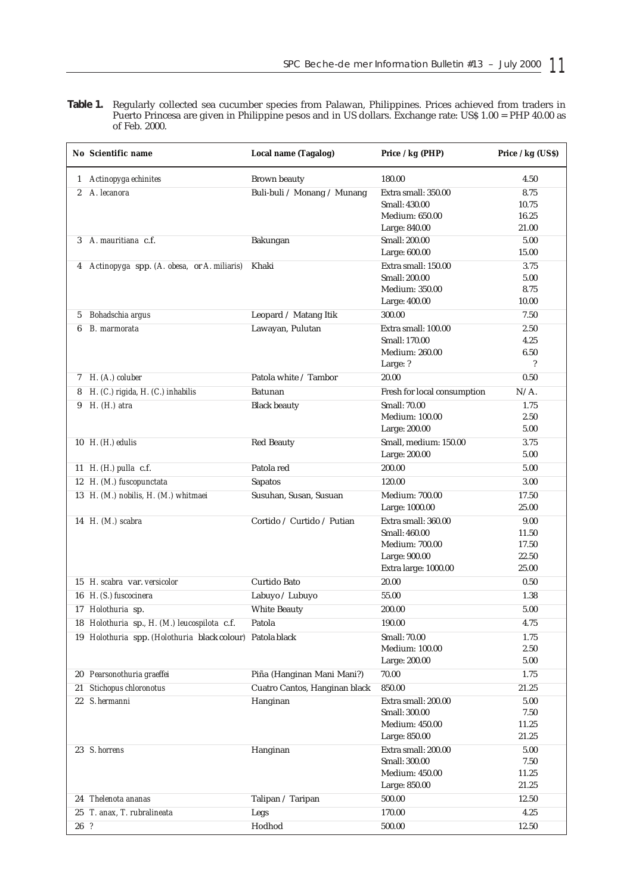**Table 1.** Regularly collected sea cucumber species from Palawan, Philippines. Prices achieved from traders in Puerto Princesa are given in Philippine pesos and in US dollars. Exchange rate: US$ 1.00 = PHP 40.00 as of Feb. 2000.

| No | Scientific name | Local name (Tagalog) | Price / kg (PHP) | Price / kg (US$) |
|---|---|---|---|---|
| 1 | *Actinopyga echinites* | Brown beauty | 180.00 | 4.50 |
| 2 | *A. lecanora* | Buli-buli / Monang / Munang | Extra small: 350.00<br>Small: 430.00<br>Medium: 650.00<br>Large: 840.00 | 8.75<br>10.75<br>16.25<br>21.00 |
| 3 | *A. mauritiana* c.f. | Bakungan | Small: 200.00<br>Large: 600.00 | 5.00<br>15.00 |
| 4 | *Actinopyga* spp. (*A. obesa,* or *A. miliaris*) | Khaki | Extra small: 150.00<br>Small: 200.00<br>Medium: 350.00<br>Large: 400.00 | 3.75<br>5.00<br>8.75<br>10.00 |
| 5 | *Bohadschia argus* | Leopard / Matang Itik | 300.00 | 7.50 |
| 6 | *B. marmorata* | Lawayan, Pulutan | Extra small: 100.00<br>Small: 170.00<br>Medium: 260.00<br>Large: ? | 2.50<br>4.25<br>6.50<br>? |
| 7 | *H. (A.) coluber* | Patola white / Tambor | 20.00 | 0.50 |
| 8 | *H. (C.) rigida, H. (C.) inhabilis* | Batunan | Fresh for local consumption | N/A. |
| 9 | *H. (H.) atra* | Black beauty | Small: 70.00<br>Medium: 100.00<br>Large: 200.00 | 1.75<br>2.50<br>5.00 |
| 10 | *H. (H.) edulis* | Red Beauty | Small, medium: 150.00<br>Large: 200.00 | 3.75<br>5.00 |
| 11 | *H. (H.) pulla* c.f. | Patola red | 200.00 | 5.00 |
| 12 | *H. (M.) fuscopunctata* | Sapatos | 120.00 | 3.00 |
| 13 | *H. (M.) nobilis, H. (M.) whitmaei* | Susuhan, Susan, Susuan | Medium: 700.00<br>Large: 1000.00 | 17.50<br>25.00 |
| 14 | *H. (M.) scabra* | Cortido / Curtido / Putian | Extra small: 360.00<br>Small: 460.00<br>Medium: 700.00<br>Large: 900.00<br>Extra large: 1000.00 | 9.00<br>11.50<br>17.50<br>22.50<br>25.00 |
| 15 | *H. scabra* var. *versicolor* | Curtido Bato | 20.00 | 0.50 |
| 16 | *H. (S.) fuscocinera* | Labuyo / Lubuyo | 55.00 | 1.38 |
| 17 | *Holothuria* sp. | White Beauty | 200.00 | 5.00 |
| 18 | *Holothuria* sp., *H. (M.) leucospilota* c.f. | Patola | 190.00 | 4.75 |
| 19 | *Holothuria* spp. (*Holothuria* black colour) | Patola black | Small: 70.00<br>Medium: 100.00<br>Large: 200.00 | 1.75<br>2.50<br>5.00 |
| 20 | *Pearsonothuria graeffei* | Piña (Hanginan Mani Mani?) | 70.00 | 1.75 |
| 21 | *Stichopus chloronotus* | Cuatro Cantos, Hanginan black | 850.00 | 21.25 |
| 22 | *S. hermanni* | Hanginan | Extra small: 200.00<br>Small: 300.00<br>Medium: 450.00<br>Large: 850.00 | 5.00<br>7.50<br>11.25<br>21.25 |
| 23 | *S. horrens* | Hanginan | Extra small: 200.00<br>Small: 300.00<br>Medium: 450.00<br>Large: 850.00 | 5.00<br>7.50<br>11.25<br>21.25 |
| 24 | *Thelenota ananas* | Talipan / Taripan | 500.00 | 12.50 |
| 25 | *T. anax, T. rubralineata* | Legs | 170.00 | 4.25 |
| 26 | ? | Hodhod | 500.00 | 12.50 |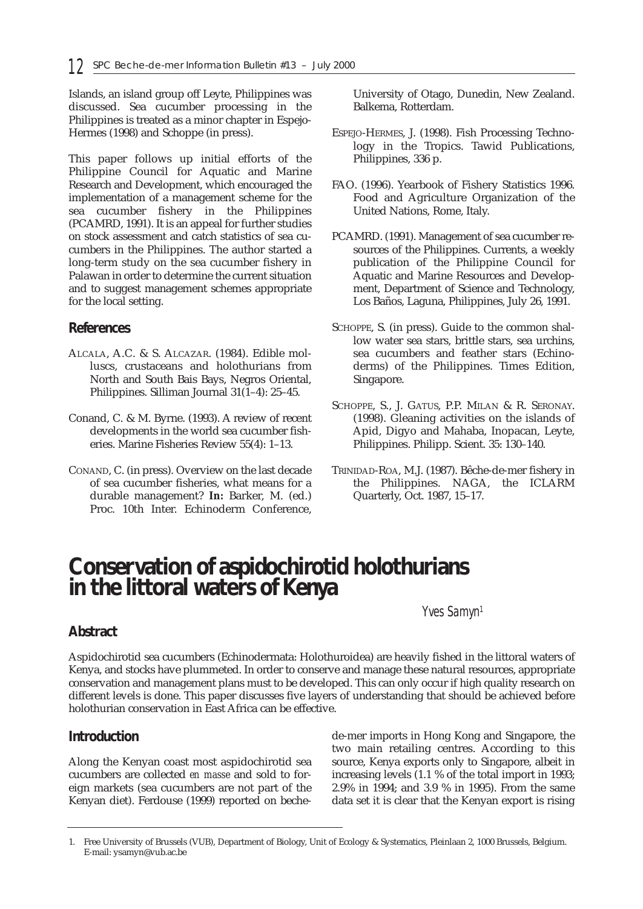Islands, an island group off Leyte, Philippines was discussed. Sea cucumber processing in the Philippines is treated as a minor chapter in Espejo-Hermes (1998) and Schoppe (in press).

This paper follows up initial efforts of the Philippine Council for Aquatic and Marine Research and Development, which encouraged the implementation of a management scheme for the sea cucumber fishery in the Philippines (PCAMRD, 1991). It is an appeal for further studies on stock assessment and catch statistics of sea cucumbers in the Philippines. The author started a long-term study on the sea cucumber fishery in Palawan in order to determine the current situation and to suggest management schemes appropriate for the local setting.

## References

Alcala, A.C. & S. Alcazar. (1984). Edible molluscs, crustaceans and holothurians from North and South Bais Bays, Negros Oriental, Philippines. Silliman Journal 31(1–4): 25–45.

Conand, C. & M. Byrne. (1993). A review of recent developments in the world sea cucumber fisheries. Marine Fisheries Review 55(4): 1–13.

Conand, C. (in press). Overview on the last decade of sea cucumber fisheries, what means for a durable management? **In:** Barker, M. (ed.) Proc. 10th Inter. Echinoderm Conference, University of Otago, Dunedin, New Zealand. Balkema, Rotterdam.

Espejo-Hermes, J. (1998). Fish Processing Technology in the Tropics. Tawid Publications, Philippines, 336 p.

FAO. (1996). Yearbook of Fishery Statistics 1996. Food and Agriculture Organization of the United Nations, Rome, Italy.

PCAMRD. (1991). Management of sea cucumber resources of the Philippines. Currents, a weekly publication of the Philippine Council for Aquatic and Marine Resources and Development, Department of Science and Technology, Los Baños, Laguna, Philippines, July 26, 1991.

Schoppe, S. (in press). Guide to the common shallow water sea stars, brittle stars, sea urchins, sea cucumbers and feather stars (Echinoderms) of the Philippines. Times Edition, Singapore.

Schoppe, S., J. Gatus, P.P. Milan & R. Seronay. (1998). Gleaning activities on the islands of Apid, Digyo and Mahaba, Inopacan, Leyte, Philippines. Philipp. Scient. 35: 130–140.

Trinidad-Roa, M.J. (1987). Bêche-de-mer fishery in the Philippines. NAGA, the ICLARM Quarterly, Oct. 1987, 15–17.

# Conservation of aspidochirotid holothurians in the littoral waters of Kenya

*Yves Samyn*[1]

## Abstract

Aspidochirotid sea cucumbers (Echinodermata: Holothuroidea) are heavily fished in the littoral waters of Kenya, and stocks have plummeted. In order to conserve and manage these natural resources, appropriate conservation and management plans must to be developed. This can only occur if high quality research on different levels is done. This paper discusses five layers of understanding that should be achieved before holothurian conservation in East Africa can be effective.

## Introduction

Along the Kenyan coast most aspidochirotid sea cucumbers are collected *en masse* and sold to foreign markets (sea cucumbers are not part of the Kenyan diet). Ferdouse (1999) reported on beche-de-mer imports in Hong Kong and Singapore, the two main retailing centres. According to this source, Kenya exports only to Singapore, albeit in increasing levels (1.1 % of the total import in 1993; 2.9% in 1994; and 3.9 % in 1995). From the same data set it is clear that the Kenyan export is rising

1. Free University of Brussels (VUB), Department of Biology, Unit of Ecology & Systematics, Pleinlaan 2, 1000 Brussels, Belgium. E-mail: ysamyn@vub.ac.be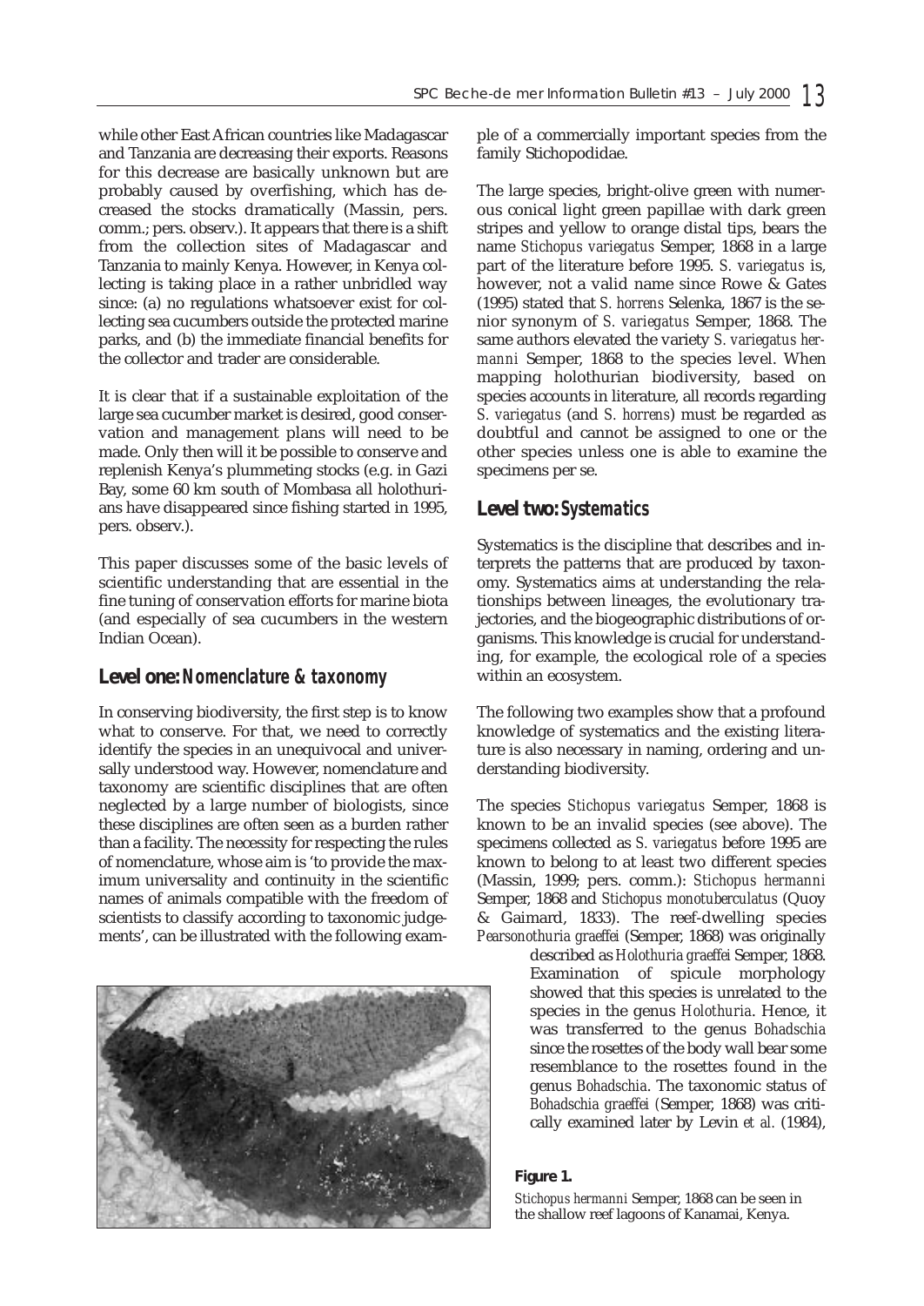while other East African countries like Madagascar and Tanzania are decreasing their exports. Reasons for this decrease are basically unknown but are probably caused by overfishing, which has decreased the stocks dramatically (Massin, pers. comm.; pers. observ.). It appears that there is a shift from the collection sites of Madagascar and Tanzania to mainly Kenya. However, in Kenya collecting is taking place in a rather unbridled way since: (a) no regulations whatsoever exist for collecting sea cucumbers outside the protected marine parks, and (b) the immediate financial benefits for the collector and trader are considerable.

It is clear that if a sustainable exploitation of the large sea cucumber market is desired, good conservation and management plans will need to be made. Only then will it be possible to conserve and replenish Kenya's plummeting stocks (e.g. in Gazi Bay, some 60 km south of Mombasa all holothurians have disappeared since fishing started in 1995, pers. observ.).

This paper discusses some of the basic levels of scientific understanding that are essential in the fine tuning of conservation efforts for marine biota (and especially of sea cucumbers in the western Indian Ocean).

## Level one: *Nomenclature & taxonomy*

In conserving biodiversity, the first step is to know what to conserve. For that, we need to correctly identify the species in an unequivocal and universally understood way. However, nomenclature and taxonomy are scientific disciplines that are often neglected by a large number of biologists, since these disciplines are often seen as a burden rather than a facility. The necessity for respecting the rules of nomenclature, whose aim is 'to provide the maximum universality and continuity in the scientific names of animals compatible with the freedom of scientists to classify according to taxonomic judgements', can be illustrated with the following example of a commercially important species from the family Stichopodidae.

The large species, bright-olive green with numerous conical light green papillae with dark green stripes and yellow to orange distal tips, bears the name *Stichopus variegatus* Semper, 1868 in a large part of the literature before 1995. *S. variegatus* is, however, not a valid name since Rowe & Gates (1995) stated that *S. horrens* Selenka, 1867 is the senior synonym of *S. variegatus* Semper, 1868. The same authors elevated the variety *S. variegatus hermanni* Semper, 1868 to the species level. When mapping holothurian biodiversity, based on species accounts in literature, all records regarding *S. variegatus* (and *S. horrens*) must be regarded as doubtful and cannot be assigned to one or the other species unless one is able to examine the specimens per se.

## Level two: *Systematics*

Systematics is the discipline that describes and interprets the patterns that are produced by taxonomy. Systematics aims at understanding the relationships between lineages, the evolutionary trajectories, and the biogeographic distributions of organisms. This knowledge is crucial for understanding, for example, the ecological role of a species within an ecosystem.

The following two examples show that a profound knowledge of systematics and the existing literature is also necessary in naming, ordering and understanding biodiversity.

The species *Stichopus variegatus* Semper, 1868 is known to be an invalid species (see above). The specimens collected as *S. variegatus* before 1995 are known to belong to at least two different species (Massin, 1999; pers. comm.): *Stichopus hermanni* Semper, 1868 and *Stichopus monotuberculatus* (Quoy & Gaimard, 1833). The reef-dwelling species *Pearsonothuria graeffei* (Semper, 1868) was originally described as *Holothuria graeffei* Semper, 1868. Examination of spicule morphology showed that this species is unrelated to the species in the genus *Holothuria*. Hence, it was transferred to the genus *Bohadschia* since the rosettes of the body wall bear some resemblance to the rosettes found in the genus *Bohadschia*. The taxonomic status of *Bohadschia graeffei* (Semper, 1868) was critically examined later by Levin *et al.* (1984),

**Figure 1.**

*Stichopus hermanni* Semper, 1868 can be seen in the shallow reef lagoons of Kanamai, Kenya.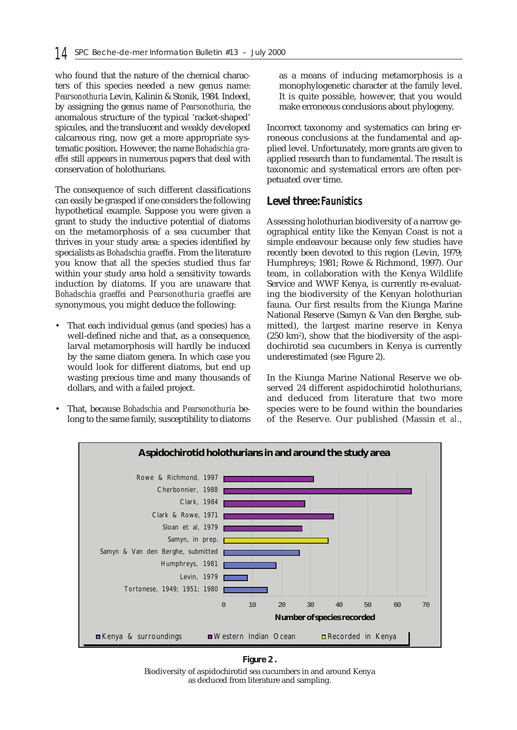who found that the nature of the chemical characters of this species needed a new genus name: *Pearsonothuria* Levin, Kalinin & Stonik, 1984. Indeed, by assigning the genus name of *Pearsonothuria*, the anomalous structure of the typical 'racket-shaped' spicules, and the translucent and weakly developed calcareous ring, now get a more appropriate systematic position. However, the name *Bohadschia graeffei* still appears in numerous papers that deal with conservation of holothurians.

The consequence of such different classifications can easily be grasped if one considers the following hypothetical example. Suppose you were given a grant to study the inductive potential of diatoms on the metamorphosis of a sea cucumber that thrives in your study area: a species identified by specialists as *Bohadschia graeffei*. From the literature you know that all the species studied thus far within your study area hold a sensitivity towards induction by diatoms. If you are unaware that *Bohadschia graeffei* and *Pearsonothuria graeffei* are synonymous, you might deduce the following:

- That each individual genus (and species) has a well-defined niche and that, as a consequence, larval metamorphosis will hardly be induced by the same diatom genera. In which case you would look for different diatoms, but end up wasting precious time and many thousands of dollars, and with a failed project.
- That, because *Bohadschia* and *Pearsonothuria* belong to the same family, susceptibility to diatoms as a means of inducing metamorphosis is a monophylogenetic character at the family level. It is quite possible, however, that you would make erroneous conclusions about phylogeny.

Incorrect taxonomy and systematics can bring erroneous conclusions at the fundamental and applied level. Unfortunately, more grants are given to applied research than to fundamental. The result is taxonomic and systematical errors are often perpetuated over time.

## Level three: *Faunistics*

Assessing holothurian biodiversity of a narrow geographical entity like the Kenyan Coast is not a simple endeavour because only few studies have recently been devoted to this region (Levin, 1979; Humphreys; 1981; Rowe & Richmond, 1997). Our team, in collaboration with the Kenya Wildlife Service and WWF Kenya, is currently re-evaluating the biodiversity of the Kenyan holothurian fauna. Our first results from the Kiunga Marine National Reserve (Samyn & Van den Berghe, submitted), the largest marine reserve in Kenya (250 km[2]), show that the biodiversity of the aspidochirotid sea cucumbers in Kenya is currently underestimated (see Figure 2).

In the Kiunga Marine National Reserve we observed 24 different aspidochirotid holothurians, and deduced from literature that two more species were to be found within the boundaries of the Reserve. Our published (Massin *et al.*,

**Aspidochirotid holothurians in and around the study area**

| Source | Category | Number of species recorded (approx.) |
|---|---|---|
| Rowe & Richmond, 1997 | Western Indian Ocean | 31 |
| Cherbonnier, 1988 | Western Indian Ocean | 65 |
| Clark, 1984 | Western Indian Ocean | 28 |
| Clark & Rowe, 1971 | Western Indian Ocean | 38 |
| Sloan et al, 1979 | Western Indian Ocean | 27 |
| Samyn, in prep. | Recorded in Kenya | 36 |
| Samyn & Van den Berghe, submitted | Kenya & surroundings | 26 |
| Humphreys, 1981 | Kenya & surroundings | 18 |
| Levin, 1979 | Kenya & surroundings | 8 |
| Tortonese, 1949; 1951; 1980 | Kenya & surroundings | 15 |

**Figure 2.**
Biodiversity of aspidochirotid sea cucumbers in and around Kenya as deduced from literature and sampling.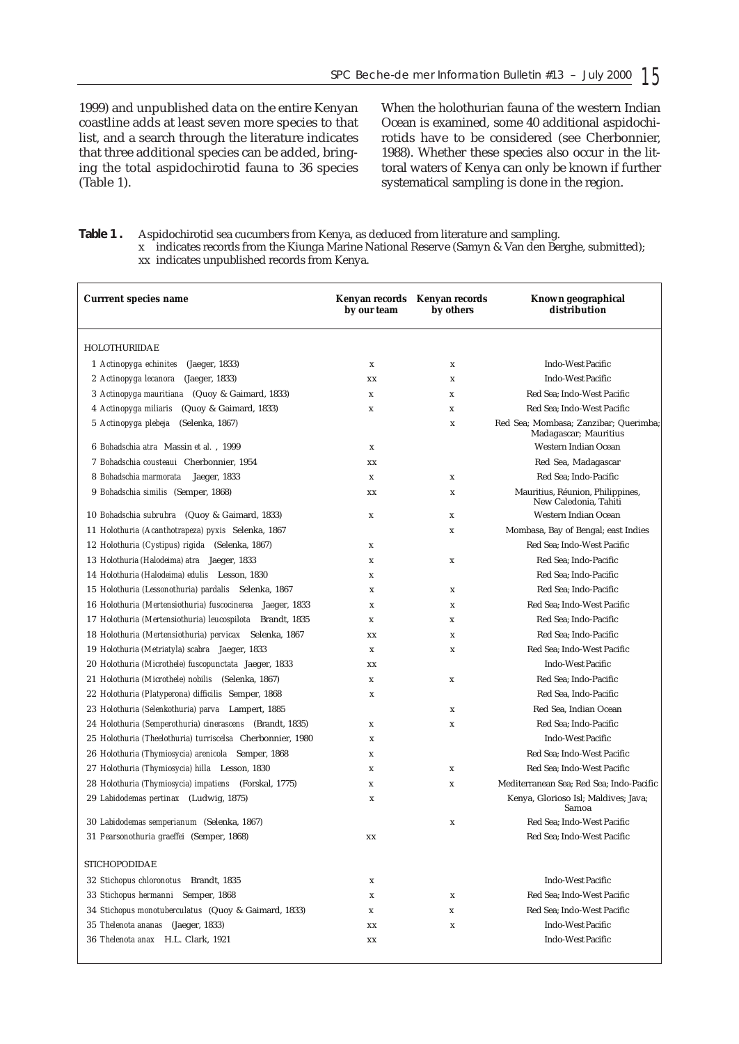1999) and unpublished data on the entire Kenyan coastline adds at least seven more species to that list, and a search through the literature indicates that three additional species can be added, bringing the total aspidochirotid fauna to 36 species (Table 1).

When the holothurian fauna of the western Indian Ocean is examined, some 40 additional aspidochirotids have to be considered (see Cherbonnier, 1988). Whether these species also occur in the littoral waters of Kenya can only be known if further systematical sampling is done in the region.

**Table 1.** Aspidochirotid sea cucumbers from Kenya, as deduced from literature and sampling.
x indicates records from the Kiunga Marine National Reserve (Samyn & Van den Berghe, submitted);
xx indicates unpublished records from Kenya.

| Currrent species name | Kenyan records by our team | Kenyan records by others | Known geographical distribution |
|---|---|---|---|
| HOLOTHURIIDAE | | | |
| 1 *Actinopyga echinites* (Jaeger, 1833) | x | x | Indo-West Pacific |
| 2 *Actinopyga lecanora* (Jaeger, 1833) | xx | x | Indo-West Pacific |
| 3 *Actinopyga mauritiana* (Quoy & Gaimard, 1833) | x | x | Red Sea; Indo-West Pacific |
| 4 *Actinopyga miliaris* (Quoy & Gaimard, 1833) | x | x | Red Sea; Indo-West Pacific |
| 5 *Actinopyga plebeja* (Selenka, 1867) | | x | Red Sea; Mombasa; Zanzibar; Querimba; Madagascar; Mauritius |
| 6 *Bohadschia atra* Massin *et al.*, 1999 | x | | Western Indian Ocean |
| 7 *Bohadschia cousteaui* Cherbonnier, 1954 | xx | | Red Sea, Madagascar |
| 8 *Bohadschia marmorata* Jaeger, 1833 | x | x | Red Sea; Indo-Pacific |
| 9 *Bohadschia similis* (Semper, 1868) | xx | x | Mauritius, Réunion, Philippines, New Caledonia, Tahiti |
| 10 *Bohadschia subrubra* (Quoy & Gaimard, 1833) | x | x | Western Indian Ocean |
| 11 *Holothuria (Acanthotrapeza) pyxis* Selenka, 1867 | | x | Mombasa, Bay of Bengal; east Indies |
| 12 *Holothuria (Cystipus) rigida* (Selenka, 1867) | x | | Red Sea; Indo-West Pacific |
| 13 *Holothuria (Halodeima) atra* Jaeger, 1833 | x | x | Red Sea; Indo-Pacific |
| 14 *Holothuria (Halodeima) edulis* Lesson, 1830 | x | | Red Sea; Indo-Pacific |
| 15 *Holothuria (Lessonothuria) pardalis* Selenka, 1867 | x | x | Red Sea; Indo-Pacific |
| 16 *Holothuria (Mertensiothuria) fuscocinerea* Jaeger, 1833 | x | x | Red Sea; Indo-West Pacific |
| 17 *Holothuria (Mertensiothuria) leucospilota* Brandt, 1835 | x | x | Red Sea; Indo-Pacific |
| 18 *Holothuria (Mertensiothuria) pervicax* Selenka, 1867 | xx | x | Red Sea; Indo-Pacific |
| 19 *Holothuria (Metriatyla) scabra* Jaeger, 1833 | x | x | Red Sea; Indo-West Pacific |
| 20 *Holothuria (Microthele) fuscopunctata* Jaeger, 1833 | xx | | Indo-West Pacific |
| 21 *Holothuria (Microthele) nobilis* (Selenka, 1867) | x | x | Red Sea; Indo-Pacific |
| 22 *Holothuria (Platyperona) difficilis* Semper, 1868 | x | | Red Sea, Indo-Pacific |
| 23 *Holothuria (Selenkothuria) parva* Lampert, 1885 | | x | Red Sea, Indian Ocean |
| 24 *Holothuria (Semperothuria) cinerascens* (Brandt, 1835) | x | x | Red Sea; Indo-Pacific |
| 25 *Holothuria (Theelothuria) turriscelsa* Cherbonnier, 1980 | x | | Indo-West Pacific |
| 26 *Holothuria (Thymiosycia) arenicola* Semper, 1868 | x | | Red Sea; Indo-West Pacific |
| 27 *Holothuria (Thymiosycia) hilla* Lesson, 1830 | x | x | Red Sea; Indo-West Pacific |
| 28 *Holothuria (Thymiosycia) impatiens* (Forskal, 1775) | x | x | Mediterranean Sea; Red Sea; Indo-Pacific |
| 29 *Labidodemas pertinax* (Ludwig, 1875) | x | | Kenya, Glorioso Isl; Maldives; Java; Samoa |
| 30 *Labidodemas semperianum* (Selenka, 1867) | | x | Red Sea; Indo-West Pacific |
| 31 *Pearsonothuria graeffei* (Semper, 1868) | xx | | Red Sea; Indo-West Pacific |
| STICHOPODIDAE | | | |
| 32 *Stichopus chloronotus* Brandt, 1835 | x | | Indo-West Pacific |
| 33 *Stichopus hermanni* Semper, 1868 | x | x | Red Sea; Indo-West Pacific |
| 34 *Stichopus monotuberculatus* (Quoy & Gaimard, 1833) | x | x | Red Sea; Indo-West Pacific |
| 35 *Thelenota ananas* (Jaeger, 1833) | xx | x | Indo-West Pacific |
| 36 *Thelenota anax* H.L. Clark, 1921 | xx | | Indo-West Pacific |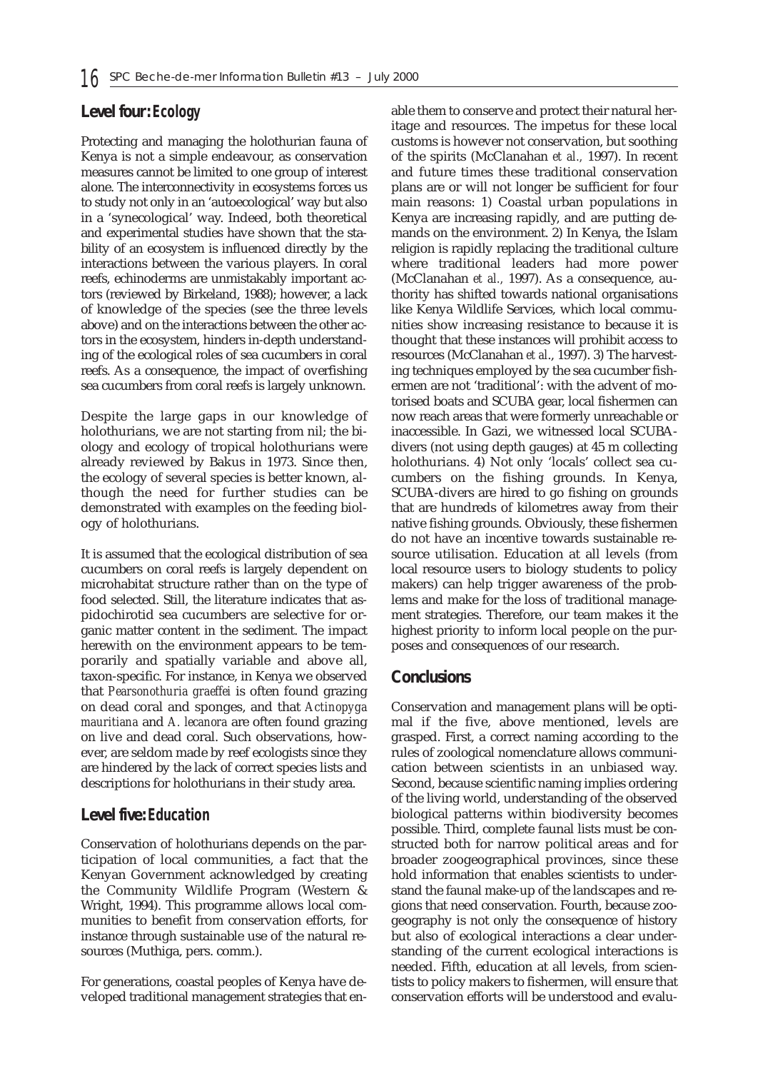## Level four: *Ecology*

Protecting and managing the holothurian fauna of Kenya is not a simple endeavour, as conservation measures cannot be limited to one group of interest alone. The interconnectivity in ecosystems forces us to study not only in an 'autoecological' way but also in a 'synecological' way. Indeed, both theoretical and experimental studies have shown that the stability of an ecosystem is influenced directly by the interactions between the various players. In coral reefs, echinoderms are unmistakably important actors (reviewed by Birkeland, 1988); however, a lack of knowledge of the species (see the three levels above) and on the interactions between the other actors in the ecosystem, hinders in-depth understanding of the ecological roles of sea cucumbers in coral reefs. As a consequence, the impact of overfishing sea cucumbers from coral reefs is largely unknown.

Despite the large gaps in our knowledge of holothurians, we are not starting from nil; the biology and ecology of tropical holothurians were already reviewed by Bakus in 1973. Since then, the ecology of several species is better known, although the need for further studies can be demonstrated with examples on the feeding biology of holothurians.

It is assumed that the ecological distribution of sea cucumbers on coral reefs is largely dependent on microhabitat structure rather than on the type of food selected. Still, the literature indicates that aspidochirotid sea cucumbers are selective for organic matter content in the sediment. The impact herewith on the environment appears to be temporarily and spatially variable and above all, taxon-specific. For instance, in Kenya we observed that *Pearsonothuria graeffei* is often found grazing on dead coral and sponges, and that *Actinopyga mauritiana* and *A. lecanora* are often found grazing on live and dead coral. Such observations, however, are seldom made by reef ecologists since they are hindered by the lack of correct species lists and descriptions for holothurians in their study area.

## Level five: *Education*

Conservation of holothurians depends on the participation of local communities, a fact that the Kenyan Government acknowledged by creating the Community Wildlife Program (Western & Wright, 1994). This programme allows local communities to benefit from conservation efforts, for instance through sustainable use of the natural resources (Muthiga, pers. comm.).

For generations, coastal peoples of Kenya have developed traditional management strategies that enable them to conserve and protect their natural heritage and resources. The impetus for these local customs is however not conservation, but soothing of the spirits (McClanahan *et al.,* 1997). In recent and future times these traditional conservation plans are or will not longer be sufficient for four main reasons: 1) Coastal urban populations in Kenya are increasing rapidly, and are putting demands on the environment. 2) In Kenya, the Islam religion is rapidly replacing the traditional culture where traditional leaders had more power (McClanahan *et al.,* 1997). As a consequence, authority has shifted towards national organisations like Kenya Wildlife Services, which local communities show increasing resistance to because it is thought that these instances will prohibit access to resources (McClanahan *et al*., 1997). 3) The harvesting techniques employed by the sea cucumber fishermen are not 'traditional': with the advent of motorised boats and SCUBA gear, local fishermen can now reach areas that were formerly unreachable or inaccessible. In Gazi, we witnessed local SCUBA-divers (not using depth gauges) at 45 m collecting holothurians. 4) Not only 'locals' collect sea cucumbers on the fishing grounds. In Kenya, SCUBA-divers are hired to go fishing on grounds that are hundreds of kilometres away from their native fishing grounds. Obviously, these fishermen do not have an incentive towards sustainable resource utilisation. Education at all levels (from local resource users to biology students to policy makers) can help trigger awareness of the problems and make for the loss of traditional management strategies. Therefore, our team makes it the highest priority to inform local people on the purposes and consequences of our research.

## Conclusions

Conservation and management plans will be optimal if the five, above mentioned, levels are grasped. First, a correct naming according to the rules of zoological nomenclature allows communication between scientists in an unbiased way. Second, because scientific naming implies ordering of the living world, understanding of the observed biological patterns within biodiversity becomes possible. Third, complete faunal lists must be constructed both for narrow political areas and for broader zoogeographical provinces, since these hold information that enables scientists to understand the faunal make-up of the landscapes and regions that need conservation. Fourth, because zoogeography is not only the consequence of history but also of ecological interactions a clear understanding of the current ecological interactions is needed. Fifth, education at all levels, from scientists to policy makers to fishermen, will ensure that conservation efforts will be understood and evalu-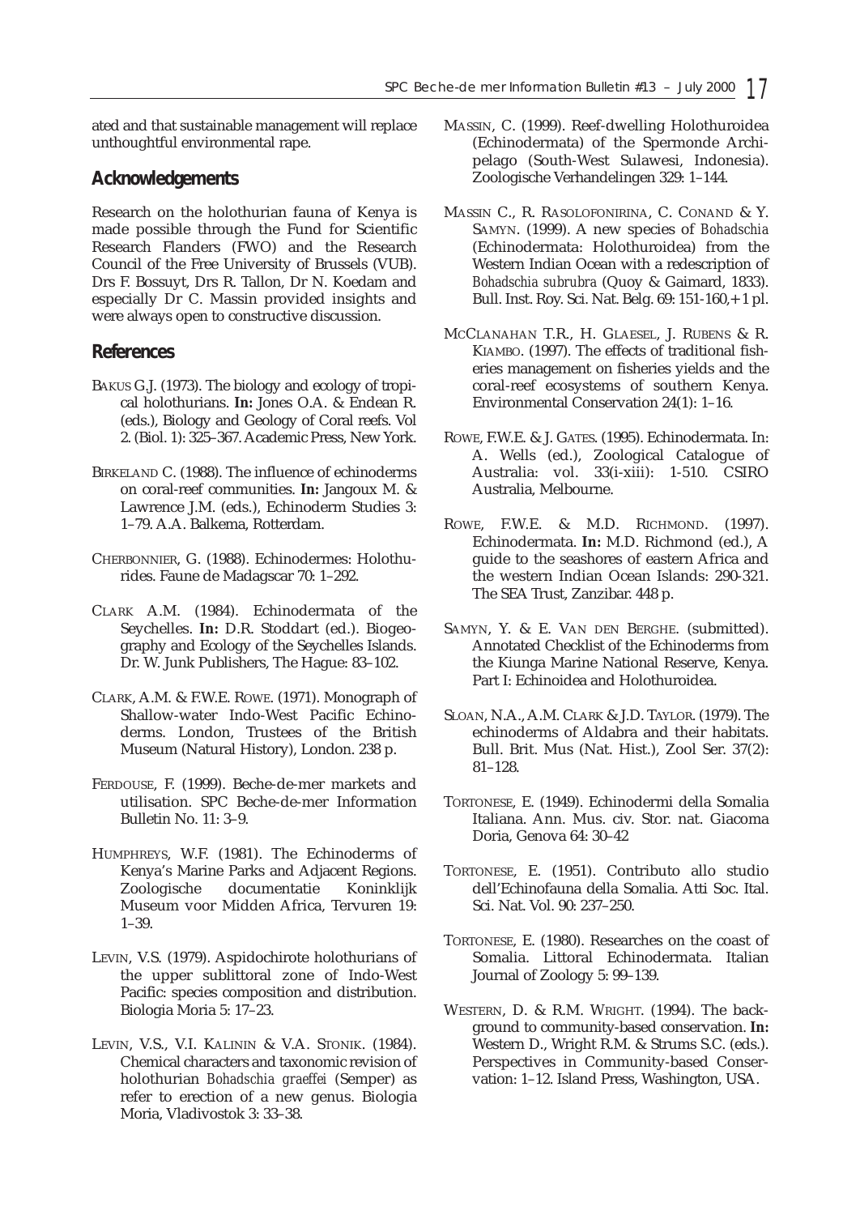ated and that sustainable management will replace unthoughtful environmental rape.

## Acknowledgements

Research on the holothurian fauna of Kenya is made possible through the Fund for Scientific Research Flanders (FWO) and the Research Council of the Free University of Brussels (VUB). Drs F. Bossuyt, Drs R. Tallon, Dr N. Koedam and especially Dr C. Massin provided insights and were always open to constructive discussion.

## References

BAKUS G.J. (1973). The biology and ecology of tropical holothurians. **In:** Jones O.A. & Endean R. (eds.), Biology and Geology of Coral reefs. Vol 2. (Biol. 1): 325–367. Academic Press, New York.

BIRKELAND C. (1988). The influence of echinoderms on coral-reef communities. **In:** Jangoux M. & Lawrence J.M. (eds.), Echinoderm Studies 3: 1–79. A.A. Balkema, Rotterdam.

CHERBONNIER, G. (1988). Echinodermes: Holothurides. Faune de Madagscar 70: 1–292.

CLARK A.M. (1984). Echinodermata of the Seychelles. **In:** D.R. Stoddart (ed.). Biogeography and Ecology of the Seychelles Islands. Dr. W. Junk Publishers, The Hague: 83–102.

CLARK, A.M. & F.W.E. ROWE. (1971). Monograph of Shallow-water Indo-West Pacific Echinoderms. London, Trustees of the British Museum (Natural History), London. 238 p.

FERDOUSE, F. (1999). Beche-de-mer markets and utilisation. SPC Beche-de-mer Information Bulletin No. 11: 3–9.

HUMPHREYS, W.F. (1981). The Echinoderms of Kenya's Marine Parks and Adjacent Regions. Zoologische documentatie Koninklijk Museum voor Midden Africa, Tervuren 19: 1–39.

LEVIN, V.S. (1979). Aspidochirote holothurians of the upper sublittoral zone of Indo-West Pacific: species composition and distribution. Biologia Moria 5: 17–23.

LEVIN, V.S., V.I. KALININ & V.A. STONIK. (1984). Chemical characters and taxonomic revision of holothurian *Bohadschia graeffei* (Semper) as refer to erection of a new genus. Biologia Moria, Vladivostok 3: 33–38.

MASSIN, C. (1999). Reef-dwelling Holothuroidea (Echinodermata) of the Spermonde Archipelago (South-West Sulawesi, Indonesia). Zoologische Verhandelingen 329: 1–144.

MASSIN C., R. RASOLOFONIRINA, C. CONAND & Y. SAMYN. (1999). A new species of *Bohadschia* (Echinodermata: Holothuroidea) from the Western Indian Ocean with a redescription of *Bohadschia subrubra* (Quoy & Gaimard, 1833). Bull. Inst. Roy. Sci. Nat. Belg. 69: 151-160,+ 1 pl.

MCCLANAHAN T.R., H. GLAESEL, J. RUBENS & R. KIAMBO. (1997). The effects of traditional fisheries management on fisheries yields and the coral-reef ecosystems of southern Kenya. Environmental Conservation 24(1): 1–16.

ROWE, F.W.E. & J. GATES. (1995). Echinodermata. In: A. Wells (ed.), Zoological Catalogue of Australia: vol. 33(i-xiii): 1-510. CSIRO Australia, Melbourne.

ROWE, F.W.E. & M.D. RICHMOND. (1997). Echinodermata. **In:** M.D. Richmond (ed.), A guide to the seashores of eastern Africa and the western Indian Ocean Islands: 290-321. The SEA Trust, Zanzibar. 448 p.

SAMYN, Y. & E. VAN DEN BERGHE. (submitted). Annotated Checklist of the Echinoderms from the Kiunga Marine National Reserve, Kenya. Part I: Echinoidea and Holothuroidea.

SLOAN, N.A., A.M. CLARK & J.D. TAYLOR. (1979). The echinoderms of Aldabra and their habitats. Bull. Brit. Mus (Nat. Hist.), Zool Ser. 37(2): 81–128.

TORTONESE, E. (1949). Echinodermi della Somalia Italiana. Ann. Mus. civ. Stor. nat. Giacoma Doria, Genova 64: 30–42

TORTONESE, E. (1951). Contributo allo studio dell'Echinofauna della Somalia. Atti Soc. Ital. Sci. Nat. Vol. 90: 237–250.

TORTONESE, E. (1980). Researches on the coast of Somalia. Littoral Echinodermata. Italian Journal of Zoology 5: 99–139.

WESTERN, D. & R.M. WRIGHT. (1994). The background to community-based conservation. **In:** Western D., Wright R.M. & Strums S.C. (eds.). Perspectives in Community-based Conservation: 1–12. Island Press, Washington, USA.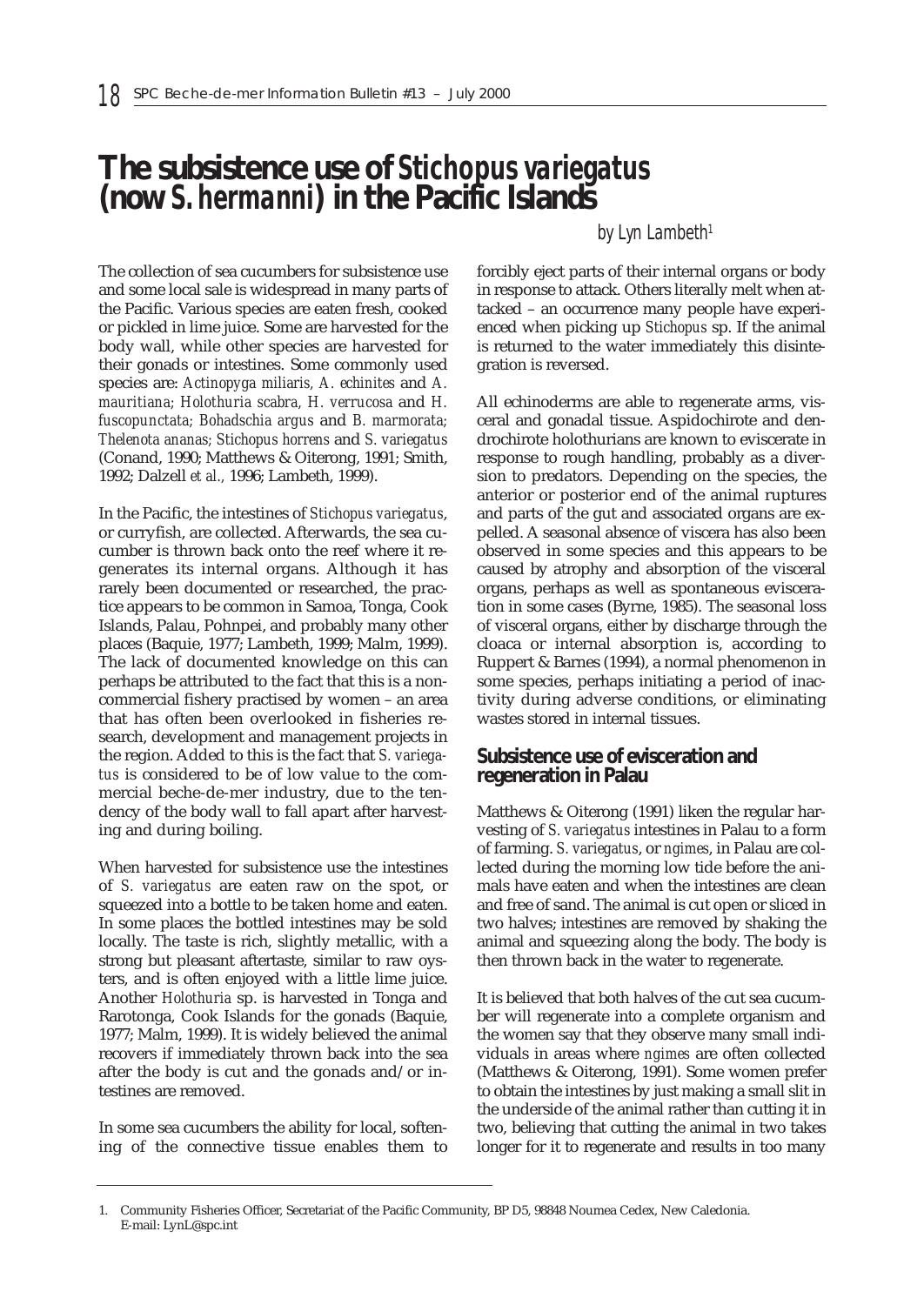# The subsistence use of *Stichopus variegatus* (now *S. hermanni*) in the Pacific Islands

*by Lyn Lambeth*[1]

The collection of sea cucumbers for subsistence use and some local sale is widespread in many parts of the Pacific. Various species are eaten fresh, cooked or pickled in lime juice. Some are harvested for the body wall, while other species are harvested for their gonads or intestines. Some commonly used species are: *Actinopyga miliaris, A. echinites* and *A. mauritiana; Holothuria scabra, H. verrucosa* and *H. fuscopunctata; Bohadschia argus* and *B. marmorata; Thelenota ananas; Stichopus horrens* and *S. variegatus* (Conand, 1990; Matthews & Oiterong, 1991; Smith, 1992; Dalzell *et al.*, 1996; Lambeth, 1999).

In the Pacific, the intestines of *Stichopus variegatus*, or curryfish, are collected. Afterwards, the sea cucumber is thrown back onto the reef where it regenerates its internal organs. Although it has rarely been documented or researched, the practice appears to be common in Samoa, Tonga, Cook Islands, Palau, Pohnpei, and probably many other places (Baquie, 1977; Lambeth, 1999; Malm, 1999). The lack of documented knowledge on this can perhaps be attributed to the fact that this is a non-commercial fishery practised by women – an area that has often been overlooked in fisheries research, development and management projects in the region. Added to this is the fact that *S. variegatus* is considered to be of low value to the commercial beche-de-mer industry, due to the tendency of the body wall to fall apart after harvesting and during boiling.

When harvested for subsistence use the intestines of *S. variegatus* are eaten raw on the spot, or squeezed into a bottle to be taken home and eaten. In some places the bottled intestines may be sold locally. The taste is rich, slightly metallic, with a strong but pleasant aftertaste, similar to raw oysters, and is often enjoyed with a little lime juice. Another *Holothuria* sp. is harvested in Tonga and Rarotonga, Cook Islands for the gonads (Baquie, 1977; Malm, 1999). It is widely believed the animal recovers if immediately thrown back into the sea after the body is cut and the gonads and/or intestines are removed.

In some sea cucumbers the ability for local, softening of the connective tissue enables them to forcibly eject parts of their internal organs or body in response to attack. Others literally melt when attacked – an occurrence many people have experienced when picking up *Stichopus* sp. If the animal is returned to the water immediately this disintegration is reversed.

All echinoderms are able to regenerate arms, visceral and gonadal tissue. Aspidochirote and dendrochirote holothurians are known to eviscerate in response to rough handling, probably as a diversion to predators. Depending on the species, the anterior or posterior end of the animal ruptures and parts of the gut and associated organs are expelled. A seasonal absence of viscera has also been observed in some species and this appears to be caused by atrophy and absorption of the visceral organs, perhaps as well as spontaneous evisceration in some cases (Byrne, 1985). The seasonal loss of visceral organs, either by discharge through the cloaca or internal absorption is, according to Ruppert & Barnes (1994), a normal phenomenon in some species, perhaps initiating a period of inactivity during adverse conditions, or eliminating wastes stored in internal tissues.

## Subsistence use of evisceration and regeneration in Palau

Matthews & Oiterong (1991) liken the regular harvesting of *S. variegatus* intestines in Palau to a form of farming. *S. variegatus*, or *ngimes*, in Palau are collected during the morning low tide before the animals have eaten and when the intestines are clean and free of sand. The animal is cut open or sliced in two halves; intestines are removed by shaking the animal and squeezing along the body. The body is then thrown back in the water to regenerate.

It is believed that both halves of the cut sea cucumber will regenerate into a complete organism and the women say that they observe many small individuals in areas where *ngimes* are often collected (Matthews & Oiterong, 1991). Some women prefer to obtain the intestines by just making a small slit in the underside of the animal rather than cutting it in two, believing that cutting the animal in two takes longer for it to regenerate and results in too many

1. Community Fisheries Officer, Secretariat of the Pacific Community, BP D5, 98848 Noumea Cedex, New Caledonia. E-mail: LynL@spc.int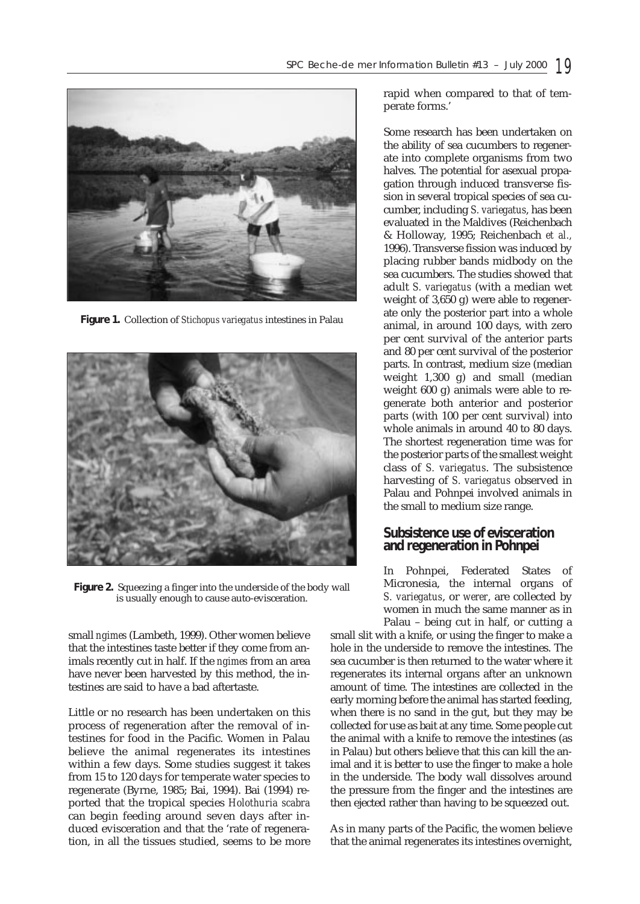Figure 1. Collection of *Stichopus variegatus* intestines in Palau

Figure 2. Squeezing a finger into the underside of the body wall is usually enough to cause auto-evisceration.

small *ngimes* (Lambeth, 1999). Other women believe that the intestines taste better if they come from animals recently cut in half. If the *ngimes* from an area have never been harvested by this method, the intestines are said to have a bad aftertaste.

Little or no research has been undertaken on this process of regeneration after the removal of intestines for food in the Pacific. Women in Palau believe the animal regenerates its intestines within a few days. Some studies suggest it takes from 15 to 120 days for temperate water species to regenerate (Byrne, 1985; Bai, 1994). Bai (1994) reported that the tropical species *Holothuria scabra* can begin feeding around seven days after induced evisceration and that the 'rate of regeneration, in all the tissues studied, seems to be more rapid when compared to that of temperate forms.'

Some research has been undertaken on the ability of sea cucumbers to regenerate into complete organisms from two halves. The potential for asexual propagation through induced transverse fission in several tropical species of sea cucumber, including *S. variegatus*, has been evaluated in the Maldives (Reichenbach & Holloway, 1995; Reichenbach *et al.*, 1996). Transverse fission was induced by placing rubber bands midbody on the sea cucumbers. The studies showed that adult *S. variegatus* (with a median wet weight of 3,650 g) were able to regenerate only the posterior part into a whole animal, in around 100 days, with zero per cent survival of the anterior parts and 80 per cent survival of the posterior parts. In contrast, medium size (median weight 1,300 g) and small (median weight 600 g) animals were able to regenerate both anterior and posterior parts (with 100 per cent survival) into whole animals in around 40 to 80 days. The shortest regeneration time was for the posterior parts of the smallest weight class of *S. variegatus*. The subsistence harvesting of *S. variegatus* observed in Palau and Pohnpei involved animals in the small to medium size range.

## Subsistence use of evisceration and regeneration in Pohnpei

In Pohnpei, Federated States of Micronesia, the internal organs of *S. variegatus*, or *werer*, are collected by women in much the same manner as in Palau – being cut in half, or cutting a small slit with a knife, or using the finger to make a hole in the underside to remove the intestines. The sea cucumber is then returned to the water where it regenerates its internal organs after an unknown amount of time. The intestines are collected in the early morning before the animal has started feeding, when there is no sand in the gut, but they may be collected for use as bait at any time. Some people cut the animal with a knife to remove the intestines (as in Palau) but others believe that this can kill the animal and it is better to use the finger to make a hole in the underside. The body wall dissolves around the pressure from the finger and the intestines are then ejected rather than having to be squeezed out.

As in many parts of the Pacific, the women believe that the animal regenerates its intestines overnight,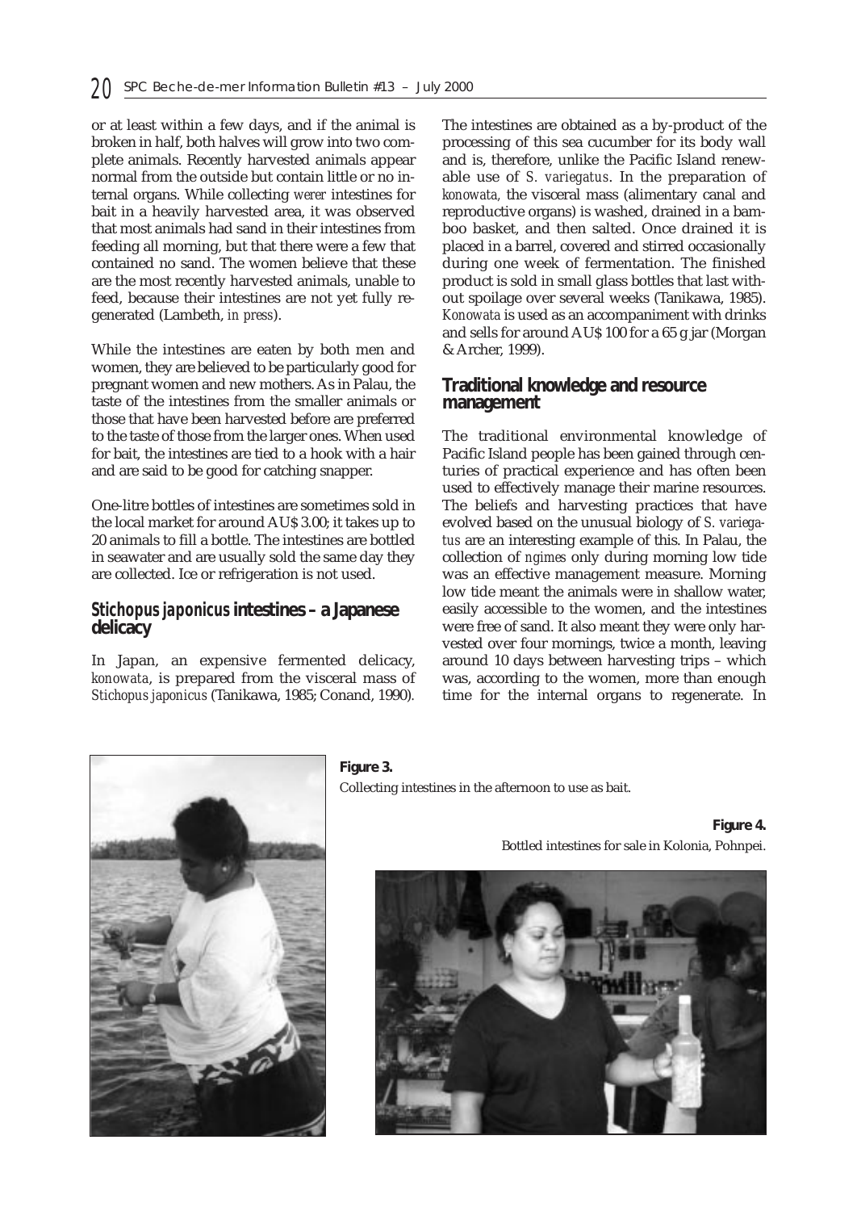or at least within a few days, and if the animal is broken in half, both halves will grow into two complete animals. Recently harvested animals appear normal from the outside but contain little or no internal organs. While collecting *werer* intestines for bait in a heavily harvested area, it was observed that most animals had sand in their intestines from feeding all morning, but that there were a few that contained no sand. The women believe that these are the most recently harvested animals, unable to feed, because their intestines are not yet fully regenerated (Lambeth, *in press*).

While the intestines are eaten by both men and women, they are believed to be particularly good for pregnant women and new mothers. As in Palau, the taste of the intestines from the smaller animals or those that have been harvested before are preferred to the taste of those from the larger ones. When used for bait, the intestines are tied to a hook with a hair and are said to be good for catching snapper.

One-litre bottles of intestines are sometimes sold in the local market for around AU$ 3.00; it takes up to 20 animals to fill a bottle. The intestines are bottled in seawater and are usually sold the same day they are collected. Ice or refrigeration is not used.

## *Stichopus japonicus* intestines – a Japanese delicacy

In Japan, an expensive fermented delicacy, *konowata*, is prepared from the visceral mass of *Stichopus japonicus* (Tanikawa, 1985; Conand, 1990). The intestines are obtained as a by-product of the processing of this sea cucumber for its body wall and is, therefore, unlike the Pacific Island renewable use of *S. variegatus*. In the preparation of *konowata*, the visceral mass (alimentary canal and reproductive organs) is washed, drained in a bamboo basket, and then salted. Once drained it is placed in a barrel, covered and stirred occasionally during one week of fermentation. The finished product is sold in small glass bottles that last without spoilage over several weeks (Tanikawa, 1985). *Konowata* is used as an accompaniment with drinks and sells for around AU$ 100 for a 65 g jar (Morgan & Archer, 1999).

## Traditional knowledge and resource management

The traditional environmental knowledge of Pacific Island people has been gained through centuries of practical experience and has often been used to effectively manage their marine resources. The beliefs and harvesting practices that have evolved based on the unusual biology of *S. variegatus* are an interesting example of this. In Palau, the collection of *ngimes* only during morning low tide was an effective management measure. Morning low tide meant the animals were in shallow water, easily accessible to the women, and the intestines were free of sand. It also meant they were only harvested over four mornings, twice a month, leaving around 10 days between harvesting trips – which was, according to the women, more than enough time for the internal organs to regenerate. In

**Figure 3.**
Collecting intestines in the afternoon to use as bait.

**Figure 4.**
Bottled intestines for sale in Kolonia, Pohnpei.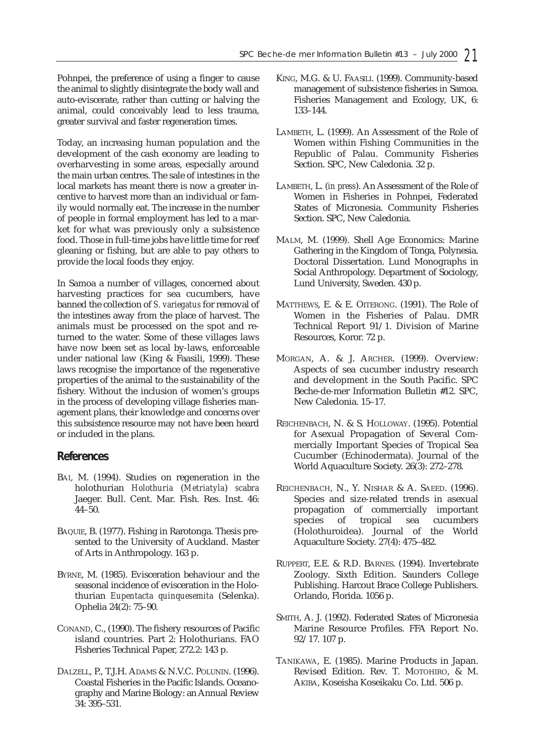Pohnpei, the preference of using a finger to cause the animal to slightly disintegrate the body wall and auto-eviscerate, rather than cutting or halving the animal, could conceivably lead to less trauma, greater survival and faster regeneration times.

Today, an increasing human population and the development of the cash economy are leading to overharvesting in some areas, especially around the main urban centres. The sale of intestines in the local markets has meant there is now a greater incentive to harvest more than an individual or family would normally eat. The increase in the number of people in formal employment has led to a market for what was previously only a subsistence food. Those in full-time jobs have little time for reef gleaning or fishing, but are able to pay others to provide the local foods they enjoy.

In Samoa a number of villages, concerned about harvesting practices for sea cucumbers, have banned the collection of *S. variegatus* for removal of the intestines away from the place of harvest. The animals must be processed on the spot and returned to the water. Some of these villages laws have now been set as local by-laws, enforceable under national law (King & Faasili, 1999). These laws recognise the importance of the regenerative properties of the animal to the sustainability of the fishery. Without the inclusion of women's groups in the process of developing village fisheries management plans, their knowledge and concerns over this subsistence resource may not have been heard or included in the plans.

## References

BAI, M. (1994). Studies on regeneration in the holothurian *Holothuria* (*Metriatyla*) *scabra* Jaeger. Bull. Cent. Mar. Fish. Res. Inst. 46: 44–50.

BAQUIE, B. (1977). Fishing in Rarotonga. Thesis presented to the University of Auckland. Master of Arts in Anthropology. 163 p.

BYRNE, M. (1985). Evisceration behaviour and the seasonal incidence of evisceration in the Holothurian *Eupentacta quinquesemita* (Selenka). Ophelia 24(2): 75–90.

CONAND, C., (1990). The fishery resources of Pacific island countries. Part 2: Holothurians. FAO Fisheries Technical Paper, 272.2: 143 p.

DALZELL, P., T.J.H. ADAMS & N.V.C. POLUNIN. (1996). Coastal Fisheries in the Pacific Islands. Oceanography and Marine Biology: an Annual Review 34: 395–531.

KING, M.G. & U. FAASILI. (1999). Community-based management of subsistence fisheries in Samoa. Fisheries Management and Ecology, UK, 6: 133–144.

LAMBETH, L. (1999). An Assessment of the Role of Women within Fishing Communities in the Republic of Palau. Community Fisheries Section. SPC, New Caledonia. 32 p.

LAMBETH, L. (*in press*). An Assessment of the Role of Women in Fisheries in Pohnpei, Federated States of Micronesia. Community Fisheries Section. SPC, New Caledonia.

MALM, M. (1999). Shell Age Economics: Marine Gathering in the Kingdom of Tonga, Polynesia. Doctoral Dissertation. Lund Monographs in Social Anthropology. Department of Sociology, Lund University, Sweden. 430 p.

MATTHEWS, E. & E. OITERONG. (1991). The Role of Women in the Fisheries of Palau. DMR Technical Report 91/1. Division of Marine Resources, Koror. 72 p.

MORGAN, A. & J. ARCHER. (1999). Overview: Aspects of sea cucumber industry research and development in the South Pacific. SPC Beche-de-mer Information Bulletin #12. SPC, New Caledonia. 15–17.

REICHENBACH, N. & S. HOLLOWAY. (1995). Potential for Asexual Propagation of Several Commercially Important Species of Tropical Sea Cucumber (Echinodermata). Journal of the World Aquaculture Society. 26(3): 272–278.

REICHENBACH, N., Y. NISHAR & A. SAEED. (1996). Species and size-related trends in asexual propagation of commercially important species of tropical sea cucumbers (Holothuroidea). Journal of the World Aquaculture Society. 27(4): 475–482.

RUPPERT, E.E. & R.D. BARNES. (1994). Invertebrate Zoology. Sixth Edition. Saunders College Publishing. Harcout Brace College Publishers. Orlando, Florida. 1056 p.

SMITH, A. J. (1992). Federated States of Micronesia Marine Resource Profiles. FFA Report No. 92/17. 107 p.

TANIKAWA, E. (1985). Marine Products in Japan. Revised Edition. Rev. T. MOTOHIRO, & M. AKIBA, Koseisha Koseikaku Co. Ltd. 506 p.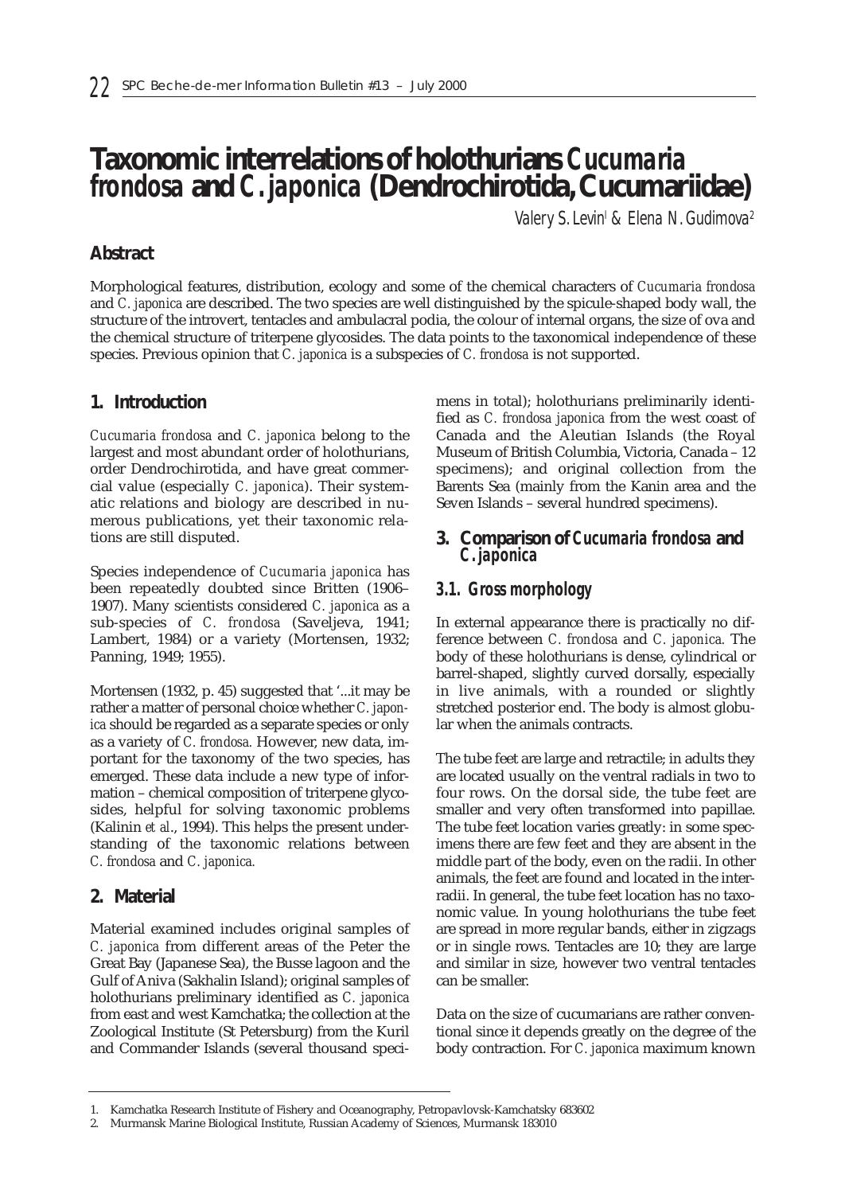# Taxonomic interrelations of holothurians *Cucumaria frondosa* and *C. japonica* (Dendrochirotida, Cucumariidae)

Valery S. Levin[1] & Elena N. Gudimova[2]

## Abstract

Morphological features, distribution, ecology and some of the chemical characters of *Cucumaria frondosa* and *C. japonica* are described. The two species are well distinguished by the spicule-shaped body wall, the structure of the introvert, tentacles and ambulacral podia, the colour of internal organs, the size of ova and the chemical structure of triterpene glycosides. The data points to the taxonomical independence of these species. Previous opinion that *C. japonica* is a subspecies of *C. frondosa* is not supported.

## 1. Introduction

*Cucumaria frondosa* and *C. japonica* belong to the largest and most abundant order of holothurians, order Dendrochirotida, and have great commercial value (especially *C. japonica*). Their systematic relations and biology are described in numerous publications, yet their taxonomic relations are still disputed.

Species independence of *Cucumaria japonica* has been repeatedly doubted since Britten (1906–1907). Many scientists considered *C. japonica* as a sub-species of *C. frondosa* (Saveljeva, 1941; Lambert, 1984) or a variety (Mortensen, 1932; Panning, 1949; 1955).

Mortensen (1932, p. 45) suggested that '...it may be rather a matter of personal choice whether *C. japonica* should be regarded as a separate species or only as a variety of *C. frondosa*. However, new data, important for the taxonomy of the two species, has emerged. These data include a new type of information – chemical composition of triterpene glycosides, helpful for solving taxonomic problems (Kalinin *et al*., 1994). This helps the present understanding of the taxonomic relations between *C. frondosa* and *C. japonica*.

## 2. Material

Material examined includes original samples of *C. japonica* from different areas of the Peter the Great Bay (Japanese Sea), the Busse lagoon and the Gulf of Aniva (Sakhalin Island); original samples of holothurians preliminary identified as *C. japonica* from east and west Kamchatka; the collection at the Zoological Institute (St Petersburg) from the Kuril and Commander Islands (several thousand specimens in total); holothurians preliminarily identified as *C. frondosa japonica* from the west coast of Canada and the Aleutian Islands (the Royal Museum of British Columbia, Victoria, Canada – 12 specimens); and original collection from the Barents Sea (mainly from the Kanin area and the Seven Islands – several hundred specimens).

## 3. Comparison of *Cucumaria frondosa* and *C. japonica*

### 3.1. Gross morphology

In external appearance there is practically no difference between *C. frondosa* and *C. japonica*. The body of these holothurians is dense, cylindrical or barrel-shaped, slightly curved dorsally, especially in live animals, with a rounded or slightly stretched posterior end. The body is almost globular when the animals contracts.

The tube feet are large and retractile; in adults they are located usually on the ventral radials in two to four rows. On the dorsal side, the tube feet are smaller and very often transformed into papillae. The tube feet location varies greatly: in some specimens there are few feet and they are absent in the middle part of the body, even on the radii. In other animals, the feet are found and located in the interradii. In general, the tube feet location has no taxonomic value. In young holothurians the tube feet are spread in more regular bands, either in zigzags or in single rows. Tentacles are 10; they are large and similar in size, however two ventral tentacles can be smaller.

Data on the size of cucumarians are rather conventional since it depends greatly on the degree of the body contraction. For *C. japonica* maximum known

---

1. Kamchatka Research Institute of Fishery and Oceanography, Petropavlovsk-Kamchatsky 683602
2. Murmansk Marine Biological Institute, Russian Academy of Sciences, Murmansk 183010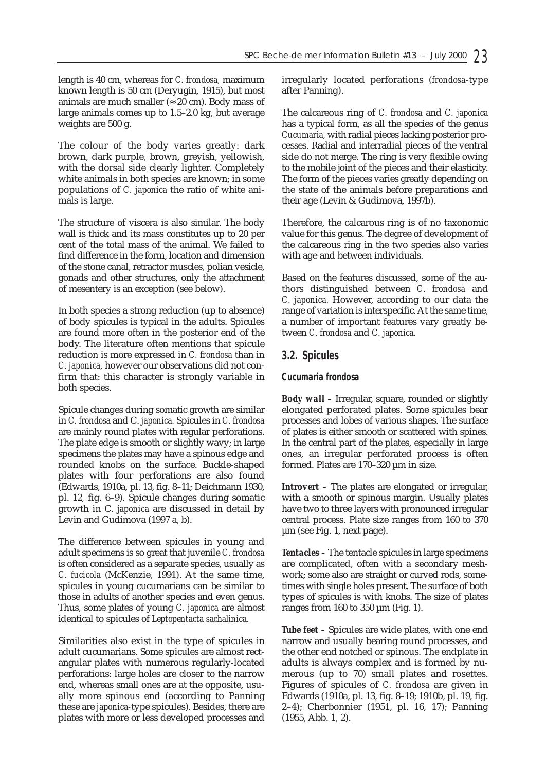length is 40 cm, whereas for *C. frondosa,* maximum known length is 50 cm (Deryugin, 1915), but most animals are much smaller (≈ 20 cm). Body mass of large animals comes up to 1.5–2.0 kg, but average weights are 500 g.

The colour of the body varies greatly: dark brown, dark purple, brown, greyish, yellowish, with the dorsal side clearly lighter. Completely white animals in both species are known; in some populations of *C. japonica* the ratio of white animals is large.

The structure of viscera is also similar. The body wall is thick and its mass constitutes up to 20 per cent of the total mass of the animal. We failed to find difference in the form, location and dimension of the stone canal, retractor muscles, polian vesicle, gonads and other structures, only the attachment of mesentery is an exception (see below).

In both species a strong reduction (up to absence) of body spicules is typical in the adults. Spicules are found more often in the posterior end of the body. The literature often mentions that spicule reduction is more expressed in *C. frondosa* than in *C. japonica,* however our observations did not confirm that: this character is strongly variable in both species.

Spicule changes during somatic growth are similar in *C. frondosa* and *C. japonica.* Spicules in *C. frondosa* are mainly round plates with regular perforations. The plate edge is smooth or slightly wavy; in large specimens the plates may have a spinous edge and rounded knobs on the surface. Buckle-shaped plates with four perforations are also found (Edwards, 1910a, pl. 13, fig. 8–11; Deichmann 1930, pl. 12, fig. 6–9). Spicule changes during somatic growth in *C. japonica* are discussed in detail by Levin and Gudimova (1997 a, b).

The difference between spicules in young and adult specimens is so great that juvenile *C. frondosa* is often considered as a separate species, usually as *C. fucicola* (McKenzie, 1991). At the same time, spicules in young cucumarians can be similar to those in adults of another species and even genus. Thus, some plates of young *C. japonica* are almost identical to spicules of *Leptopentacta sachalinica.*

Similarities also exist in the type of spicules in adult cucumarians. Some spicules are almost rectangular plates with numerous regularly-located perforations: large holes are closer to the narrow end, whereas small ones are at the opposite, usually more spinous end (according to Panning these are *japonica*-type spicules). Besides, there are plates with more or less developed processes and irregularly located perforations (*frondosa*-type after Panning).

The calcareous ring of *C. frondosa* and *C. japonica* has a typical form, as all the species of the genus *Cucumaria,* with radial pieces lacking posterior processes. Radial and interradial pieces of the ventral side do not merge. The ring is very flexible owing to the mobile joint of the pieces and their elasticity. The form of the pieces varies greatly depending on the state of the animals before preparations and their age (Levin & Gudimova, 1997b).

Therefore, the calcarous ring is of no taxonomic value for this genus. The degree of development of the calcareous ring in the two species also varies with age and between individuals.

Based on the features discussed, some of the authors distinguished between *C. frondosa* and *C. japonica.* However, according to our data the range of variation is interspecific. At the same time, a number of important features vary greatly between *C. frondosa* and *C. japonica.*

## 3.2. Spicules

### *Cucumaria frondosa*

**Body wall –** Irregular, square, rounded or slightly elongated perforated plates. Some spicules bear processes and lobes of various shapes. The surface of plates is either smooth or scattered with spines. In the central part of the plates, especially in large ones, an irregular perforated process is often formed. Plates are 170–320 µm in size.

**Introvert –** The plates are elongated or irregular, with a smooth or spinous margin. Usually plates have two to three layers with pronounced irregular central process. Plate size ranges from 160 to 370 µm (see Fig. 1, next page).

**Tentacles –** The tentacle spicules in large specimens are complicated, often with a secondary meshwork; some also are straight or curved rods, sometimes with single holes present. The surface of both types of spicules is with knobs. The size of plates ranges from 160 to 350 µm (Fig. 1).

**Tube feet –** Spicules are wide plates, with one end narrow and usually bearing round processes, and the other end notched or spinous. The endplate in adults is always complex and is formed by numerous (up to 70) small plates and rosettes. Figures of spicules of *C. frondosa* are given in Edwards (1910a, pl. 13, fig. 8–19; 1910b, pl. 19, fig. 2–4); Cherbonnier (1951, pl. 16, 17); Panning (1955, Abb. 1, 2).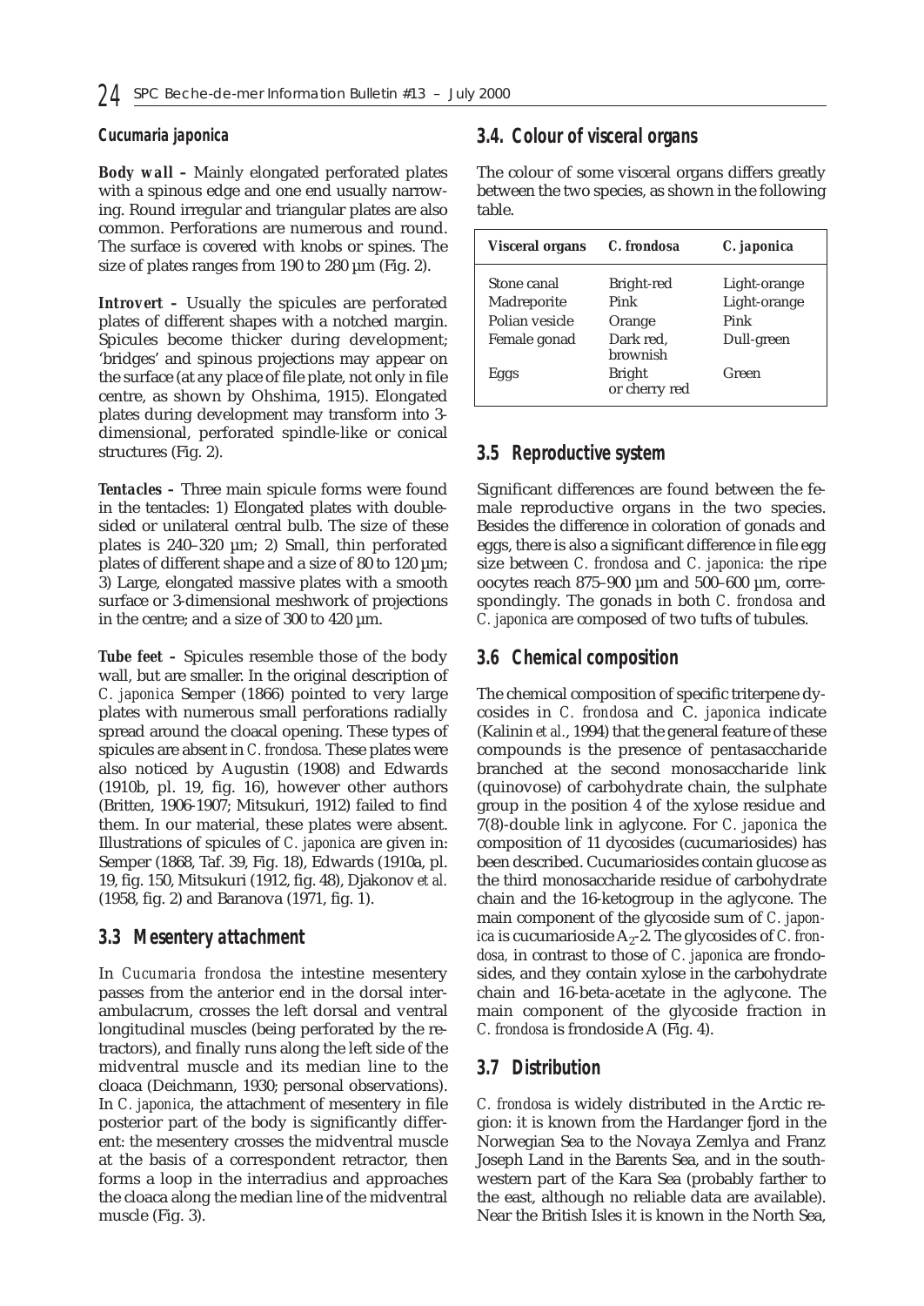### Cucumaria japonica

***Body wall –*** Mainly elongated perforated plates with a spinous edge and one end usually narrowing. Round irregular and triangular plates are also common. Perforations are numerous and round. The surface is covered with knobs or spines. The size of plates ranges from 190 to 280 µm (Fig. 2).

***Introvert –*** Usually the spicules are perforated plates of different shapes with a notched margin. Spicules become thicker during development; 'bridges' and spinous projections may appear on the surface (at any place of file plate, not only in file centre, as shown by Ohshima, 1915). Elongated plates during development may transform into 3-dimensional, perforated spindle-like or conical structures (Fig. 2).

***Tentacles –*** Three main spicule forms were found in the tentacles: 1) Elongated plates with double-sided or unilateral central bulb. The size of these plates is 240–320 µm; 2) Small, thin perforated plates of different shape and a size of 80 to 120 µm; 3) Large, elongated massive plates with a smooth surface or 3-dimensional meshwork of projections in the centre; and a size of 300 to 420 µm.

***Tube feet –*** Spicules resemble those of the body wall, but are smaller. In the original description of *C. japonica* Semper (1866) pointed to very large plates with numerous small perforations radially spread around the cloacal opening. These types of spicules are absent in *C. frondosa*. These plates were also noticed by Augustin (1908) and Edwards (1910b, pl. 19, fig. 16), however other authors (Britten, 1906-1907; Mitsukuri, 1912) failed to find them. In our material, these plates were absent. Illustrations of spicules of *C. japonica* are given in: Semper (1868, Taf. 39, Fig. 18), Edwards (1910a, pl. 19, fig. 150, Mitsukuri (1912, fig. 48), Djakonov *et al.* (1958, fig. 2) and Baranova (1971, fig. 1).

## 3.3 Mesentery attachment

In *Cucumaria frondosa* the intestine mesentery passes from the anterior end in the dorsal interambulacrum, crosses the left dorsal and ventral longitudinal muscles (being perforated by the retractors), and finally runs along the left side of the midventral muscle and its median line to the cloaca (Deichmann, 1930; personal observations). In *C. japonica*, the attachment of mesentery in file posterior part of the body is significantly different: the mesentery crosses the midventral muscle at the basis of a correspondent retractor, then forms a loop in the interradius and approaches the cloaca along the median line of the midventral muscle (Fig. 3).

## 3.4. Colour of visceral organs

The colour of some visceral organs differs greatly between the two species, as shown in the following table.

| Visceral organs | C. frondosa | C. japonica |
|---|---|---|
| Stone canal | Bright-red | Light-orange |
| Madreporite | Pink | Light-orange |
| Polian vesicle | Orange | Pink |
| Female gonad | Dark red, brownish | Dull-green |
| Eggs | Bright or cherry red | Green |

## 3.5 Reproductive system

Significant differences are found between the female reproductive organs in the two species. Besides the difference in coloration of gonads and eggs, there is also a significant difference in file egg size between *C. frondosa* and *C. japonica*: the ripe oocytes reach 875–900 µm and 500–600 µm, correspondingly. The gonads in both *C. frondosa* and *C. japonica* are composed of two tufts of tubules.

## 3.6 Chemical composition

The chemical composition of specific triterpene dycosides in *C. frondosa* and *C. japonica* indicate (Kalinin *et al.*, 1994) that the general feature of these compounds is the presence of pentasaccharide branched at the second monosaccharide link (quinovose) of carbohydrate chain, the sulphate group in the position 4 of the xylose residue and 7(8)-double link in aglycone. For *C. japonica* the composition of 11 dycosides (cucumariosides) has been described. Cucumariosides contain glucose as the third monosaccharide residue of carbohydrate chain and the 16-ketogroup in the aglycone. The main component of the glycoside sum of *C. japonica* is cucumarioside $A_2$-2. The glycosides of *C. frondosa*, in contrast to those of *C. japonica* are frondosides, and they contain xylose in the carbohydrate chain and 16-beta-acetate in the aglycone. The main component of the glycoside fraction in *C. frondosa* is frondoside A (Fig. 4).

## 3.7 Distribution

*C. frondosa* is widely distributed in the Arctic region: it is known from the Hardanger fjord in the Norwegian Sea to the Novaya Zemlya and Franz Joseph Land in the Barents Sea, and in the southwestern part of the Kara Sea (probably farther to the east, although no reliable data are available). Near the British Isles it is known in the North Sea,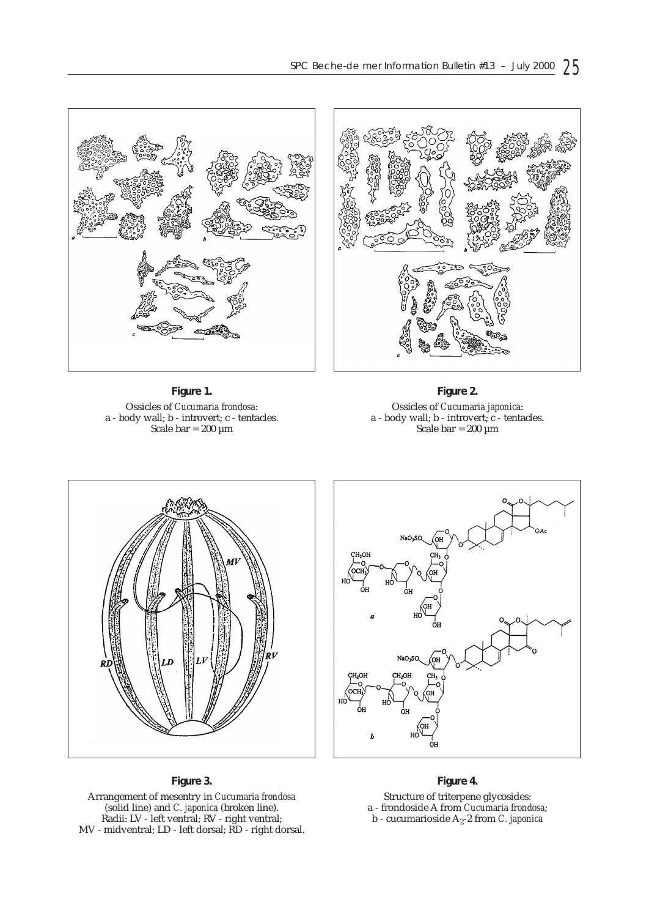**Figure 1.**

Ossicles of *Cucumaria frondosa*:
a - body wall; b - introvert; c - tentacles.
Scale bar = 200 µm

**Figure 2.**

Ossicles of *Cucumaria japonica*:
a - body wall; b - introvert; c - tentacles.
Scale bar = 200 µm

**Figure 3.**

Arrangement of mesentry in *Cucumaria frondosa* (solid line) and *C. japonica* (broken line).
Radii: LV - left ventral; RV - right ventral;
MV - midventral; LD - left dorsal; RD - right dorsal.

**Figure 4.**

Structure of triterpene glycosides:
a - frondoside A from *Cucumaria frondosa*;
b - cucumarioside $A_2$-2 from *C. japonica*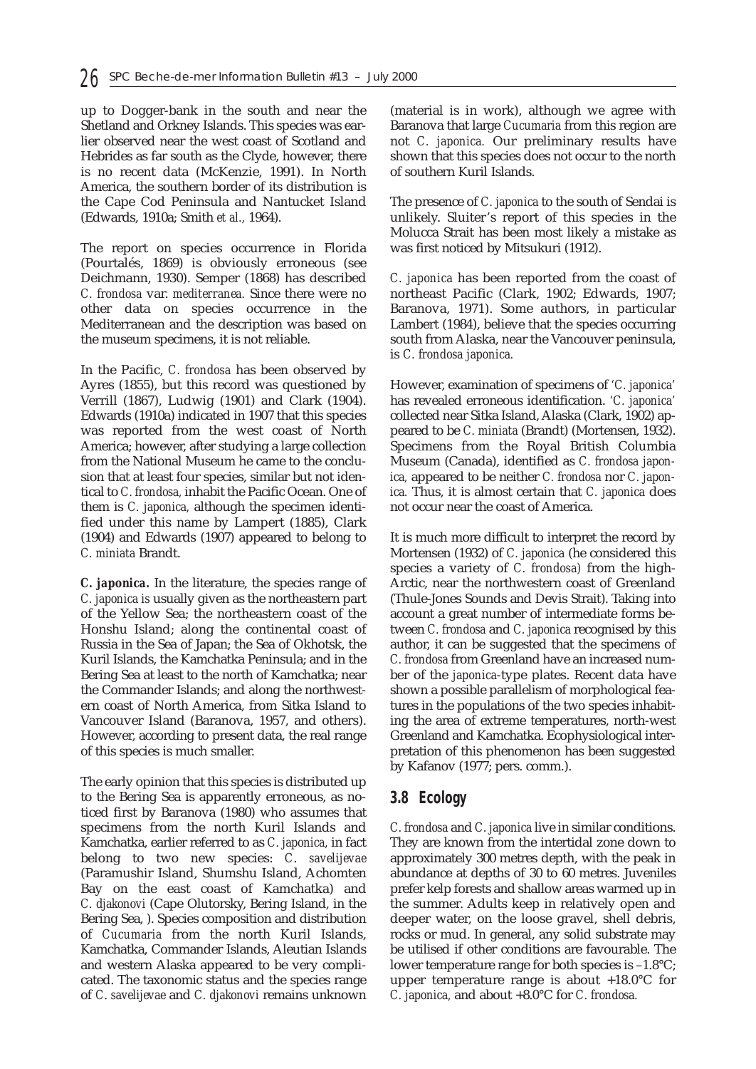up to Dogger-bank in the south and near the Shetland and Orkney Islands. This species was earlier observed near the west coast of Scotland and Hebrides as far south as the Clyde, however, there is no recent data (McKenzie, 1991). In North America, the southern border of its distribution is the Cape Cod Peninsula and Nantucket Island (Edwards, 1910a; Smith *et al.*, 1964).

The report on species occurrence in Florida (Pourtalés, 1869) is obviously erroneous (see Deichmann, 1930). Semper (1868) has described *C. frondosa* var. *mediterranea*. Since there were no other data on species occurrence in the Mediterranean and the description was based on the museum specimens, it is not reliable.

In the Pacific, *C. frondosa* has been observed by Ayres (1855), but this record was questioned by Verrill (1867), Ludwig (1901) and Clark (1904). Edwards (1910a) indicated in 1907 that this species was reported from the west coast of North America; however, after studying a large collection from the National Museum he came to the conclusion that at least four species, similar but not identical to *C. frondosa*, inhabit the Pacific Ocean. One of them is *C. japonica*, although the specimen identified under this name by Lampert (1885), Clark (1904) and Edwards (1907) appeared to belong to *C. miniata* Brandt.

***C. japonica***. In the literature, the species range of *C. japonica is* usually given as the northeastern part of the Yellow Sea; the northeastern coast of the Honshu Island; along the continental coast of Russia in the Sea of Japan; the Sea of Okhotsk, the Kuril Islands, the Kamchatka Peninsula; and in the Bering Sea at least to the north of Kamchatka; near the Commander Islands; and along the northwestern coast of North America, from Sitka Island to Vancouver Island (Baranova, 1957, and others). However, according to present data, the real range of this species is much smaller.

The early opinion that this species is distributed up to the Bering Sea is apparently erroneous, as noticed first by Baranova (1980) who assumes that specimens from the north Kuril Islands and Kamchatka, earlier referred to as *C. japonica*, in fact belong to two new species: *C. savelijevae* (Paramushir Island, Shumshu Island, Achomten Bay on the east coast of Kamchatka) and *C. djakonovi* (Cape Olutorsky, Bering Island, in the Bering Sea, ). Species composition and distribution of *Cucumaria* from the north Kuril Islands, Kamchatka, Commander Islands, Aleutian Islands and western Alaska appeared to be very complicated. The taxonomic status and the species range of *C. savelijevae* and *C. djakonovi* remains unknown (material is in work), although we agree with Baranova that large *Cucumaria* from this region are not *C. japonica*. Our preliminary results have shown that this species does not occur to the north of southern Kuril Islands.

The presence of *C. japonica* to the south of Sendai is unlikely. Sluiter's report of this species in the Molucca Strait has been most likely a mistake as was first noticed by Mitsukuri (1912).

*C. japonica* has been reported from the coast of northeast Pacific (Clark, 1902; Edwards, 1907; Baranova, 1971). Some authors, in particular Lambert (1984), believe that the species occurring south from Alaska, near the Vancouver peninsula, is *C. frondosa japonica*.

However, examination of specimens of '*C. japonica*' has revealed erroneous identification. '*C. japonica*' collected near Sitka Island, Alaska (Clark, 1902) appeared to be *C. miniata* (Brandt) (Mortensen, 1932). Specimens from the Royal British Columbia Museum (Canada), identified as *C. frondosa japonica*, appeared to be neither *C. frondosa* nor *C. japonica*. Thus, it is almost certain that *C. japonica* does not occur near the coast of America.

It is much more difficult to interpret the record by Mortensen (1932) of *C. japonica* (he considered this species a variety of *C. frondosa*) from the high-Arctic, near the northwestern coast of Greenland (Thule-Jones Sounds and Devis Strait). Taking into account a great number of intermediate forms between *C. frondosa* and *C. japonica* recognised by this author, it can be suggested that the specimens of *C. frondosa* from Greenland have an increased number of the *japonica*-type plates. Recent data have shown a possible parallelism of morphological features in the populations of the two species inhabiting the area of extreme temperatures, north-west Greenland and Kamchatka. Ecophysiological interpretation of this phenomenon has been suggested by Kafanov (1977; pers. comm.).

## 3.8 Ecology

*C. frondosa* and *C. japonica* live in similar conditions. They are known from the intertidal zone down to approximately 300 metres depth, with the peak in abundance at depths of 30 to 60 metres. Juveniles prefer kelp forests and shallow areas warmed up in the summer. Adults keep in relatively open and deeper water, on the loose gravel, shell debris, rocks or mud. In general, any solid substrate may be utilised if other conditions are favourable. The lower temperature range for both species is –1.8°C; upper temperature range is about +18.0°C for *C. japonica*, and about +8.0°C for *C. frondosa*.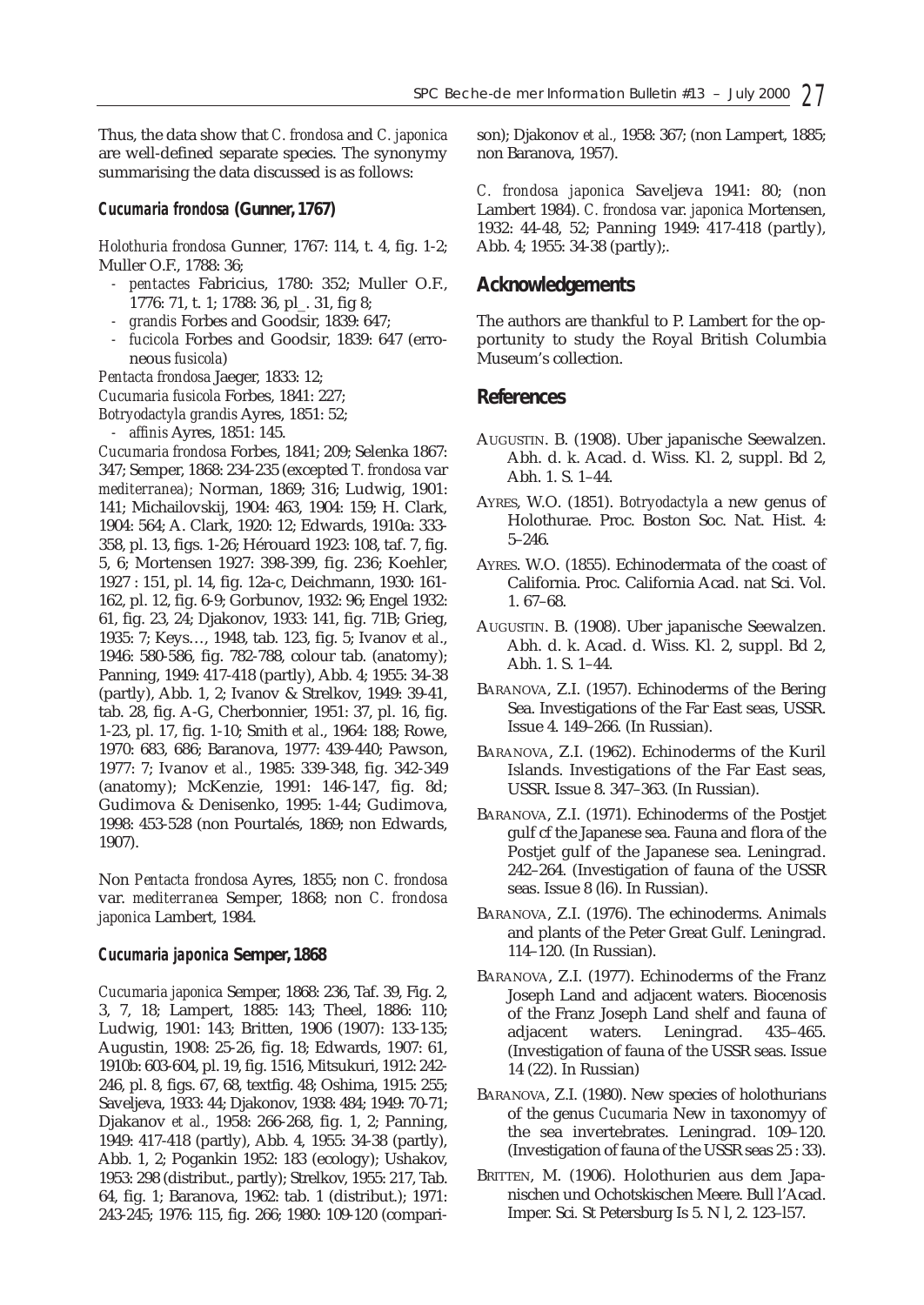Thus, the data show that *C. frondosa* and *C. japonica* are well-defined separate species. The synonymy summarising the data discussed is as follows:

### *Cucumaria frondosa* (Gunner, 1767)

*Holothuria frondosa* Gunner, 1767: 114, t. 4, fig. 1-2; Muller O.F., 1788: 36;

- *pentactes* Fabricius, 1780: 352; Muller O.F., 1776: 71, t. 1; 1788: 36, pl_. 31, fig 8;
- *grandis* Forbes and Goodsir, 1839: 647;
- *fucicola* Forbes and Goodsir, 1839: 647 (erroneous *fusicola*)

*Pentacta frondosa* Jaeger, 1833: 12;
*Cucumaria fusicola* Forbes, 1841: 227;
*Botryodactyla grandis* Ayres, 1851: 52;
- *affinis* Ayres, 1851: 145.

*Cucumaria frondosa* Forbes, 1841; 209; Selenka 1867: 347; Semper, 1868: 234-235 (excepted *T. frondosa* var *mediterranea);* Norman, 1869; 316; Ludwig, 1901: 141; Michailovskij, 1904: 463, 1904: 159; H. Clark, 1904: 564; A. Clark, 1920: 12; Edwards, 1910a: 333-358, pl. 13, figs. 1-26; Hérouard 1923: 108, taf. 7, fig. 5, 6; Mortensen 1927: 398-399, fig. 236; Koehler, 1927 : 151, pl. 14, fig. 12a-c, Deichmann, 1930: 161-162, pl. 12, fig. 6-9; Gorbunov, 1932: 96; Engel 1932: 61, fig. 23, 24; Djakonov, 1933: 141, fig. 71B; Grieg, 1935: 7; Keys…, 1948, tab. 123, fig. 5; Ivanov *et al*., 1946: 580-586, fig. 782-788, colour tab. (anatomy); Panning, 1949: 417-418 (partly), Abb. 4; 1955: 34-38 (partly), Abb. 1, 2; Ivanov & Strelkov, 1949: 39-41, tab. 28, fig. A-G, Cherbonnier, 1951: 37, pl. 16, fig. 1-23, pl. 17, fig. 1-10; Smith *et al*., 1964: 188; Rowe, 1970: 683, 686; Baranova, 1977: 439-440; Pawson, 1977: 7; Ivanov *et al.,* 1985: 339-348, fig. 342-349 (anatomy); McKenzie, 1991: 146-147, fig. 8d; Gudimova & Denisenko, 1995: 1-44; Gudimova, 1998: 453-528 (non Pourtalés, 1869; non Edwards, 1907).

Non *Pentacta frondosa* Ayres, 1855; non *C. frondosa* var. *mediterranea* Semper, 1868; non *C. frondosa japonica* Lambert, 1984.

### *Cucumaria japonica* Semper, 1868

*Cucumaria japonica* Semper, 1868: 236, Taf. 39, Fig. 2, 3, 7, 18; Lampert, 1885: 143; Theel, 1886: 110; Ludwig, 1901: 143; Britten, 1906 (1907): 133-135; Augustin, 1908: 25-26, fig. 18; Edwards, 1907: 61, 1910b: 603-604, pl. 19, fig. 1516, Mitsukuri, 1912: 242-246, pl. 8, figs. 67, 68, textfig. 48; Oshima, 1915: 255; Saveljeva, 1933: 44; Djakonov, 1938: 484; 1949: 70-71; Djakanov *et al.,* 1958: 266-268, fig. 1, 2; Panning, 1949: 417-418 (partly), Abb. 4, 1955: 34-38 (partly), Abb. 1, 2; Pogankin 1952: 183 (ecology); Ushakov, 1953: 298 (distribut., partly); Strelkov, 1955: 217, Tab. 64, fig. 1; Baranova, 1962: tab. 1 (distribut.); 1971: 243-245; 1976: 115, fig. 266; 1980: 109-120 (comparison); Djakonov *et al.,* 1958: 367; (non Lampert, 1885; non Baranova, 1957).

*C. frondosa japonica* Saveljeva 1941: 80; (non Lambert 1984). *C. frondosa* var. *japonica* Mortensen, 1932: 44-48, 52; Panning 1949: 417-418 (partly), Abb. 4; 1955: 34-38 (partly);.

## Acknowledgements

The authors are thankful to P. Lambert for the opportunity to study the Royal British Columbia Museum's collection.

## References

AUGUSTIN. B. (1908). Uber japanische Seewalzen. Abh. d. k. Acad. d. Wiss. Kl. 2, suppl. Bd 2, Abh. 1. S. 1–44.

AYRES, W.O. (1851). *Botryodactyla* a new genus of Holothurae. Proc. Boston Soc. Nat. Hist. 4: 5–246.

AYRES. W.O. (1855). Echinodermata of the coast of California. Proc. California Acad. nat Sci. Vol. 1. 67–68.

AUGUSTIN. B. (1908). Uber japanische Seewalzen. Abh. d. k. Acad. d. Wiss. Kl. 2, suppl. Bd 2, Abh. 1. S. 1–44.

BARANOVA, Z.I. (1957). Echinoderms of the Bering Sea. Investigations of the Far East seas, USSR. Issue 4. 149–266. (In Russian).

BARANOVA, Z.I. (1962). Echinoderms of the Kuril Islands. Investigations of the Far East seas, USSR. Issue 8. 347–363. (In Russian).

BARANOVA, Z.I. (1971). Echinoderms of the Postjet gulf cf the Japanese sea. Fauna and flora of the Postjet gulf of the Japanese sea. Leningrad. 242–264. (Investigation of fauna of the USSR seas. Issue 8 (l6). In Russian).

BARANOVA, Z.I. (1976). The echinoderms. Animals and plants of the Peter Great Gulf. Leningrad. 114–120. (In Russian).

BARANOVA, Z.I. (1977). Echinoderms of the Franz Joseph Land and adjacent waters. Biocenosis of the Franz Joseph Land shelf and fauna of adjacent waters. Leningrad. 435–465. (Investigation of fauna of the USSR seas. Issue 14 (22). In Russian)

BARANOVA, Z.I. (1980). New species of holothurians of the genus *Cucumaria* New in taxonomyy of the sea invertebrates. Leningrad. 109–120. (Investigation of fauna of the USSR seas 25 : 33).

BRITTEN, M. (1906). Holothurien aus dem Japanischen und Ochotskischen Meere. Bull l'Acad. Imper. Sci. St Petersburg Is 5. N l, 2. 123–l57.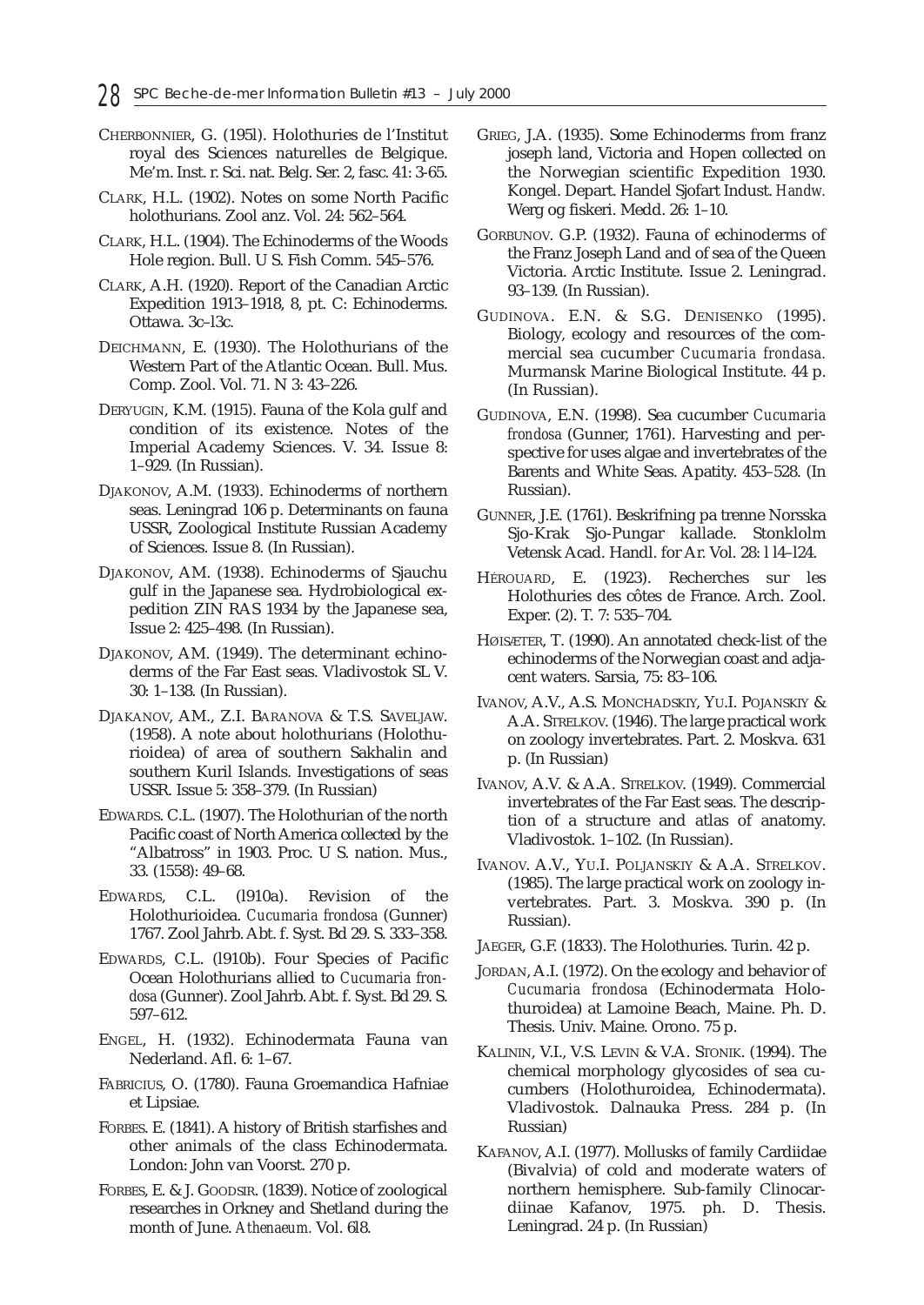CHERBONNIER, G. (195l). Holothuries de l'Institut royal des Sciences naturelles de Belgique. Me'm. Inst. r. Sci. nat. Belg. Ser. 2, fasc. 41: 3-65.

CLARK, H.L. (1902). Notes on some North Pacific holothurians. Zool anz. Vol. 24: 562–564.

CLARK, H.L. (1904). The Echinoderms of the Woods Hole region. Bull. U S. Fish Comm. 545–576.

CLARK, A.H. (1920). Report of the Canadian Arctic Expedition 1913–1918, 8, pt. C: Echinoderms. Ottawa. 3c–l3c.

DEICHMANN, E. (1930). The Holothurians of the Western Part of the Atlantic Ocean. Bull. Mus. Comp. Zool. Vol. 71. N 3: 43–226.

DERYUGIN, K.M. (1915). Fauna of the Kola gulf and condition of its existence. Notes of the Imperial Academy Sciences. V. 34. Issue 8: 1–929. (In Russian).

DJAKONOV, A.M. (1933). Echinoderms of northern seas. Leningrad 106 p. Determinants on fauna USSR, Zoological Institute Russian Academy of Sciences. Issue 8. (In Russian).

DJAKONOV, AM. (1938). Echinoderms of Sjauchu gulf in the Japanese sea. Hydrobiological expedition ZIN RAS 1934 by the Japanese sea, Issue 2: 425–498. (In Russian).

DJAKONOV, AM. (1949). The determinant echinoderms of the Far East seas. Vladivostok SL V. 30: 1–138. (In Russian).

DJAKANOV, AM., Z.I. BARANOVA & T.S. SAVELJAW. (1958). A note about holothurians (Holothurioidea) of area of southern Sakhalin and southern Kuril Islands. Investigations of seas USSR. Issue 5: 358–379. (In Russian)

EDWARDS. C.L. (1907). The Holothurian of the north Pacific coast of North America collected by the "Albatross" in 1903. Proc. U S. nation. Mus., 33. (1558): 49–68.

EDWARDS, C.L. (l910a). Revision of the Holothurioidea. *Cucumaria frondosa* (Gunner) 1767. Zool Jahrb. Abt. f. Syst. Bd 29. S. 333–358.

EDWARDS, C.L. (l910b). Four Species of Pacific Ocean Holothurians allied to *Cucumaria frondosa* (Gunner). Zool Jahrb. Abt. f. Syst. Bd 29. S. 597–612.

ENGEL, H. (1932). Echinodermata Fauna van Nederland. Afl. 6: 1–67.

FABRICIUS, O. (1780). Fauna Groemandica Hafniae et Lipsiae.

FORBES. E. (1841). A history of British starfishes and other animals of the class Echinodermata. London: John van Voorst. 270 p.

FORBES, E. & J. GOODSIR. (1839). Notice of zoological researches in Orkney and Shetland during the month of June. *Athenaeum.* Vol. 6l8.

GRIEG, J.A. (1935). Some Echinoderms from franz joseph land, Victoria and Hopen collected on the Norwegian scientific Expedition 1930. Kongel. Depart. Handel Sjofart Indust. *Handw.* Werg og fiskeri. Medd. 26: 1–10.

GORBUNOV. G.P. (1932). Fauna of echinoderms of the Franz Joseph Land and of sea of the Queen Victoria. Arctic Institute. Issue 2. Leningrad. 93–139. (In Russian).

GUDINOVA. E.N. & S.G. DENISENKO (1995). Biology, ecology and resources of the commercial sea cucumber *Cucumaria frondasa.* Murmansk Marine Biological Institute. 44 p. (In Russian).

GUDINOVA, E.N. (1998). Sea cucumber *Cucumaria frondosa* (Gunner, 1761). Harvesting and perspective for uses algae and invertebrates of the Barents and White Seas. Apatity. 453–528. (In Russian).

GUNNER, J.E. (1761). Beskrifning pa trenne Norsska Sjo-Krak Sjo-Pungar kallade. Stonklolm Vetensk Acad. Handl. for Ar. Vol. 28: l l4–l24.

HÉROUARD, E. (1923). Recherches sur les Holothuries des côtes de France. Arch. Zool. Exper. (2). T. 7: 535–704.

HØISÆTER, T. (1990). An annotated check-list of the echinoderms of the Norwegian coast and adjacent waters. Sarsia, 75: 83–106.

IVANOV, A.V., A.S. MONCHADSKIY, YU.I. POJANSKIY & A.A. STRELKOV. (1946). The large practical work on zoology invertebrates. Part. 2. Moskva. 631 p. (In Russian)

IVANOV, A.V. & A.A. STRELKOV. (1949). Commercial invertebrates of the Far East seas. The description of a structure and atlas of anatomy. Vladivostok. 1–102. (In Russian).

IVANOV. A.V., YU.I. POLJANSKIY & A.A. STRELKOV. (1985). The large practical work on zoology invertebrates. Part. 3. Moskva. 390 p. (In Russian).

JAEGER, G.F. (1833). The Holothuries. Turin. 42 p.

JORDAN, A.I. (1972). On the ecology and behavior of *Cucumaria frondosa* (Echinodermata Holothuroidea) at Lamoine Beach, Maine. Ph. D. Thesis. Univ. Maine. Orono. 75 p.

KALININ, V.I., V.S. LEVIN & V.A. STONIK. (1994). The chemical morphology glycosides of sea cucumbers (Holothuroidea, Echinodermata). Vladivostok. Dalnauka Press. 284 p. (In Russian)

KAFANOV, A.I. (1977). Mollusks of family Cardiidae (Bivalvia) of cold and moderate waters of northern hemisphere. Sub-family Clinocardiinae Kafanov, 1975. ph. D. Thesis. Leningrad. 24 p. (In Russian)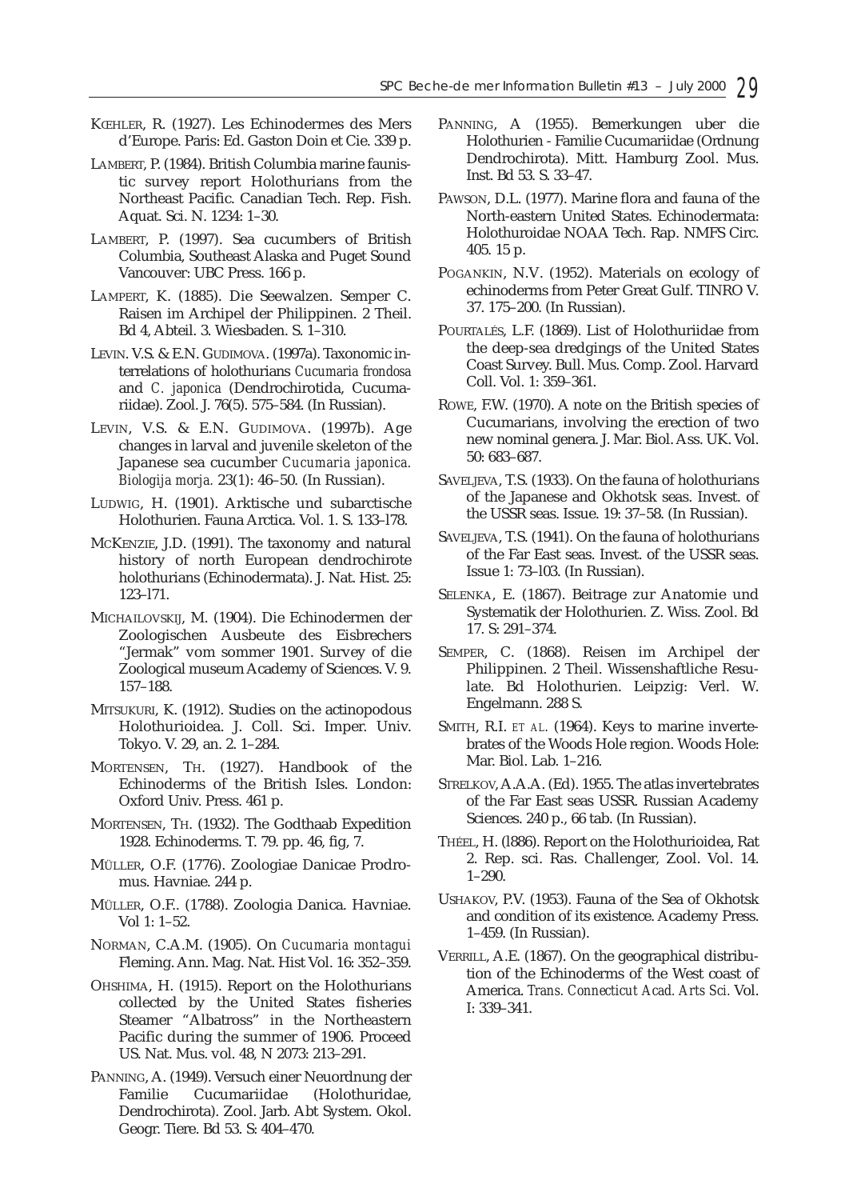KŒHLER, R. (1927). Les Echinodermes des Mers d'Europe. Paris: Ed. Gaston Doin et Cie. 339 p.

LAMBERT, P. (1984). British Columbia marine faunistic survey report Holothurians from the Northeast Pacific. Canadian Tech. Rep. Fish. Aquat. Sci. N. 1234: 1–30.

LAMBERT, P. (1997). Sea cucumbers of British Columbia, Southeast Alaska and Puget Sound Vancouver: UBC Press. 166 p.

LAMPERT, K. (1885). Die Seewalzen. Semper C. Raisen im Archipel der Philippinen. 2 Theil. Bd 4, Abteil. 3. Wiesbaden. S. 1–310.

LEVIN. V.S. & E.N. GUDIMOVA. (1997a). Taxonomic interrelations of holothurians *Cucumaria frondosa* and *C. japonica* (Dendrochirotida, Cucumariidae). Zool. J. 76(5). 575–584. (In Russian).

LEVIN, V.S. & E.N. GUDIMOVA. (1997b). Age changes in larval and juvenile skeleton of the Japanese sea cucumber *Cucumaria japonica. Biologija morja.* 23(1): 46–50. (In Russian).

LUDWIG, H. (1901). Arktische und subarctische Holothurien. Fauna Arctica. Vol. 1. S. 133–l78.

MCKENZIE, J.D. (1991). The taxonomy and natural history of north European dendrochirote holothurians (Echinodermata). J. Nat. Hist. 25: 123–l71.

MICHAILOVSKIJ, M. (1904). Die Echinodermen der Zoologischen Ausbeute des Eisbrechers "Jermak" vom sommer 1901. Survey of die Zoological museum Academy of Sciences. V. 9. 157–188.

MITSUKURI, K. (1912). Studies on the actinopodous Holothurioidea. J. Coll. Sci. Imper. Univ. Tokyo. V. 29, an. 2. 1–284.

MORTENSEN, TH. (1927). Handbook of the Echinoderms of the British Isles. London: Oxford Univ. Press. 461 p.

MORTENSEN, TH. (1932). The Godthaab Expedition 1928. Echinoderms. T. 79. pp. 46, fig, 7.

MÜLLER, O.F. (1776). Zoologiae Danicae Prodromus. Havniae. 244 p.

MÜLLER, O.F.. (1788). Zoologia Danica. Havniae. Vol 1: 1–52.

NORMAN, C.A.M. (1905). On *Cucumaria montagui* Fleming. Ann. Mag. Nat. Hist Vol. 16: 352–359.

OHSHIMA, H. (1915). Report on the Holothurians collected by the United States fisheries Steamer "Albatross" in the Northeastern Pacific during the summer of 1906. Proceed US. Nat. Mus. vol. 48, N 2073: 213–291.

PANNING, A. (1949). Versuch einer Neuordnung der Familie Cucumariidae (Holothuridae, Dendrochirota). Zool. Jarb. Abt System. Okol. Geogr. Tiere. Bd 53. S: 404–470.

PANNING, A (1955). Bemerkungen uber die Holothurien - Familie Cucumariidae (Ordnung Dendrochirota). Mitt. Hamburg Zool. Mus. Inst. Bd 53. S. 33–47.

PAWSON, D.L. (1977). Marine flora and fauna of the North-eastern United States. Echinodermata: Holothuroidae NOAA Tech. Rap. NMFS Circ. 405. 15 p.

POGANKIN, N.V. (1952). Materials on ecology of echinoderms from Peter Great Gulf. TINRO V. 37. 175–200. (In Russian).

POURTALÉS, L.F. (1869). List of Holothuriidae from the deep-sea dredgings of the United States Coast Survey. Bull. Mus. Comp. Zool. Harvard Coll. Vol. 1: 359–361.

ROWE, F.W. (1970). A note on the British species of Cucumarians, involving the erection of two new nominal genera. J. Mar. Biol. Ass. UK. Vol. 50: 683–687.

SAVELJEVA, T.S. (1933). On the fauna of holothurians of the Japanese and Okhotsk seas. Invest. of the USSR seas. Issue. 19: 37–58. (In Russian).

SAVELJEVA, T.S. (1941). On the fauna of holothurians of the Far East seas. Invest. of the USSR seas. Issue 1: 73–l03. (In Russian).

SELENKA, E. (1867). Beitrage zur Anatomie und Systematik der Holothurien. Z. Wiss. Zool. Bd 17. S: 291–374.

SEMPER, C. (1868). Reisen im Archipel der Philippinen. 2 Theil. Wissenshaftliche Resulate. Bd Holothurien. Leipzig: Verl. W. Engelmann. 288 S.

SMITH, R.I. *ET AL.* (1964). Keys to marine invertebrates of the Woods Hole region. Woods Hole: Mar. Biol. Lab. 1–216.

STRELKOV, A.A.A. (Ed). 1955. The atlas invertebrates of the Far East seas USSR. Russian Academy Sciences. 240 p., 66 tab. (In Russian).

THÉEL, H. (l886). Report on the Holothurioidea, Rat 2. Rep. sci. Ras. Challenger, Zool. Vol. 14. 1–290.

USHAKOV, P.V. (1953). Fauna of the Sea of Okhotsk and condition of its existence. Academy Press. 1–459. (In Russian).

VERRILL, A.E. (1867). On the geographical distribution of the Echinoderms of the West coast of America. *Trans. Connecticut Acad. Arts Sci.* Vol. I: 339–341.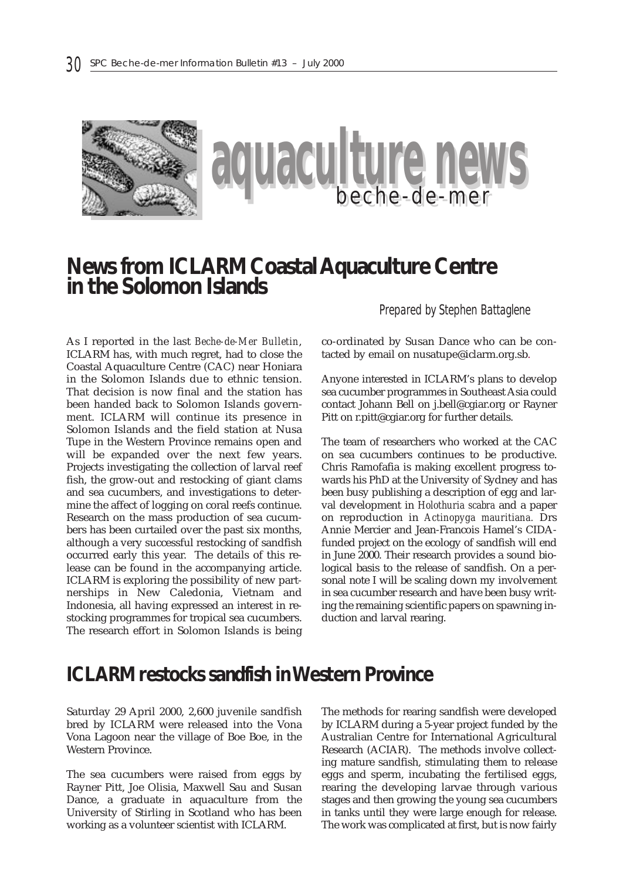# aquaculture news

## beche-de-mer

## News from ICLARM Coastal Aquaculture Centre in the Solomon Islands

*Prepared by Stephen Battaglene*

As I reported in the last *Beche-de-Mer Bulletin*, ICLARM has, with much regret, had to close the Coastal Aquaculture Centre (CAC) near Honiara in the Solomon Islands due to ethnic tension. That decision is now final and the station has been handed back to Solomon Islands government. ICLARM will continue its presence in Solomon Islands and the field station at Nusa Tupe in the Western Province remains open and will be expanded over the next few years. Projects investigating the collection of larval reef fish, the grow-out and restocking of giant clams and sea cucumbers, and investigations to determine the affect of logging on coral reefs continue. Research on the mass production of sea cucumbers has been curtailed over the past six months, although a very successful restocking of sandfish occurred early this year. The details of this release can be found in the accompanying article. ICLARM is exploring the possibility of new partnerships in New Caledonia, Vietnam and Indonesia, all having expressed an interest in restocking programmes for tropical sea cucumbers. The research effort in Solomon Islands is being co-ordinated by Susan Dance who can be contacted by email on nusatupe@iclarm.org.sb.

Anyone interested in ICLARM's plans to develop sea cucumber programmes in Southeast Asia could contact Johann Bell on j.bell@cgiar.org or Rayner Pitt on r.pitt@cgiar.org for further details.

The team of researchers who worked at the CAC on sea cucumbers continues to be productive. Chris Ramofafia is making excellent progress towards his PhD at the University of Sydney and has been busy publishing a description of egg and larval development in *Holothuria scabra* and a paper on reproduction in *Actinopyga mauritiana*. Drs Annie Mercier and Jean-Francois Hamel's CIDA-funded project on the ecology of sandfish will end in June 2000. Their research provides a sound biological basis to the release of sandfish. On a personal note I will be scaling down my involvement in sea cucumber research and have been busy writing the remaining scientific papers on spawning induction and larval rearing.

## ICLARM restocks sandfish in Western Province

Saturday 29 April 2000, 2,600 juvenile sandfish bred by ICLARM were released into the Vona Vona Lagoon near the village of Boe Boe, in the Western Province.

The sea cucumbers were raised from eggs by Rayner Pitt, Joe Olisia, Maxwell Sau and Susan Dance, a graduate in aquaculture from the University of Stirling in Scotland who has been working as a volunteer scientist with ICLARM.

The methods for rearing sandfish were developed by ICLARM during a 5-year project funded by the Australian Centre for International Agricultural Research (ACIAR). The methods involve collecting mature sandfish, stimulating them to release eggs and sperm, incubating the fertilised eggs, rearing the developing larvae through various stages and then growing the young sea cucumbers in tanks until they were large enough for release. The work was complicated at first, but is now fairly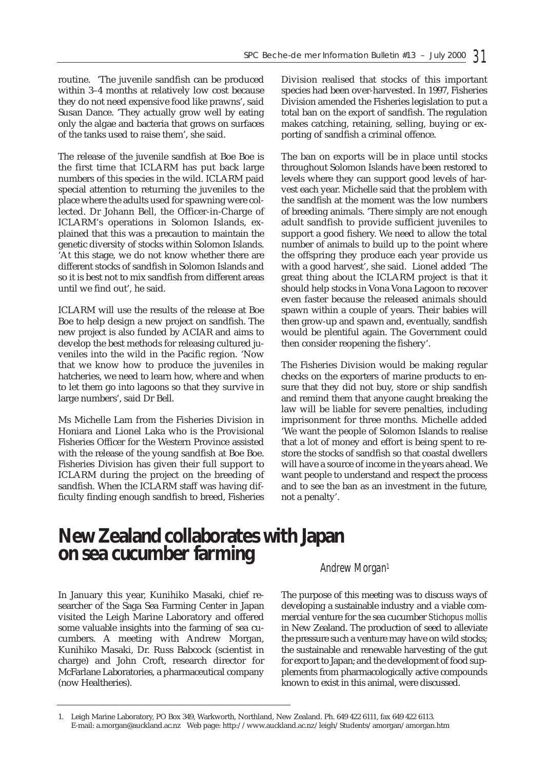routine. 'The juvenile sandfish can be produced within 3–4 months at relatively low cost because they do not need expensive food like prawns', said Susan Dance. 'They actually grow well by eating only the algae and bacteria that grows on surfaces of the tanks used to raise them', she said.

The release of the juvenile sandfish at Boe Boe is the first time that ICLARM has put back large numbers of this species in the wild. ICLARM paid special attention to returning the juveniles to the place where the adults used for spawning were collected. Dr Johann Bell, the Officer-in-Charge of ICLARM's operations in Solomon Islands, explained that this was a precaution to maintain the genetic diversity of stocks within Solomon Islands. 'At this stage, we do not know whether there are different stocks of sandfish in Solomon Islands and so it is best not to mix sandfish from different areas until we find out', he said.

ICLARM will use the results of the release at Boe Boe to help design a new project on sandfish. The new project is also funded by ACIAR and aims to develop the best methods for releasing cultured juveniles into the wild in the Pacific region. 'Now that we know how to produce the juveniles in hatcheries, we need to learn how, where and when to let them go into lagoons so that they survive in large numbers', said Dr Bell.

Ms Michelle Lam from the Fisheries Division in Honiara and Lionel Laka who is the Provisional Fisheries Officer for the Western Province assisted with the release of the young sandfish at Boe Boe. Fisheries Division has given their full support to ICLARM during the project on the breeding of sandfish. When the ICLARM staff was having difficulty finding enough sandfish to breed, Fisheries Division realised that stocks of this important species had been over-harvested. In 1997, Fisheries Division amended the Fisheries legislation to put a total ban on the export of sandfish. The regulation makes catching, retaining, selling, buying or exporting of sandfish a criminal offence.

The ban on exports will be in place until stocks throughout Solomon Islands have been restored to levels where they can support good levels of harvest each year. Michelle said that the problem with the sandfish at the moment was the low numbers of breeding animals. 'There simply are not enough adult sandfish to provide sufficient juveniles to support a good fishery. We need to allow the total number of animals to build up to the point where the offspring they produce each year provide us with a good harvest', she said. Lionel added 'The great thing about the ICLARM project is that it should help stocks in Vona Vona Lagoon to recover even faster because the released animals should spawn within a couple of years. Their babies will then grow-up and spawn and, eventually, sandfish would be plentiful again. The Government could then consider reopening the fishery'.

The Fisheries Division would be making regular checks on the exporters of marine products to ensure that they did not buy, store or ship sandfish and remind them that anyone caught breaking the law will be liable for severe penalties, including imprisonment for three months. Michelle added 'We want the people of Solomon Islands to realise that a lot of money and effort is being spent to restore the stocks of sandfish so that coastal dwellers will have a source of income in the years ahead. We want people to understand and respect the process and to see the ban as an investment in the future, not a penalty'.

# New Zealand collaborates with Japan on sea cucumber farming

*Andrew Morgan*[1]

In January this year, Kunihiko Masaki, chief researcher of the Saga Sea Farming Center in Japan visited the Leigh Marine Laboratory and offered some valuable insights into the farming of sea cucumbers. A meeting with Andrew Morgan, Kunihiko Masaki, Dr. Russ Babcock (scientist in charge) and John Croft, research director for McFarlane Laboratories, a pharmaceutical company (now Healtheries).

The purpose of this meeting was to discuss ways of developing a sustainable industry and a viable commercial venture for the sea cucumber *Stichopus mollis* in New Zealand. The production of seed to alleviate the pressure such a venture may have on wild stocks; the sustainable and renewable harvesting of the gut for export to Japan; and the development of food supplements from pharmacologically active compounds known to exist in this animal, were discussed.

---

1. Leigh Marine Laboratory, PO Box 349, Warkworth, Northland, New Zealand. Ph. 649 422 6111, fax 649 422 6113. E-mail: a.morgan@auckland.ac.nz Web page: http://www.auckland.ac.nz/leigh/Students/amorgan/amorgan.htm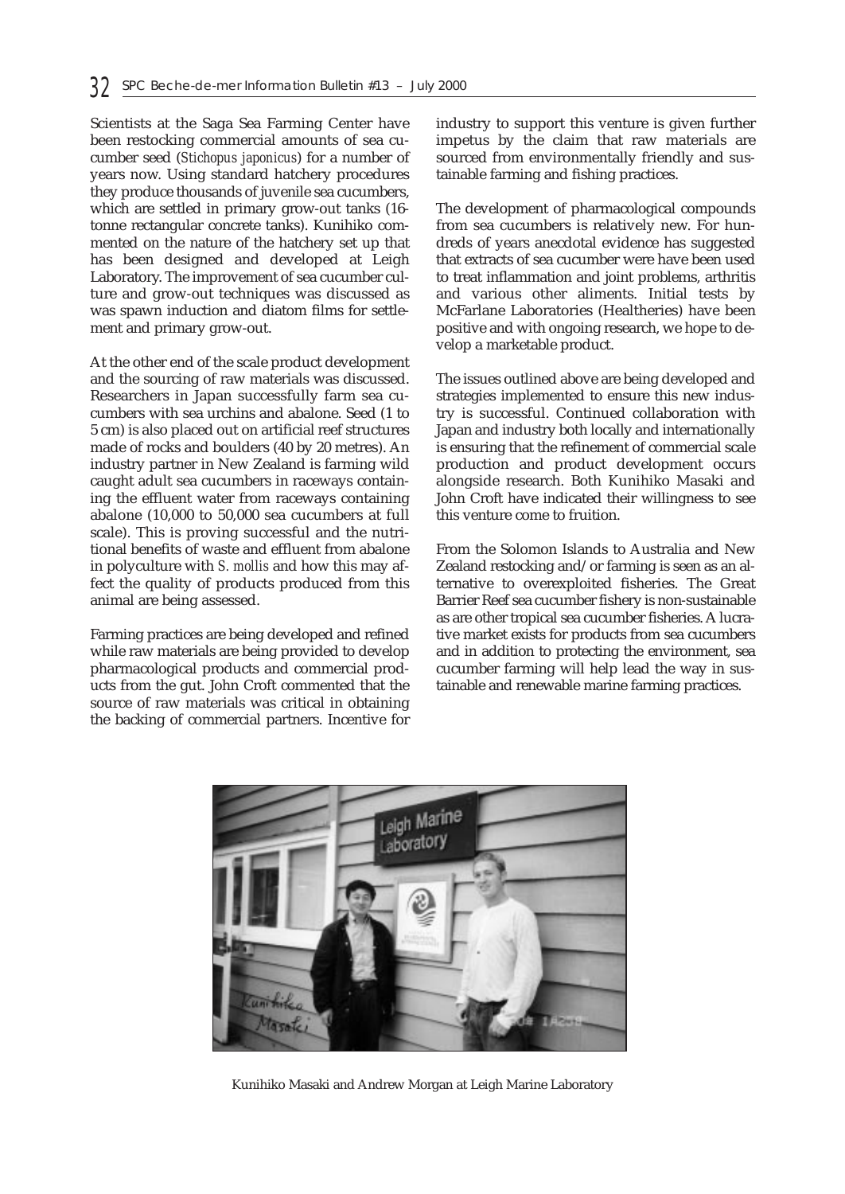Scientists at the Saga Sea Farming Center have been restocking commercial amounts of sea cucumber seed (*Stichopus japonicus*) for a number of years now. Using standard hatchery procedures they produce thousands of juvenile sea cucumbers, which are settled in primary grow-out tanks (16-tonne rectangular concrete tanks). Kunihiko commented on the nature of the hatchery set up that has been designed and developed at Leigh Laboratory. The improvement of sea cucumber culture and grow-out techniques was discussed as was spawn induction and diatom films for settlement and primary grow-out.

At the other end of the scale product development and the sourcing of raw materials was discussed. Researchers in Japan successfully farm sea cucumbers with sea urchins and abalone. Seed (1 to 5 cm) is also placed out on artificial reef structures made of rocks and boulders (40 by 20 metres). An industry partner in New Zealand is farming wild caught adult sea cucumbers in raceways containing the effluent water from raceways containing abalone (10,000 to 50,000 sea cucumbers at full scale). This is proving successful and the nutritional benefits of waste and effluent from abalone in polyculture with *S. mollis* and how this may affect the quality of products produced from this animal are being assessed.

Farming practices are being developed and refined while raw materials are being provided to develop pharmacological products and commercial products from the gut. John Croft commented that the source of raw materials was critical in obtaining the backing of commercial partners. Incentive for industry to support this venture is given further impetus by the claim that raw materials are sourced from environmentally friendly and sustainable farming and fishing practices.

The development of pharmacological compounds from sea cucumbers is relatively new. For hundreds of years anecdotal evidence has suggested that extracts of sea cucumber were have been used to treat inflammation and joint problems, arthritis and various other aliments. Initial tests by McFarlane Laboratories (Healtheries) have been positive and with ongoing research, we hope to develop a marketable product.

The issues outlined above are being developed and strategies implemented to ensure this new industry is successful. Continued collaboration with Japan and industry both locally and internationally is ensuring that the refinement of commercial scale production and product development occurs alongside research. Both Kunihiko Masaki and John Croft have indicated their willingness to see this venture come to fruition.

From the Solomon Islands to Australia and New Zealand restocking and/or farming is seen as an alternative to overexploited fisheries. The Great Barrier Reef sea cucumber fishery is non-sustainable as are other tropical sea cucumber fisheries. A lucrative market exists for products from sea cucumbers and in addition to protecting the environment, sea cucumber farming will help lead the way in sustainable and renewable marine farming practices.

Kunihiko Masaki and Andrew Morgan at Leigh Marine Laboratory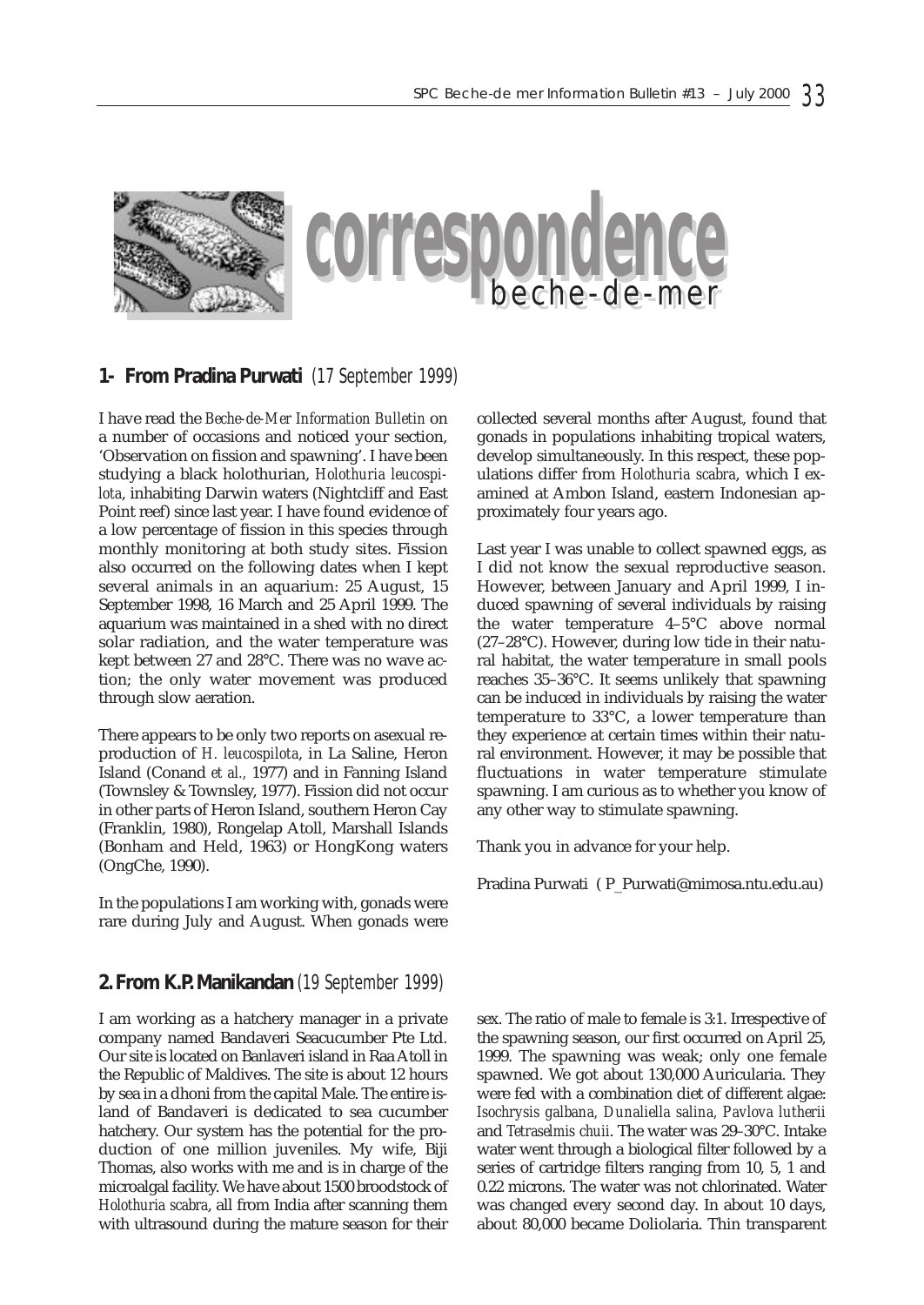# correspondence beche-de-mer

## 1- From Pradina Purwati (17 September 1999)

I have read the *Beche-de-Mer Information Bulletin* on a number of occasions and noticed your section, 'Observation on fission and spawning'. I have been studying a black holothurian, *Holothuria leucospilota*, inhabiting Darwin waters (Nightcliff and East Point reef) since last year. I have found evidence of a low percentage of fission in this species through monthly monitoring at both study sites. Fission also occurred on the following dates when I kept several animals in an aquarium: 25 August, 15 September 1998, 16 March and 25 April 1999. The aquarium was maintained in a shed with no direct solar radiation, and the water temperature was kept between 27 and 28°C. There was no wave action; the only water movement was produced through slow aeration.

There appears to be only two reports on asexual reproduction of *H. leucospilota*, in La Saline, Heron Island (Conand *et al.,* 1977) and in Fanning Island (Townsley & Townsley, 1977). Fission did not occur in other parts of Heron Island, southern Heron Cay (Franklin, 1980), Rongelap Atoll, Marshall Islands (Bonham and Held, 1963) or HongKong waters (OngChe, 1990).

In the populations I am working with, gonads were rare during July and August. When gonads were collected several months after August, found that gonads in populations inhabiting tropical waters, develop simultaneously. In this respect, these populations differ from *Holothuria scabra*, which I examined at Ambon Island, eastern Indonesian approximately four years ago.

Last year I was unable to collect spawned eggs, as I did not know the sexual reproductive season. However, between January and April 1999, I induced spawning of several individuals by raising the water temperature 4–5°C above normal (27–28°C). However, during low tide in their natural habitat, the water temperature in small pools reaches 35–36°C. It seems unlikely that spawning can be induced in individuals by raising the water temperature to 33°C, a lower temperature than they experience at certain times within their natural environment. However, it may be possible that fluctuations in water temperature stimulate spawning. I am curious as to whether you know of any other way to stimulate spawning.

Thank you in advance for your help.

Pradina Purwati ( P_Purwati@mimosa.ntu.edu.au)

## 2. From K.P. Manikandan (19 September 1999)

I am working as a hatchery manager in a private company named Bandaveri Seacucumber Pte Ltd. Our site is located on Banlaveri island in Raa Atoll in the Republic of Maldives. The site is about 12 hours by sea in a dhoni from the capital Male. The entire island of Bandaveri is dedicated to sea cucumber hatchery. Our system has the potential for the production of one million juveniles. My wife, Biji Thomas, also works with me and is in charge of the microalgal facility. We have about 1500 broodstock of *Holothuria scabra*, all from India after scanning them with ultrasound during the mature season for their sex. The ratio of male to female is 3:1. Irrespective of the spawning season, our first occurred on April 25, 1999. The spawning was weak; only one female spawned. We got about 130,000 Auricularia. They were fed with a combination diet of different algae: *Isochrysis galbana, Dunaliella salina, Pavlova lutherii* and *Tetraselmis chuii*. The water was 29–30°C. Intake water went through a biological filter followed by a series of cartridge filters ranging from 10, 5, 1 and 0.22 microns. The water was not chlorinated. Water was changed every second day. In about 10 days, about 80,000 became Doliolaria. Thin transparent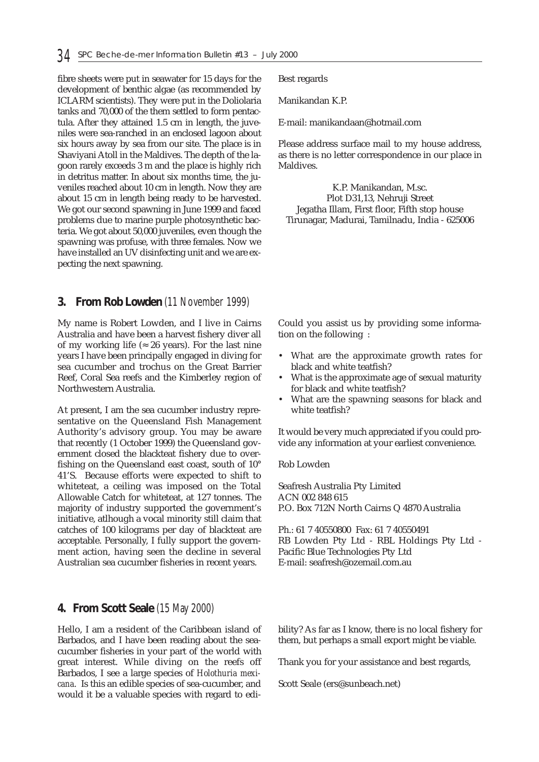fibre sheets were put in seawater for 15 days for the development of benthic algae (as recommended by ICLARM scientists). They were put in the Doliolaria tanks and 70,000 of the them settled to form pentactula. After they attained 1.5 cm in length, the juveniles were sea-ranched in an enclosed lagoon about six hours away by sea from our site. The place is in Shaviyani Atoll in the Maldives. The depth of the lagoon rarely exceeds 3 m and the place is highly rich in detritus matter. In about six months time, the juveniles reached about 10 cm in length. Now they are about 15 cm in length being ready to be harvested. We got our second spawning in June 1999 and faced problems due to marine purple photosynthetic bacteria. We got about 50,000 juveniles, even though the spawning was profuse, with three females. Now we have installed an UV disinfecting unit and we are expecting the next spawning.

Best regards

Manikandan K.P.

E-mail: manikandaan@hotmail.com

Please address surface mail to my house address, as there is no letter correspondence in our place in Maldives.

K.P. Manikandan, M.sc.
Plot D31,13, Nehruji Street
Jegatha Illam, First floor, Fifth stop house
Tirunagar, Madurai, Tamilnadu, India - 625006

## 3. From Rob Lowden (11 November 1999)

My name is Robert Lowden, and I live in Cairns Australia and have been a harvest fishery diver all of my working life (≈ 26 years). For the last nine years I have been principally engaged in diving for sea cucumber and trochus on the Great Barrier Reef, Coral Sea reefs and the Kimberley region of Northwestern Australia.

At present, I am the sea cucumber industry representative on the Queensland Fish Management Authority's advisory group. You may be aware that recently (1 October 1999) the Queensland government closed the blackteat fishery due to overfishing on the Queensland east coast, south of 10° 41'S. Because efforts were expected to shift to whiteteat, a ceiling was imposed on the Total Allowable Catch for whiteteat, at 127 tonnes. The majority of industry supported the government's initiative, atlhough a vocal minority still claim that catches of 100 kilograms per day of blackteat are acceptable. Personally, I fully support the government action, having seen the decline in several Australian sea cucumber fisheries in recent years.

Could you assist us by providing some information on the following :

- What are the approximate growth rates for black and white teatfish?
- What is the approximate age of sexual maturity for black and white teatfish?
- What are the spawning seasons for black and white teatfish?

It would be very much appreciated if you could provide any information at your earliest convenience.

Rob Lowden

Seafresh Australia Pty Limited
ACN 002 848 615
P.O. Box 712N North Cairns Q 4870 Australia

Ph.: 61 7 40550800 Fax: 61 7 40550491
RB Lowden Pty Ltd - RBL Holdings Pty Ltd - Pacific Blue Technologies Pty Ltd
E-mail: seafresh@ozemail.com.au

## 4. From Scott Seale (15 May 2000)

Hello, I am a resident of the Caribbean island of Barbados, and I have been reading about the sea-cucumber fisheries in your part of the world with great interest. While diving on the reefs off Barbados, I see a large species of *Holothuria mexicana*. Is this an edible species of sea-cucumber, and would it be a valuable species with regard to edibility? As far as I know, there is no local fishery for them, but perhaps a small export might be viable.

Thank you for your assistance and best regards,

Scott Seale (ers@sunbeach.net)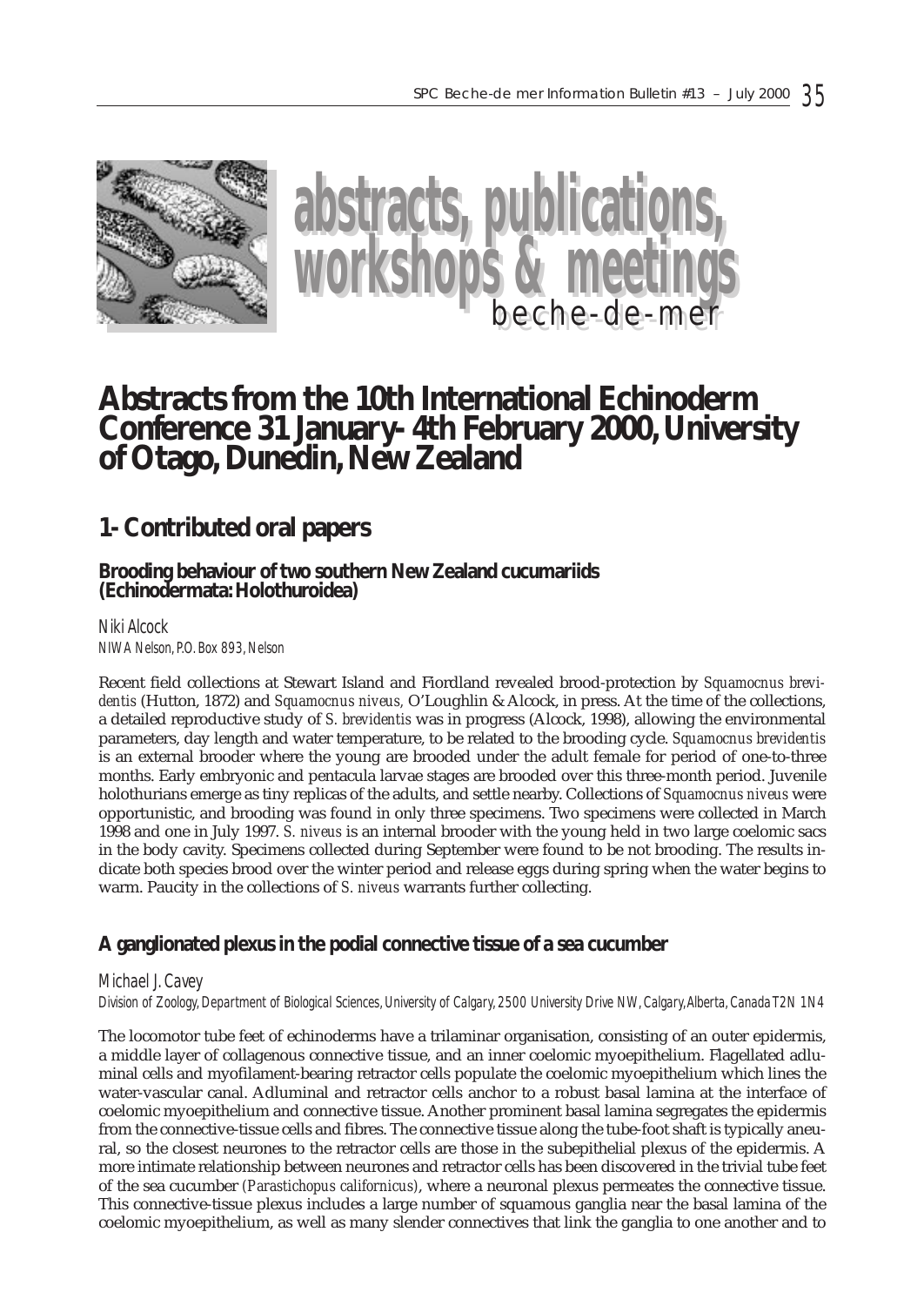# abstracts, publications, workshops & meetings

beche-de-mer

# Abstracts from the 10th International Echinoderm Conference 31 January- 4th February 2000, University of Otago, Dunedin, New Zealand

## 1- Contributed oral papers

### Brooding behaviour of two southern New Zealand cucumariids (Echinodermata: Holothuroidea)

*Niki Alcock*
*NIWA Nelson, P.O. Box 893, Nelson*

Recent field collections at Stewart Island and Fiordland revealed brood-protection by *Squamocnus brevidentis* (Hutton, 1872) and *Squamocnus niveus,* O'Loughlin & Alcock, in press. At the time of the collections, a detailed reproductive study of *S. brevidentis* was in progress (Alcock, 1998), allowing the environmental parameters, day length and water temperature, to be related to the brooding cycle. *Squamocnus brevidentis* is an external brooder where the young are brooded under the adult female for period of one-to-three months. Early embryonic and pentacula larvae stages are brooded over this three-month period. Juvenile holothurians emerge as tiny replicas of the adults, and settle nearby. Collections of *Squamocnus niveus* were opportunistic, and brooding was found in only three specimens. Two specimens were collected in March 1998 and one in July 1997. *S. niveus* is an internal brooder with the young held in two large coelomic sacs in the body cavity. Specimens collected during September were found to be not brooding. The results indicate both species brood over the winter period and release eggs during spring when the water begins to warm. Paucity in the collections of *S. niveus* warrants further collecting.

### A ganglionated plexus in the podial connective tissue of a sea cucumber

*Michael J. Cavey*
*Division of Zoology, Department of Biological Sciences, University of Calgary, 2500 University Drive NW, Calgary, Alberta, Canada T2N 1N4*

The locomotor tube feet of echinoderms have a trilaminar organisation, consisting of an outer epidermis, a middle layer of collagenous connective tissue, and an inner coelomic myoepithelium. Flagellated adluminal cells and myofilament-bearing retractor cells populate the coelomic myoepithelium which lines the water-vascular canal. Adluminal and retractor cells anchor to a robust basal lamina at the interface of coelomic myoepithelium and connective tissue. Another prominent basal lamina segregates the epidermis from the connective-tissue cells and fibres. The connective tissue along the tube-foot shaft is typically aneural, so the closest neurones to the retractor cells are those in the subepithelial plexus of the epidermis. A more intimate relationship between neurones and retractor cells has been discovered in the trivial tube feet of the sea cucumber (*Parastichopus californicus*), where a neuronal plexus permeates the connective tissue. This connective-tissue plexus includes a large number of squamous ganglia near the basal lamina of the coelomic myoepithelium, as well as many slender connectives that link the ganglia to one another and to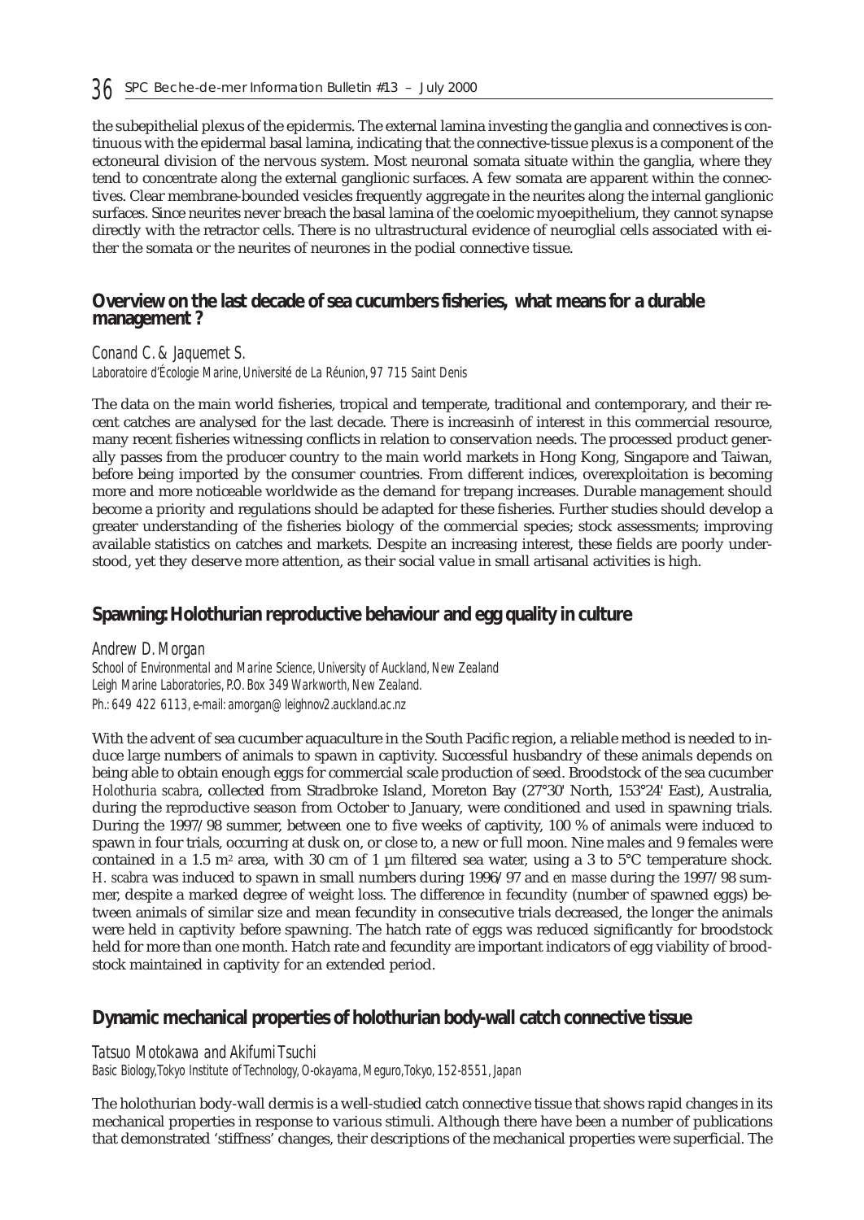the subepithelial plexus of the epidermis. The external lamina investing the ganglia and connectives is continuous with the epidermal basal lamina, indicating that the connective-tissue plexus is a component of the ectoneural division of the nervous system. Most neuronal somata situate within the ganglia, where they tend to concentrate along the external ganglionic surfaces. A few somata are apparent within the connectives. Clear membrane-bounded vesicles frequently aggregate in the neurites along the internal ganglionic surfaces. Since neurites never breach the basal lamina of the coelomic myoepithelium, they cannot synapse directly with the retractor cells. There is no ultrastructural evidence of neuroglial cells associated with either the somata or the neurites of neurones in the podial connective tissue.

## Overview on the last decade of sea cucumbers fisheries, what means for a durable management ?

*Conand C. & Jaquemet S.*
*Laboratoire d'Écologie Marine, Université de La Réunion, 97 715 Saint Denis*

The data on the main world fisheries, tropical and temperate, traditional and contemporary, and their recent catches are analysed for the last decade. There is increasinh of interest in this commercial resource, many recent fisheries witnessing conflicts in relation to conservation needs. The processed product generally passes from the producer country to the main world markets in Hong Kong, Singapore and Taiwan, before being imported by the consumer countries. From different indices, overexploitation is becoming more and more noticeable worldwide as the demand for trepang increases. Durable management should become a priority and regulations should be adapted for these fisheries. Further studies should develop a greater understanding of the fisheries biology of the commercial species; stock assessments; improving available statistics on catches and markets. Despite an increasing interest, these fields are poorly understood, yet they deserve more attention, as their social value in small artisanal activities is high.

## Spawning: Holothurian reproductive behaviour and egg quality in culture

*Andrew D. Morgan*
*School of Environmental and Marine Science, University of Auckland, New Zealand*
*Leigh Marine Laboratories, P.O. Box 349 Warkworth, New Zealand.*
*Ph.: 649 422 6113, e-mail: amorgan@leighnov2.auckland.ac.nz*

With the advent of sea cucumber aquaculture in the South Pacific region, a reliable method is needed to induce large numbers of animals to spawn in captivity. Successful husbandry of these animals depends on being able to obtain enough eggs for commercial scale production of seed. Broodstock of the sea cucumber *Holothuria scabra*, collected from Stradbroke Island, Moreton Bay (27°30' North, 153°24' East), Australia, during the reproductive season from October to January, were conditioned and used in spawning trials. During the 1997/98 summer, between one to five weeks of captivity, 100 % of animals were induced to spawn in four trials, occurring at dusk on, or close to, a new or full moon. Nine males and 9 females were contained in a 1.5 $m^2$ area, with 30 cm of 1 µm filtered sea water, using a 3 to 5°C temperature shock. *H. scabra* was induced to spawn in small numbers during 1996/97 and *en masse* during the 1997/98 summer, despite a marked degree of weight loss. The difference in fecundity (number of spawned eggs) between animals of similar size and mean fecundity in consecutive trials decreased, the longer the animals were held in captivity before spawning. The hatch rate of eggs was reduced significantly for broodstock held for more than one month. Hatch rate and fecundity are important indicators of egg viability of broodstock maintained in captivity for an extended period.

## Dynamic mechanical properties of holothurian body-wall catch connective tissue

*Tatsuo Motokawa and Akifumi Tsuchi*
*Basic Biology, Tokyo Institute of Technology, O-okayama, Meguro, Tokyo, 152-8551, Japan*

The holothurian body-wall dermis is a well-studied catch connective tissue that shows rapid changes in its mechanical properties in response to various stimuli. Although there have been a number of publications that demonstrated 'stiffness' changes, their descriptions of the mechanical properties were superficial. The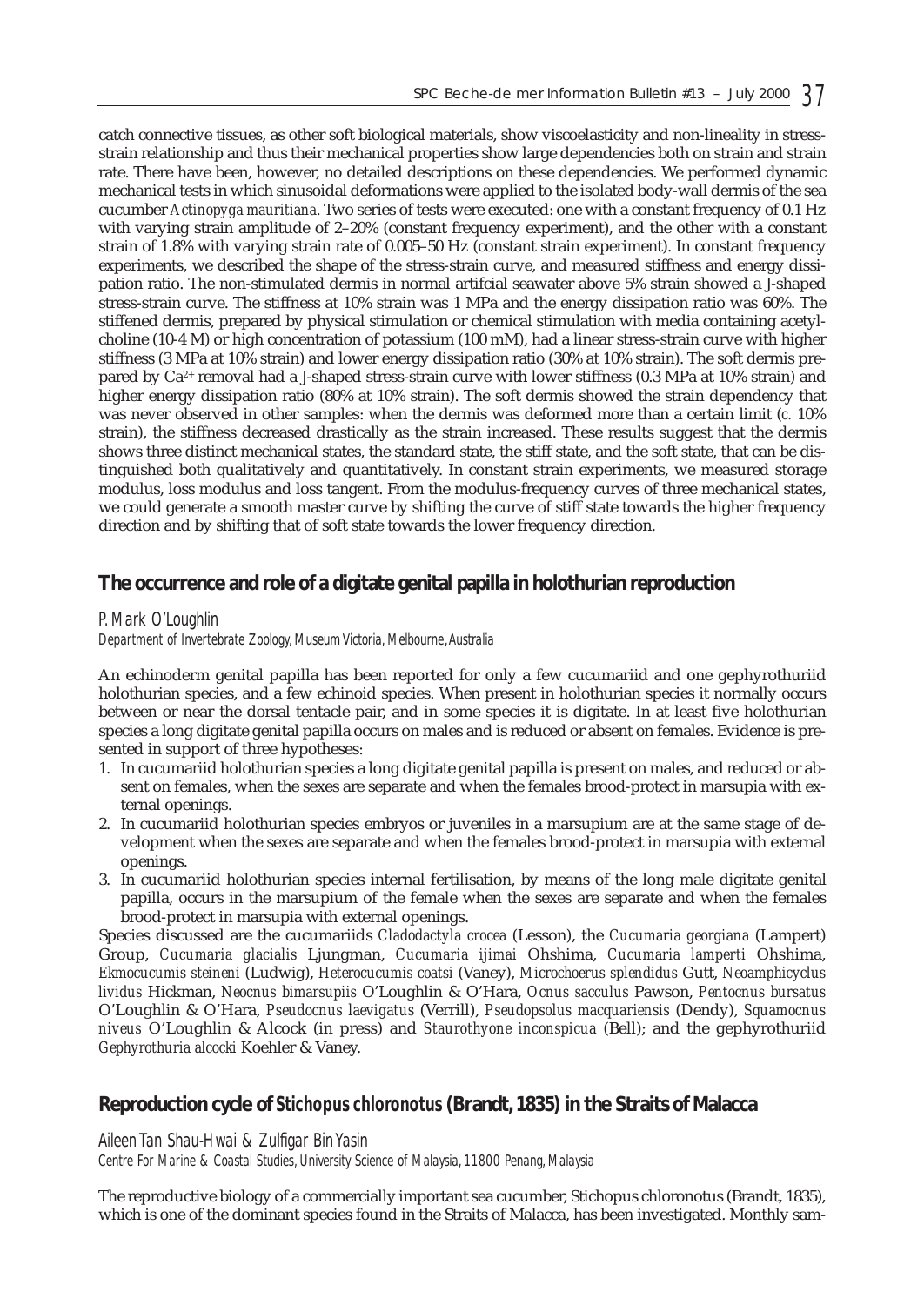catch connective tissues, as other soft biological materials, show viscoelasticity and non-lineality in stress-strain relationship and thus their mechanical properties show large dependencies both on strain and strain rate. There have been, however, no detailed descriptions on these dependencies. We performed dynamic mechanical tests in which sinusoidal deformations were applied to the isolated body-wall dermis of the sea cucumber *Actinopyga mauritiana*. Two series of tests were executed: one with a constant frequency of 0.1 Hz with varying strain amplitude of 2–20% (constant frequency experiment), and the other with a constant strain of 1.8% with varying strain rate of 0.005–50 Hz (constant strain experiment). In constant frequency experiments, we described the shape of the stress-strain curve, and measured stiffness and energy dissipation ratio. The non-stimulated dermis in normal artifcial seawater above 5% strain showed a J-shaped stress-strain curve. The stiffness at 10% strain was 1 MPa and the energy dissipation ratio was 60%. The stiffened dermis, prepared by physical stimulation or chemical stimulation with media containing acetylcholine (10-4 M) or high concentration of potassium (100 mM), had a linear stress-strain curve with higher stiffness (3 MPa at 10% strain) and lower energy dissipation ratio (30% at 10% strain). The soft dermis prepared by $Ca^{2+}$ removal had a J-shaped stress-strain curve with lower stiffness (0.3 MPa at 10% strain) and higher energy dissipation ratio (80% at 10% strain). The soft dermis showed the strain dependency that was never observed in other samples: when the dermis was deformed more than a certain limit (*c.* 10% strain), the stiffness decreased drastically as the strain increased. These results suggest that the dermis shows three distinct mechanical states, the standard state, the stiff state, and the soft state, that can be distinguished both qualitatively and quantitatively. In constant strain experiments, we measured storage modulus, loss modulus and loss tangent. From the modulus-frequency curves of three mechanical states, we could generate a smooth master curve by shifting the curve of stiff state towards the higher frequency direction and by shifting that of soft state towards the lower frequency direction.

## The occurrence and role of a digitate genital papilla in holothurian reproduction

*P. Mark O'Loughlin*
*Department of Invertebrate Zoology, Museum Victoria, Melbourne, Australia*

An echinoderm genital papilla has been reported for only a few cucumariid and one gephyrothuriid holothurian species, and a few echinoid species. When present in holothurian species it normally occurs between or near the dorsal tentacle pair, and in some species it is digitate. In at least five holothurian species a long digitate genital papilla occurs on males and is reduced or absent on females. Evidence is presented in support of three hypotheses:

1. In cucumariid holothurian species a long digitate genital papilla is present on males, and reduced or absent on females, when the sexes are separate and when the females brood-protect in marsupia with external openings.
2. In cucumariid holothurian species embryos or juveniles in a marsupium are at the same stage of development when the sexes are separate and when the females brood-protect in marsupia with external openings.
3. In cucumariid holothurian species internal fertilisation, by means of the long male digitate genital papilla, occurs in the marsupium of the female when the sexes are separate and when the females brood-protect in marsupia with external openings.

Species discussed are the cucumariids *Cladodactyla crocea* (Lesson), the *Cucumaria georgiana* (Lampert) Group, *Cucumaria glacialis* Ljungman, *Cucumaria ijimai* Ohshima, *Cucumaria lamperti* Ohshima, *Ekmocucumis steineni* (Ludwig), *Heterocucumis coatsi* (Vaney), *Microchoerus splendidus* Gutt, *Neoamphicyclus lividus* Hickman, *Neocnus bimarsupiis* O'Loughlin & O'Hara, *Ocnus sacculus* Pawson, *Pentocnus bursatus* O'Loughlin & O'Hara, *Pseudocnus laevigatus* (Verrill), *Pseudopsolus macquariensis* (Dendy), *Squamocnus niveus* O'Loughlin & Alcock (in press) and *Staurothyone inconspicua* (Bell); and the gephyrothuriid *Gephyrothuria alcocki* Koehler & Vaney.

## Reproduction cycle of *Stichopus chloronotus* (Brandt, 1835) in the Straits of Malacca

*Aileen Tan Shau-Hwai & Zulfigar Bin Yasin*
*Centre For Marine & Coastal Studies, University Science of Malaysia, 11800 Penang, Malaysia*

The reproductive biology of a commercially important sea cucumber, Stichopus chloronotus (Brandt, 1835), which is one of the dominant species found in the Straits of Malacca, has been investigated. Monthly sam-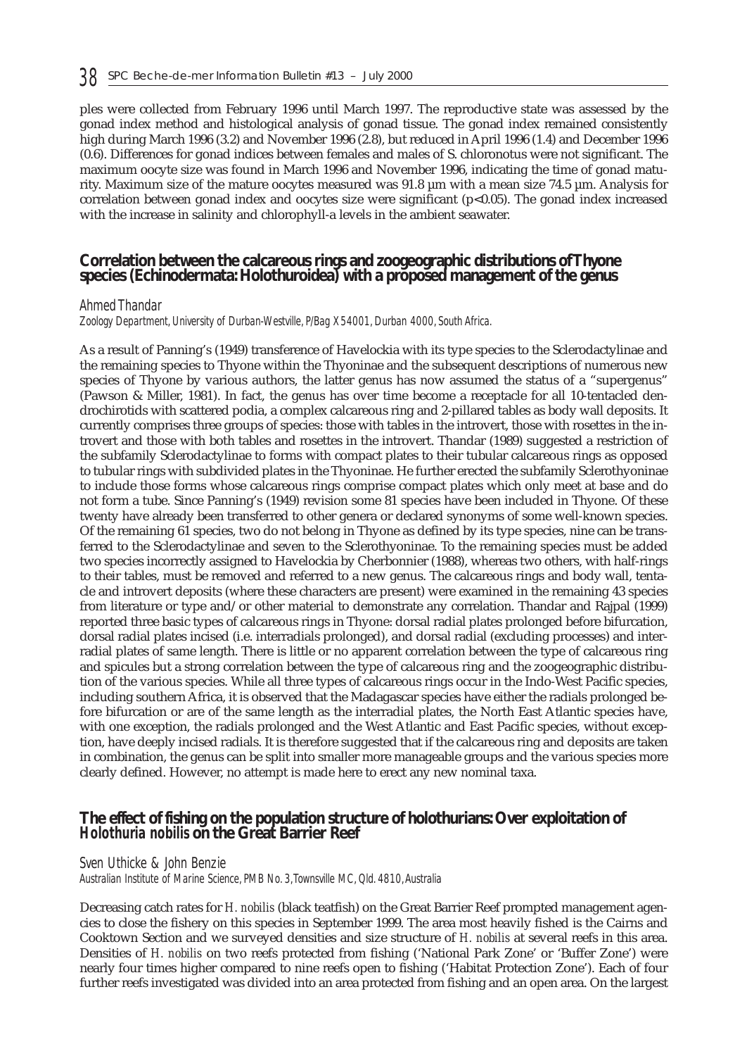ples were collected from February 1996 until March 1997. The reproductive state was assessed by the gonad index method and histological analysis of gonad tissue. The gonad index remained consistently high during March 1996 (3.2) and November 1996 (2.8), but reduced in April 1996 (1.4) and December 1996 (0.6). Differences for gonad indices between females and males of S. chloronotus were not significant. The maximum oocyte size was found in March 1996 and November 1996, indicating the time of gonad maturity. Maximum size of the mature oocytes measured was 91.8 µm with a mean size 74.5 µm. Analysis for correlation between gonad index and oocytes size were significant ($p<0.05$). The gonad index increased with the increase in salinity and chlorophyll-a levels in the ambient seawater.

## Correlation between the calcareous rings and zoogeographic distributions of Thyone species (Echinodermata: Holothuroidea) with a proposed management of the genus

*Ahmed Thandar*
*Zoology Department, University of Durban-Westville, P/Bag X 54001, Durban 4000, South Africa.*

As a result of Panning's (1949) transference of Havelockia with its type species to the Sclerodactylinae and the remaining species to Thyone within the Thyoninae and the subsequent descriptions of numerous new species of Thyone by various authors, the latter genus has now assumed the status of a "supergenus" (Pawson & Miller, 1981). In fact, the genus has over time become a receptacle for all 10-tentacled dendrochirotids with scattered podia, a complex calcareous ring and 2-pillared tables as body wall deposits. It currently comprises three groups of species: those with tables in the introvert, those with rosettes in the introvert and those with both tables and rosettes in the introvert. Thandar (1989) suggested a restriction of the subfamily Sclerodactylinae to forms with compact plates to their tubular calcareous rings as opposed to tubular rings with subdivided plates in the Thyoninae. He further erected the subfamily Sclerothyoninae to include those forms whose calcareous rings comprise compact plates which only meet at base and do not form a tube. Since Panning's (1949) revision some 81 species have been included in Thyone. Of these twenty have already been transferred to other genera or declared synonyms of some well-known species. Of the remaining 61 species, two do not belong in Thyone as defined by its type species, nine can be transferred to the Sclerodactylinae and seven to the Sclerothyoninae. To the remaining species must be added two species incorrectly assigned to Havelockia by Cherbonnier (1988), whereas two others, with half-rings to their tables, must be removed and referred to a new genus. The calcareous rings and body wall, tentacle and introvert deposits (where these characters are present) were examined in the remaining 43 species from literature or type and/or other material to demonstrate any correlation. Thandar and Rajpal (1999) reported three basic types of calcareous rings in Thyone: dorsal radial plates prolonged before bifurcation, dorsal radial plates incised (i.e. interradials prolonged), and dorsal radial (excluding processes) and interradial plates of same length. There is little or no apparent correlation between the type of calcareous ring and spicules but a strong correlation between the type of calcareous ring and the zoogeographic distribution of the various species. While all three types of calcareous rings occur in the Indo-West Pacific species, including southern Africa, it is observed that the Madagascar species have either the radials prolonged before bifurcation or are of the same length as the interradial plates, the North East Atlantic species have, with one exception, the radials prolonged and the West Atlantic and East Pacific species, without exception, have deeply incised radials. It is therefore suggested that if the calcareous ring and deposits are taken in combination, the genus can be split into smaller more manageable groups and the various species more clearly defined. However, no attempt is made here to erect any new nominal taxa.

## The effect of fishing on the population structure of holothurians: Over exploitation of *Holothuria nobilis* on the Great Barrier Reef

*Sven Uthicke & John Benzie*
*Australian Institute of Marine Science, PMB No. 3, Townsville MC, Qld. 4810, Australia*

Decreasing catch rates for *H. nobilis* (black teatfish) on the Great Barrier Reef prompted management agencies to close the fishery on this species in September 1999. The area most heavily fished is the Cairns and Cooktown Section and we surveyed densities and size structure of *H. nobilis* at several reefs in this area. Densities of *H. nobilis* on two reefs protected from fishing ('National Park Zone' or 'Buffer Zone') were nearly four times higher compared to nine reefs open to fishing ('Habitat Protection Zone'). Each of four further reefs investigated was divided into an area protected from fishing and an open area. On the largest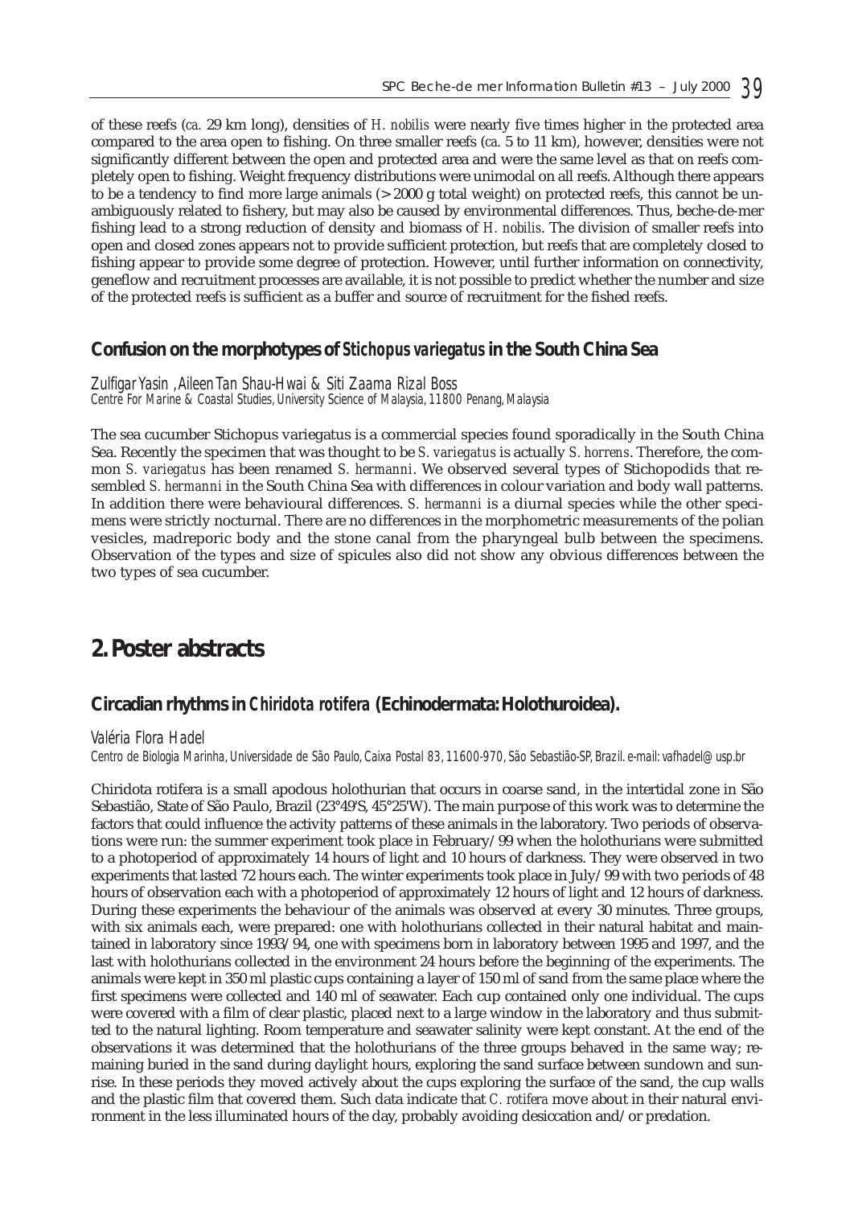of these reefs (*ca.* 29 km long), densities of *H. nobilis* were nearly five times higher in the protected area compared to the area open to fishing. On three smaller reefs (*ca.* 5 to 11 km), however, densities were not significantly different between the open and protected area and were the same level as that on reefs completely open to fishing. Weight frequency distributions were unimodal on all reefs. Although there appears to be a tendency to find more large animals (> 2000 g total weight) on protected reefs, this cannot be unambiguously related to fishery, but may also be caused by environmental differences. Thus, beche-de-mer fishing lead to a strong reduction of density and biomass of *H. nobilis*. The division of smaller reefs into open and closed zones appears not to provide sufficient protection, but reefs that are completely closed to fishing appear to provide some degree of protection. However, until further information on connectivity, geneflow and recruitment processes are available, it is not possible to predict whether the number and size of the protected reefs is sufficient as a buffer and source of recruitment for the fished reefs.

### Confusion on the morphotypes of *Stichopus variegatus* in the South China Sea

*Zulfigar Yasin , Aileen Tan Shau-Hwai & Siti Zaama Rizal Boss*
*Centre For Marine & Coastal Studies, University Science of Malaysia, 11800 Penang, Malaysia*

The sea cucumber Stichopus variegatus is a commercial species found sporadically in the South China Sea. Recently the specimen that was thought to be *S. variegatus* is actually *S. horrens*. Therefore, the common *S. variegatus* has been renamed *S. hermanni*. We observed several types of Stichopodids that resembled *S. hermanni* in the South China Sea with differences in colour variation and body wall patterns. In addition there were behavioural differences. *S. hermanni* is a diurnal species while the other specimens were strictly nocturnal. There are no differences in the morphometric measurements of the polian vesicles, madreporic body and the stone canal from the pharyngeal bulb between the specimens. Observation of the types and size of spicules also did not show any obvious differences between the two types of sea cucumber.

## 2. Poster abstracts

### Circadian rhythms in *Chiridota rotifera* (Echinodermata: Holothuroidea).

*Valéria Flora Hadel*
*Centro de Biologia Marinha, Universidade de São Paulo, Caixa Postal 83, 11600-970, São Sebastião-SP, Brazil. e-mail: vafhadel@usp.br*

Chiridota rotifera is a small apodous holothurian that occurs in coarse sand, in the intertidal zone in São Sebastião, State of São Paulo, Brazil (23°49'S, 45°25'W). The main purpose of this work was to determine the factors that could influence the activity patterns of these animals in the laboratory. Two periods of observations were run: the summer experiment took place in February/99 when the holothurians were submitted to a photoperiod of approximately 14 hours of light and 10 hours of darkness. They were observed in two experiments that lasted 72 hours each. The winter experiments took place in July/99 with two periods of 48 hours of observation each with a photoperiod of approximately 12 hours of light and 12 hours of darkness. During these experiments the behaviour of the animals was observed at every 30 minutes. Three groups, with six animals each, were prepared: one with holothurians collected in their natural habitat and maintained in laboratory since 1993/94, one with specimens born in laboratory between 1995 and 1997, and the last with holothurians collected in the environment 24 hours before the beginning of the experiments. The animals were kept in 350 ml plastic cups containing a layer of 150 ml of sand from the same place where the first specimens were collected and 140 ml of seawater. Each cup contained only one individual. The cups were covered with a film of clear plastic, placed next to a large window in the laboratory and thus submitted to the natural lighting. Room temperature and seawater salinity were kept constant. At the end of the observations it was determined that the holothurians of the three groups behaved in the same way; remaining buried in the sand during daylight hours, exploring the sand surface between sundown and sunrise. In these periods they moved actively about the cups exploring the surface of the sand, the cup walls and the plastic film that covered them. Such data indicate that *C. rotifera* move about in their natural environment in the less illuminated hours of the day, probably avoiding desiccation and/or predation.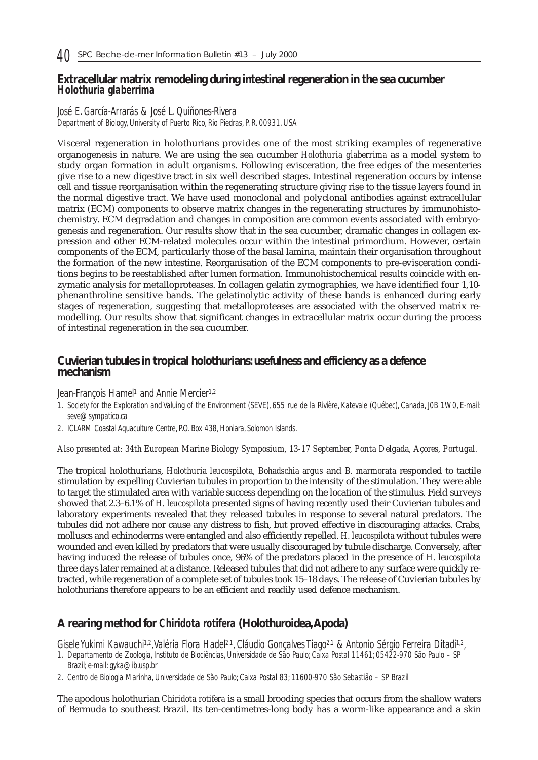## Extracellular matrix remodeling during intestinal regeneration in the sea cucumber *Holothuria glaberrima*

José E. García-Arrarás & José L. Quiñones-Rivera

*Department of Biology, University of Puerto Rico, Rio Piedras, P. R. 00931, USA*

Visceral regeneration in holothurians provides one of the most striking examples of regenerative organogenesis in nature. We are using the sea cucumber *Holothuria glaberrima* as a model system to study organ formation in adult organisms. Following evisceration, the free edges of the mesenteries give rise to a new digestive tract in six well described stages. Intestinal regeneration occurs by intense cell and tissue reorganisation within the regenerating structure giving rise to the tissue layers found in the normal digestive tract. We have used monoclonal and polyclonal antibodies against extracellular matrix (ECM) components to observe matrix changes in the regenerating structures by immunohistochemistry. ECM degradation and changes in composition are common events associated with embryogenesis and regeneration. Our results show that in the sea cucumber, dramatic changes in collagen expression and other ECM-related molecules occur within the intestinal primordium. However, certain components of the ECM, particularly those of the basal lamina, maintain their organisation throughout the formation of the new intestine. Reorganisation of the ECM components to pre-evisceration conditions begins to be reestablished after lumen formation. Immunohistochemical results coincide with enzymatic analysis for metalloproteases. In collagen gelatin zymographies, we have identified four 1,10-phenanthroline sensitive bands. The gelatinolytic activity of these bands is enhanced during early stages of regeneration, suggesting that metalloproteases are associated with the observed matrix remodelling. Our results show that significant changes in extracellular matrix occur during the process of intestinal regeneration in the sea cucumber.

## Cuvierian tubules in tropical holothurians: usefulness and efficiency as a defence mechanism

Jean-François Hamel[1] and Annie Mercier[1,2]

1. Society for the Exploration and Valuing of the Environment (SEVE), 655 rue de la Rivière, Katevale (Québec), Canada, J0B 1W0, E-mail: seve@sympatico.ca
2. ICLARM Coastal Aquaculture Centre, P.O. Box 438, Honiara, Solomon Islands.

*Also presented at: 34th European Marine Biology Symposium, 13-17 September, Ponta Delgada, Açores, Portugal.*

The tropical holothurians, *Holothuria leucospilota, Bohadschia argus* and *B. marmorata* responded to tactile stimulation by expelling Cuvierian tubules in proportion to the intensity of the stimulation. They were able to target the stimulated area with variable success depending on the location of the stimulus. Field surveys showed that 2.3–6.1% of *H. leucospilota* presented signs of having recently used their Cuvierian tubules and laboratory experiments revealed that they released tubules in response to several natural predators. The tubules did not adhere nor cause any distress to fish, but proved effective in discouraging attacks. Crabs, molluscs and echinoderms were entangled and also efficiently repelled. *H. leucospilota* without tubules were wounded and even killed by predators that were usually discouraged by tubule discharge. Conversely, after having induced the release of tubules once, 96% of the predators placed in the presence of *H. leucospilota* three days later remained at a distance. Released tubules that did not adhere to any surface were quickly retracted, while regeneration of a complete set of tubules took 15–18 days. The release of Cuvierian tubules by holothurians therefore appears to be an efficient and readily used defence mechanism.

## A rearing method for *Chiridota rotifera* (Holothuroidea, Apoda)

Gisele Yukimi Kawauchi[1,2], Valéria Flora Hadel[2,1], Cláudio Gonçalves Tiago[2,1] & Antonio Sérgio Ferreira Ditadi[1,2],

1. Departamento de Zoologia, Instituto de Biociências, Universidade de São Paulo; Caixa Postal 11461; 05422-970 São Paulo – SP Brazil; e-mail: gyka@ib.usp.br
2. Centro de Biologia Marinha, Universidade de São Paulo; Caixa Postal 83; 11600-970 São Sebastião – SP Brazil

The apodous holothurian *Chiridota rotifera* is a small brooding species that occurs from the shallow waters of Bermuda to southeast Brazil. Its ten-centimetres-long body has a worm-like appearance and a skin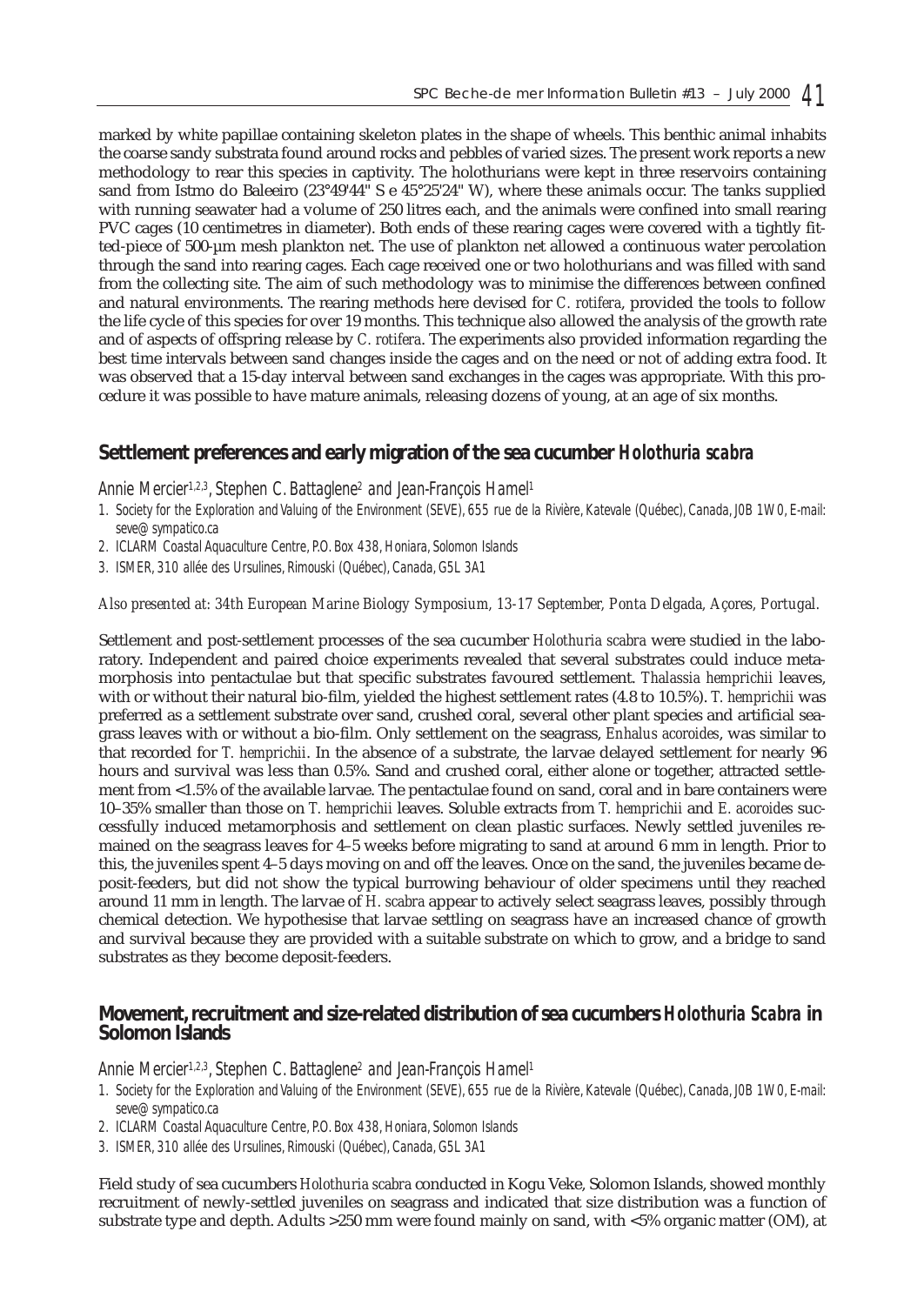marked by white papillae containing skeleton plates in the shape of wheels. This benthic animal inhabits the coarse sandy substrata found around rocks and pebbles of varied sizes. The present work reports a new methodology to rear this species in captivity. The holothurians were kept in three reservoirs containing sand from Istmo do Baleeiro (23°49'44" S e 45°25'24" W), where these animals occur. The tanks supplied with running seawater had a volume of 250 litres each, and the animals were confined into small rearing PVC cages (10 centimetres in diameter). Both ends of these rearing cages were covered with a tightly fitted-piece of 500-µm mesh plankton net. The use of plankton net allowed a continuous water percolation through the sand into rearing cages. Each cage received one or two holothurians and was filled with sand from the collecting site. The aim of such methodology was to minimise the differences between confined and natural environments. The rearing methods here devised for *C. rotifera*, provided the tools to follow the life cycle of this species for over 19 months. This technique also allowed the analysis of the growth rate and of aspects of offspring release by *C. rotifera*. The experiments also provided information regarding the best time intervals between sand changes inside the cages and on the need or not of adding extra food. It was observed that a 15-day interval between sand exchanges in the cages was appropriate. With this procedure it was possible to have mature animals, releasing dozens of young, at an age of six months.

## Settlement preferences and early migration of the sea cucumber *Holothuria scabra*

Annie Mercier[1,2,3], Stephen C. Battaglene[2] and Jean-François Hamel[1]

1. Society for the Exploration and Valuing of the Environment (SEVE), 655 rue de la Rivière, Katevale (Québec), Canada, J0B 1W0, E-mail: seve@sympatico.ca
2. ICLARM Coastal Aquaculture Centre, P.O. Box 438, Honiara, Solomon Islands
3. ISMER, 310 allée des Ursulines, Rimouski (Québec), Canada, G5L 3A1

*Also presented at: 34th European Marine Biology Symposium, 13-17 September, Ponta Delgada, Açores, Portugal.*

Settlement and post-settlement processes of the sea cucumber *Holothuria scabra* were studied in the laboratory. Independent and paired choice experiments revealed that several substrates could induce metamorphosis into pentactulae but that specific substrates favoured settlement. *Thalassia hemprichii* leaves, with or without their natural bio-film, yielded the highest settlement rates (4.8 to 10.5%). *T. hemprichii* was preferred as a settlement substrate over sand, crushed coral, several other plant species and artificial seagrass leaves with or without a bio-film. Only settlement on the seagrass, *Enhalus acoroides*, was similar to that recorded for *T. hemprichii*. In the absence of a substrate, the larvae delayed settlement for nearly 96 hours and survival was less than 0.5%. Sand and crushed coral, either alone or together, attracted settlement from <1.5% of the available larvae. The pentactulae found on sand, coral and in bare containers were 10–35% smaller than those on *T. hemprichii* leaves. Soluble extracts from *T. hemprichii* and *E. acoroides* successfully induced metamorphosis and settlement on clean plastic surfaces. Newly settled juveniles remained on the seagrass leaves for 4–5 weeks before migrating to sand at around 6 mm in length. Prior to this, the juveniles spent 4–5 days moving on and off the leaves. Once on the sand, the juveniles became deposit-feeders, but did not show the typical burrowing behaviour of older specimens until they reached around 11 mm in length. The larvae of *H. scabra* appear to actively select seagrass leaves, possibly through chemical detection. We hypothesise that larvae settling on seagrass have an increased chance of growth and survival because they are provided with a suitable substrate on which to grow, and a bridge to sand substrates as they become deposit-feeders.

## Movement, recruitment and size-related distribution of sea cucumbers *Holothuria Scabra* in Solomon Islands

Annie Mercier[1,2,3], Stephen C. Battaglene[2] and Jean-François Hamel[1]

1. Society for the Exploration and Valuing of the Environment (SEVE), 655 rue de la Rivière, Katevale (Québec), Canada, J0B 1W0, E-mail: seve@sympatico.ca
2. ICLARM Coastal Aquaculture Centre, P.O. Box 438, Honiara, Solomon Islands
3. ISMER, 310 allée des Ursulines, Rimouski (Québec), Canada, G5L 3A1

Field study of sea cucumbers *Holothuria scabra* conducted in Kogu Veke, Solomon Islands, showed monthly recruitment of newly-settled juveniles on seagrass and indicated that size distribution was a function of substrate type and depth. Adults >250 mm were found mainly on sand, with <5% organic matter (OM), at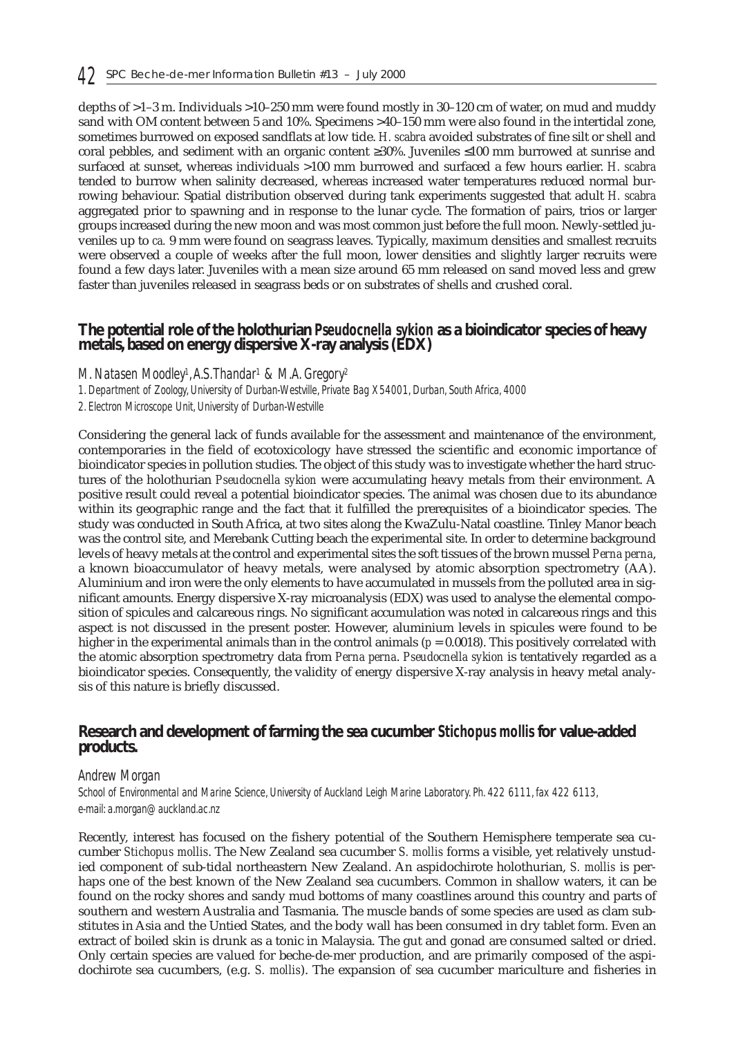depths of >1–3 m. Individuals >10–250 mm were found mostly in 30–120 cm of water, on mud and muddy sand with OM content between 5 and 10%. Specimens >40–150 mm were also found in the intertidal zone, sometimes burrowed on exposed sandflats at low tide. *H. scabra* avoided substrates of fine silt or shell and coral pebbles, and sediment with an organic content ≥30%. Juveniles ≤100 mm burrowed at sunrise and surfaced at sunset, whereas individuals >100 mm burrowed and surfaced a few hours earlier. *H. scabra* tended to burrow when salinity decreased, whereas increased water temperatures reduced normal burrowing behaviour. Spatial distribution observed during tank experiments suggested that adult *H. scabra* aggregated prior to spawning and in response to the lunar cycle. The formation of pairs, trios or larger groups increased during the new moon and was most common just before the full moon. Newly-settled juveniles up to *ca.* 9 mm were found on seagrass leaves. Typically, maximum densities and smallest recruits were observed a couple of weeks after the full moon, lower densities and slightly larger recruits were found a few days later. Juveniles with a mean size around 65 mm released on sand moved less and grew faster than juveniles released in seagrass beds or on substrates of shells and crushed coral.

## The potential role of the holothurian *Pseudocnella sykion* as a bioindicator species of heavy metals, based on energy dispersive X-ray analysis (EDX)

*M. Natasen Moodley[1], A.S.Thandar[1] & M.A. Gregory[2]*

*1. Department of Zoology, University of Durban-Westville, Private Bag X54001, Durban, South Africa, 4000*

*2. Electron Microscope Unit, University of Durban-Westville*

Considering the general lack of funds available for the assessment and maintenance of the environment, contemporaries in the field of ecotoxicology have stressed the scientific and economic importance of bioindicator species in pollution studies. The object of this study was to investigate whether the hard structures of the holothurian *Pseudocnella sykion* were accumulating heavy metals from their environment. A positive result could reveal a potential bioindicator species. The animal was chosen due to its abundance within its geographic range and the fact that it fulfilled the prerequisites of a bioindicator species. The study was conducted in South Africa, at two sites along the KwaZulu-Natal coastline. Tinley Manor beach was the control site, and Merebank Cutting beach the experimental site. In order to determine background levels of heavy metals at the control and experimental sites the soft tissues of the brown mussel *Perna perna*, a known bioaccumulator of heavy metals, were analysed by atomic absorption spectrometry (AA). Aluminium and iron were the only elements to have accumulated in mussels from the polluted area in significant amounts. Energy dispersive X-ray microanalysis (EDX) was used to analyse the elemental composition of spicules and calcareous rings. No significant accumulation was noted in calcareous rings and this aspect is not discussed in the present poster. However, aluminium levels in spicules were found to be higher in the experimental animals than in the control animals ($p = 0.0018$). This positively correlated with the atomic absorption spectrometry data from *Perna perna*. *Pseudocnella sykion* is tentatively regarded as a bioindicator species. Consequently, the validity of energy dispersive X-ray analysis in heavy metal analysis of this nature is briefly discussed.

## Research and development of farming the sea cucumber *Stichopus mollis* for value-added products.

*Andrew Morgan*

*School of Environmental and Marine Science, University of Auckland Leigh Marine Laboratory. Ph. 422 6111, fax 422 6113, e-mail: a.morgan@auckland.ac.nz*

Recently, interest has focused on the fishery potential of the Southern Hemisphere temperate sea cucumber *Stichopus mollis*. The New Zealand sea cucumber *S. mollis* forms a visible, yet relatively unstudied component of sub-tidal northeastern New Zealand. An aspidochirote holothurian, *S. mollis* is perhaps one of the best known of the New Zealand sea cucumbers. Common in shallow waters, it can be found on the rocky shores and sandy mud bottoms of many coastlines around this country and parts of southern and western Australia and Tasmania. The muscle bands of some species are used as clam substitutes in Asia and the Untied States, and the body wall has been consumed in dry tablet form. Even an extract of boiled skin is drunk as a tonic in Malaysia. The gut and gonad are consumed salted or dried. Only certain species are valued for beche-de-mer production, and are primarily composed of the aspidochirote sea cucumbers, (e.g. *S. mollis*). The expansion of sea cucumber mariculture and fisheries in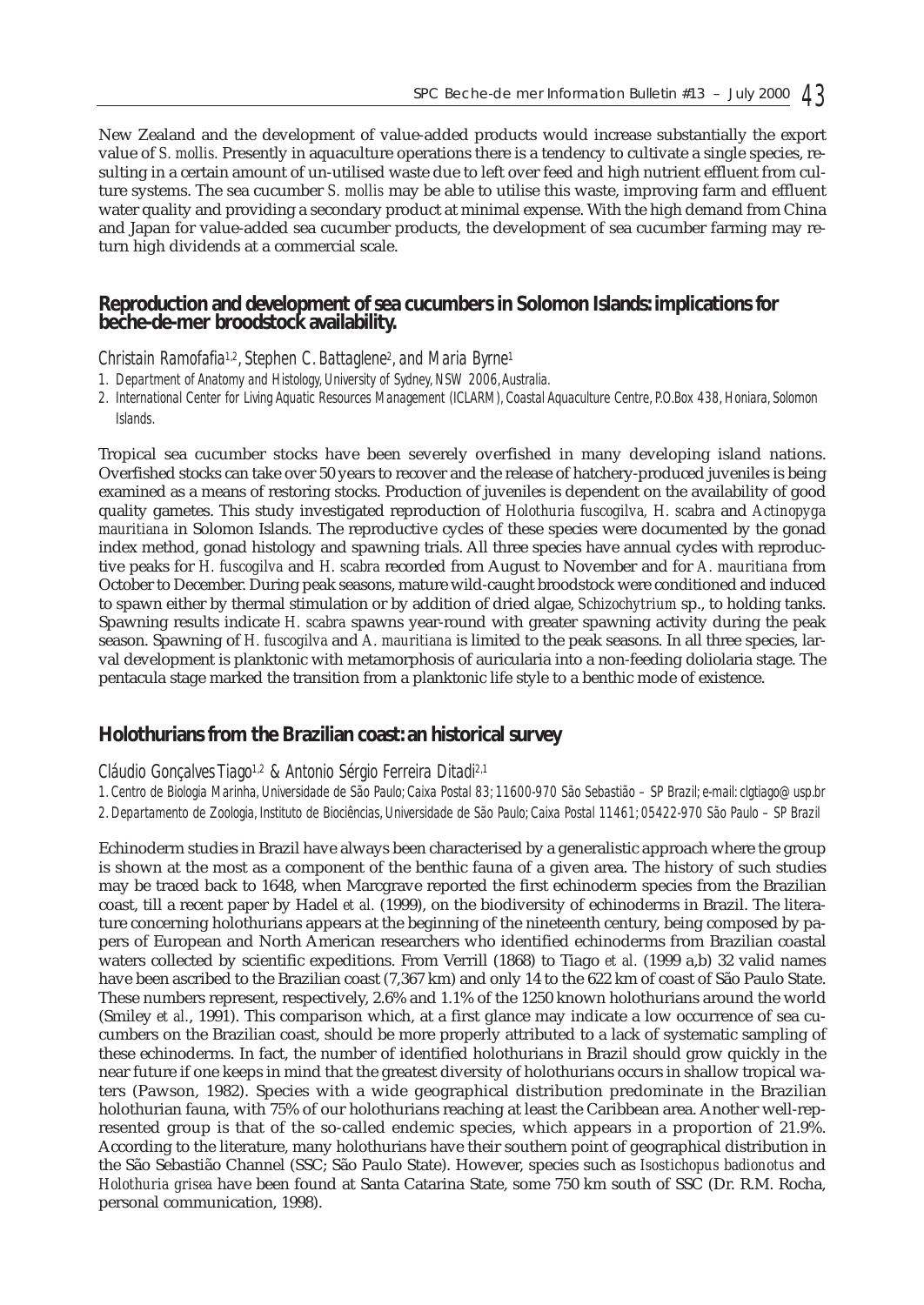New Zealand and the development of value-added products would increase substantially the export value of *S. mollis*. Presently in aquaculture operations there is a tendency to cultivate a single species, resulting in a certain amount of un-utilised waste due to left over feed and high nutrient effluent from culture systems. The sea cucumber *S. mollis* may be able to utilise this waste, improving farm and effluent water quality and providing a secondary product at minimal expense. With the high demand from China and Japan for value-added sea cucumber products, the development of sea cucumber farming may return high dividends at a commercial scale.

## Reproduction and development of sea cucumbers in Solomon Islands: implications for beche-de-mer broodstock availability.

Christain Ramofafia[1,2], Stephen C. Battaglene[2], and Maria Byrne[1]

1. Department of Anatomy and Histology, University of Sydney, NSW 2006, Australia.
2. International Center for Living Aquatic Resources Management (ICLARM), Coastal Aquaculture Centre, P.O.Box 438, Honiara, Solomon Islands.

Tropical sea cucumber stocks have been severely overfished in many developing island nations. Overfished stocks can take over 50 years to recover and the release of hatchery-produced juveniles is being examined as a means of restoring stocks. Production of juveniles is dependent on the availability of good quality gametes. This study investigated reproduction of *Holothuria fuscogilva*, *H. scabra* and *Actinopyga mauritiana* in Solomon Islands. The reproductive cycles of these species were documented by the gonad index method, gonad histology and spawning trials. All three species have annual cycles with reproductive peaks for *H. fuscogilva* and *H. scabra* recorded from August to November and for *A. mauritiana* from October to December. During peak seasons, mature wild-caught broodstock were conditioned and induced to spawn either by thermal stimulation or by addition of dried algae, *Schizochytrium* sp., to holding tanks. Spawning results indicate *H. scabra* spawns year-round with greater spawning activity during the peak season. Spawning of *H. fuscogilva* and *A. mauritiana* is limited to the peak seasons. In all three species, larval development is planktonic with metamorphosis of auricularia into a non-feeding doliolaria stage. The pentacula stage marked the transition from a planktonic life style to a benthic mode of existence.

## Holothurians from the Brazilian coast: an historical survey

Cláudio Gonçalves Tiago[1,2] & Antonio Sérgio Ferreira Ditadi[2,1]

1. Centro de Biologia Marinha, Universidade de São Paulo; Caixa Postal 83; 11600-970 São Sebastião – SP Brazil; e-mail: clgtiago@usp.br
2. Departamento de Zoologia, Instituto de Biociências, Universidade de São Paulo; Caixa Postal 11461; 05422-970 São Paulo – SP Brazil

Echinoderm studies in Brazil have always been characterised by a generalistic approach where the group is shown at the most as a component of the benthic fauna of a given area. The history of such studies may be traced back to 1648, when Marcgrave reported the first echinoderm species from the Brazilian coast, till a recent paper by Hadel *et al.* (1999), on the biodiversity of echinoderms in Brazil. The literature concerning holothurians appears at the beginning of the nineteenth century, being composed by papers of European and North American researchers who identified echinoderms from Brazilian coastal waters collected by scientific expeditions. From Verrill (1868) to Tiago *et al.* (1999 a,b) 32 valid names have been ascribed to the Brazilian coast (7,367 km) and only 14 to the 622 km of coast of São Paulo State. These numbers represent, respectively, 2.6% and 1.1% of the 1250 known holothurians around the world (Smiley *et al.*, 1991). This comparison which, at a first glance may indicate a low occurrence of sea cucumbers on the Brazilian coast, should be more properly attributed to a lack of systematic sampling of these echinoderms. In fact, the number of identified holothurians in Brazil should grow quickly in the near future if one keeps in mind that the greatest diversity of holothurians occurs in shallow tropical waters (Pawson, 1982). Species with a wide geographical distribution predominate in the Brazilian holothurian fauna, with 75% of our holothurians reaching at least the Caribbean area. Another well-represented group is that of the so-called endemic species, which appears in a proportion of 21.9%. According to the literature, many holothurians have their southern point of geographical distribution in the São Sebastião Channel (SSC; São Paulo State). However, species such as *Isostichopus badionotus* and *Holothuria grisea* have been found at Santa Catarina State, some 750 km south of SSC (Dr. R.M. Rocha, personal communication, 1998).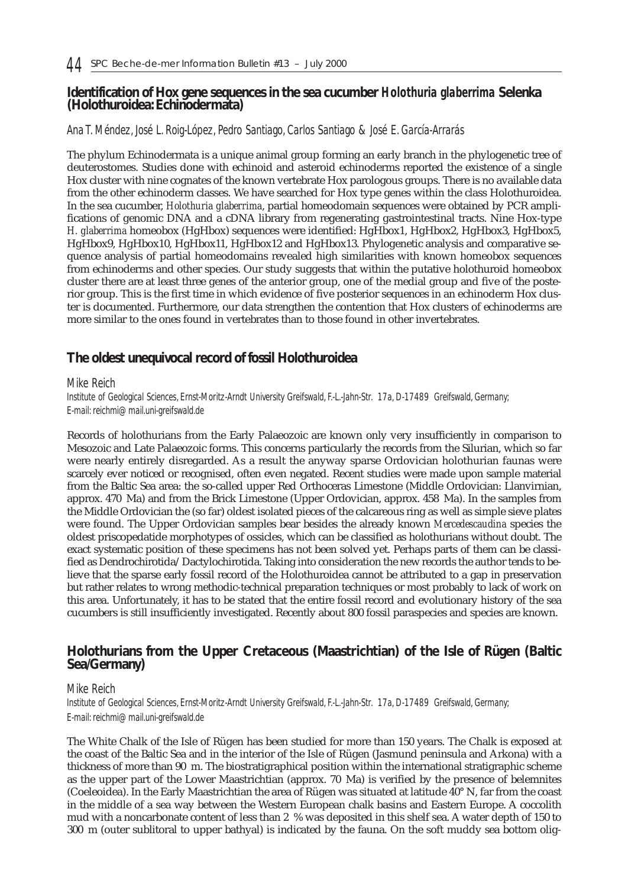## Identification of Hox gene sequences in the sea cucumber *Holothuria glaberrima* Selenka (Holothuroidea: Echinodermata)

*Ana T. Méndez, José L. Roig-López, Pedro Santiago, Carlos Santiago & José E. García-Arrarás*

The phylum Echinodermata is a unique animal group forming an early branch in the phylogenetic tree of deuterostomes. Studies done with echinoid and asteroid echinoderms reported the existence of a single Hox cluster with nine cognates of the known vertebrate Hox parologous groups. There is no available data from the other echinoderm classes. We have searched for Hox type genes within the class Holothuroidea. In the sea cucumber, *Holothuria glaberrima*, partial homeodomain sequences were obtained by PCR amplifications of genomic DNA and a cDNA library from regenerating gastrointestinal tracts. Nine Hox-type *H. glaberrima* homeobox (HgHbox) sequences were identified: HgHbox1, HgHbox2, HgHbox3, HgHbox5, HgHbox9, HgHbox10, HgHbox11, HgHbox12 and HgHbox13. Phylogenetic analysis and comparative sequence analysis of partial homeodomains revealed high similarities with known homeobox sequences from echinoderms and other species. Our study suggests that within the putative holothuroid homeobox cluster there are at least three genes of the anterior group, one of the medial group and five of the posterior group. This is the first time in which evidence of five posterior sequences in an echinoderm Hox cluster is documented. Furthermore, our data strengthen the contention that Hox clusters of echinoderms are more similar to the ones found in vertebrates than to those found in other invertebrates.

## The oldest unequivocal record of fossil Holothuroidea

*Mike Reich*

Institute of Geological Sciences, Ernst-Moritz-Arndt University Greifswald, F.-L.-Jahn-Str. 17a, D-17489 Greifswald, Germany; E-mail: reichmi@mail.uni-greifswald.de

Records of holothurians from the Early Palaeozoic are known only very insufficiently in comparison to Mesozoic and Late Palaeozoic forms. This concerns particularly the records from the Silurian, which so far were nearly entirely disregarded. As a result the anyway sparse Ordovician holothurian faunas were scarcely ever noticed or recognised, often even negated. Recent studies were made upon sample material from the Baltic Sea area: the so-called upper Red Orthoceras Limestone (Middle Ordovician: Llanvirnian, approx. 470 Ma) and from the Brick Limestone (Upper Ordovician, approx. 458 Ma). In the samples from the Middle Ordovician the (so far) oldest isolated pieces of the calcareous ring as well as simple sieve plates were found. The Upper Ordovician samples bear besides the already known *Mercedescaudina* species the oldest priscopedatide morphotypes of ossicles, which can be classified as holothurians without doubt. The exact systematic position of these specimens has not been solved yet. Perhaps parts of them can be classified as Dendrochirotida/Dactylochirotida. Taking into consideration the new records the author tends to believe that the sparse early fossil record of the Holothuroidea cannot be attributed to a gap in preservation but rather relates to wrong methodic-technical preparation techniques or most probably to lack of work on this area. Unfortunately, it has to be stated that the entire fossil record and evolutionary history of the sea cucumbers is still insufficiently investigated. Recently about 800 fossil paraspecies and species are known.

## Holothurians from the Upper Cretaceous (Maastrichtian) of the Isle of Rügen (Baltic Sea/Germany)

*Mike Reich*

Institute of Geological Sciences, Ernst-Moritz-Arndt University Greifswald, F.-L.-Jahn-Str. 17a, D-17489 Greifswald, Germany; E-mail: reichmi@mail.uni-greifswald.de

The White Chalk of the Isle of Rügen has been studied for more than 150 years. The Chalk is exposed at the coast of the Baltic Sea and in the interior of the Isle of Rügen (Jasmund peninsula and Arkona) with a thickness of more than 90 m. The biostratigraphical position within the international stratigraphic scheme as the upper part of the Lower Maastrichtian (approx. 70 Ma) is verified by the presence of belemnites (Coeleoidea). In the Early Maastrichtian the area of Rügen was situated at latitude 40° N, far from the coast in the middle of a sea way between the Western European chalk basins and Eastern Europe. A coccolith mud with a noncarbonate content of less than 2 % was deposited in this shelf sea. A water depth of 150 to 300 m (outer sublitoral to upper bathyal) is indicated by the fauna. On the soft muddy sea bottom olig-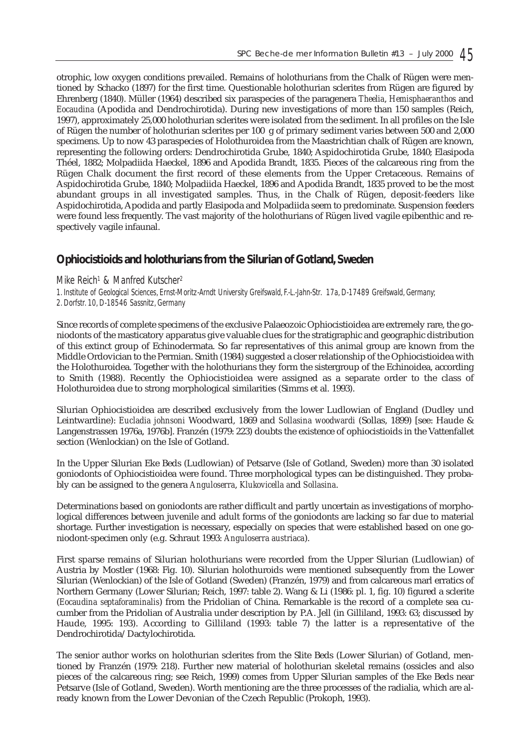otrophic, low oxygen conditions prevailed. Remains of holothurians from the Chalk of Rügen were mentioned by Schacko (1897) for the first time. Questionable holothurian sclerites from Rügen are figured by Ehrenberg (1840). Müller (1964) described six paraspecies of the paragenera *Theelia*, *Hemisphaeranthos* and *Eocaudina* (Apodida and Dendrochirotida). During new investigations of more than 150 samples (Reich, 1997), approximately 25,000 holothurian sclerites were isolated from the sediment. In all profiles on the Isle of Rügen the number of holothurian sclerites per 100 g of primary sediment varies between 500 and 2,000 specimens. Up to now 43 paraspecies of Holothuroidea from the Maastrichtian chalk of Rügen are known, representing the following orders: Dendrochirotida Grube, 1840; Aspidochirotida Grube, 1840; Elasipoda Théel, 1882; Molpadiida Haeckel, 1896 and Apodida Brandt, 1835. Pieces of the calcareous ring from the Rügen Chalk document the first record of these elements from the Upper Cretaceous. Remains of Aspidochirotida Grube, 1840; Molpadiida Haeckel, 1896 and Apodida Brandt, 1835 proved to be the most abundant groups in all investigated samples. Thus, in the Chalk of Rügen, deposit-feeders like Aspidochirotida, Apodida and partly Elasipoda and Molpadiida seem to predominate. Suspension feeders were found less frequently. The vast majority of the holothurians of Rügen lived vagile epibenthic and respectively vagile infaunal.

## Ophiocistioids and holothurians from the Silurian of Gotland, Sweden

*Mike Reich[1] & Manfred Kutscher[2]*

*1. Institute of Geological Sciences, Ernst-Moritz-Arndt University Greifswald, F.-L.-Jahn-Str. 17a, D-17489 Greifswald, Germany;*
*2. Dorfstr. 10, D-18546 Sassnitz, Germany*

Since records of complete specimens of the exclusive Palaeozoic Ophiocistioidea are extremely rare, the goniodonts of the masticatory apparatus give valuable clues for the stratigraphic and geographic distribution of this extinct group of Echinodermata. So far representatives of this animal group are known from the Middle Ordovician to the Permian. Smith (1984) suggested a closer relationship of the Ophiocistioidea with the Holothuroidea. Together with the holothurians they form the sistergroup of the Echinoidea, according to Smith (1988). Recently the Ophiocistioidea were assigned as a separate order to the class of Holothuroidea due to strong morphological similarities (Simms et al. 1993).

Silurian Ophiocistioidea are described exclusively from the lower Ludlowian of England (Dudley und Leintwardine): *Eucladia johnsoni* Woodward, 1869 and *Sollasina woodwardi* (Sollas, 1899) [see: Haude & Langenstrassen 1976a, 1976b]. Franzén (1979: 223) doubts the existence of ophiocistioids in the Vattenfallet section (Wenlockian) on the Isle of Gotland.

In the Upper Silurian Eke Beds (Ludlowian) of Petsarve (Isle of Gotland, Sweden) more than 30 isolated goniodonts of Ophiocistioidea were found. Three morphological types can be distinguished. They probably can be assigned to the genera *Anguloserra*, *Klukovicella* and *Sollasina*.

Determinations based on goniodonts are rather difficult and partly uncertain as investigations of morphological differences between juvenile and adult forms of the goniodonts are lacking so far due to material shortage. Further investigation is necessary, especially on species that were established based on one goniodont-specimen only (e.g. Schraut 1993: *Anguloserra austriaca*).

First sparse remains of Silurian holothurians were recorded from the Upper Silurian (Ludlowian) of Austria by Mostler (1968: Fig. 10). Silurian holothuroids were mentioned subsequently from the Lower Silurian (Wenlockian) of the Isle of Gotland (Sweden) (Franzén, 1979) and from calcareous marl erratics of Northern Germany (Lower Silurian; Reich, 1997: table 2). Wang & Li (1986: pl. 1, fig. 10) figured a sclerite (*Eocaudina septaforaminalis*) from the Pridolian of China. Remarkable is the record of a complete sea cucumber from the Pridolian of Australia under description by P.A. Jell (in Gilliland, 1993: 63; discussed by Haude, 1995: 193). According to Gilliland (1993: table 7) the latter is a representative of the Dendrochirotida/Dactylochirotida.

The senior author works on holothurian sclerites from the Slite Beds (Lower Silurian) of Gotland, mentioned by Franzén (1979: 218). Further new material of holothurian skeletal remains (ossicles and also pieces of the calcareous ring; see Reich, 1999) comes from Upper Silurian samples of the Eke Beds near Petsarve (Isle of Gotland, Sweden). Worth mentioning are the three processes of the radialia, which are already known from the Lower Devonian of the Czech Republic (Prokoph, 1993).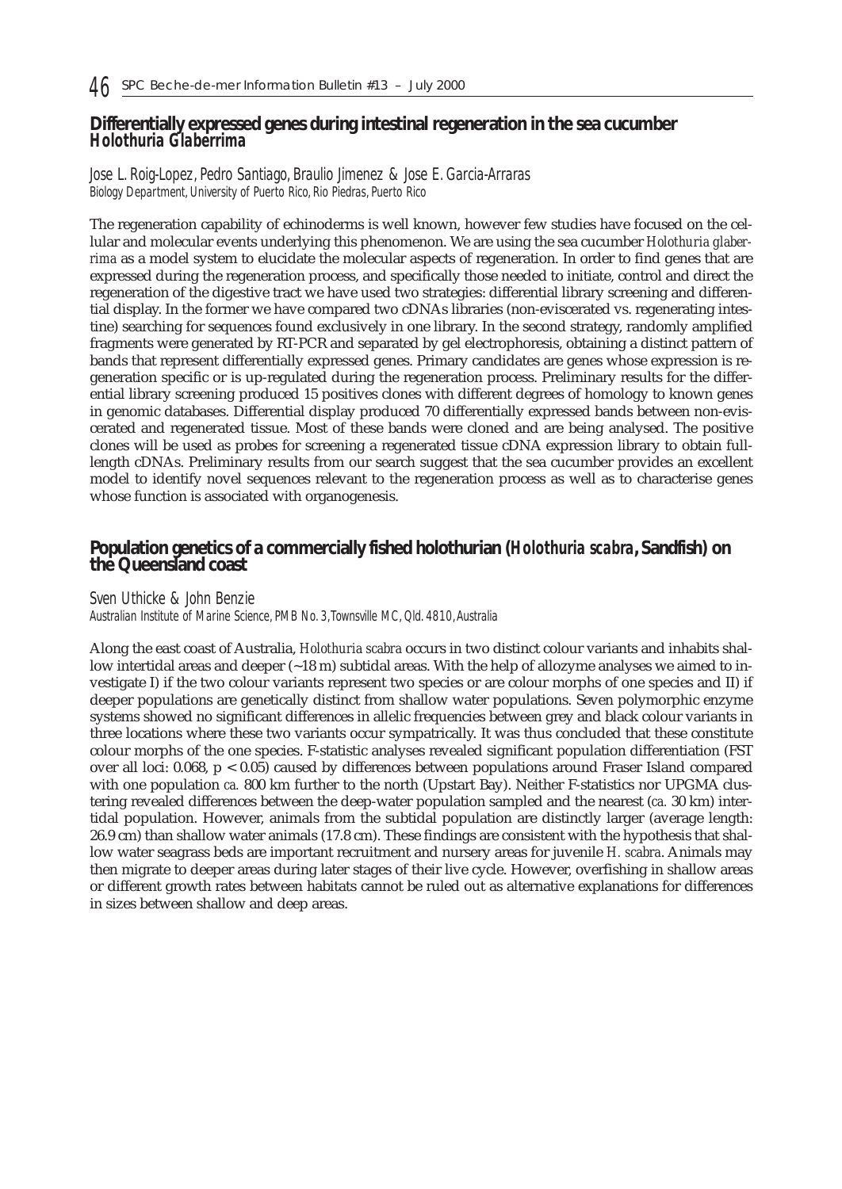## Differentially expressed genes during intestinal regeneration in the sea cucumber *Holothuria Glaberrima*

Jose L. Roig-Lopez, Pedro Santiago, Braulio Jimenez & Jose E. Garcia-Arraras
*Biology Department, University of Puerto Rico, Rio Piedras, Puerto Rico*

The regeneration capability of echinoderms is well known, however few studies have focused on the cellular and molecular events underlying this phenomenon. We are using the sea cucumber *Holothuria glaberrima* as a model system to elucidate the molecular aspects of regeneration. In order to find genes that are expressed during the regeneration process, and specifically those needed to initiate, control and direct the regeneration of the digestive tract we have used two strategies: differential library screening and differential display. In the former we have compared two cDNAs libraries (non-eviscerated vs. regenerating intestine) searching for sequences found exclusively in one library. In the second strategy, randomly amplified fragments were generated by RT-PCR and separated by gel electrophoresis, obtaining a distinct pattern of bands that represent differentially expressed genes. Primary candidates are genes whose expression is regeneration specific or is up-regulated during the regeneration process. Preliminary results for the differential library screening produced 15 positives clones with different degrees of homology to known genes in genomic databases. Differential display produced 70 differentially expressed bands between non-eviscerated and regenerated tissue. Most of these bands were cloned and are being analysed. The positive clones will be used as probes for screening a regenerated tissue cDNA expression library to obtain full-length cDNAs. Preliminary results from our search suggest that the sea cucumber provides an excellent model to identify novel sequences relevant to the regeneration process as well as to characterise genes whose function is associated with organogenesis.

## Population genetics of a commercially fished holothurian (*Holothuria scabra*, Sandfish) on the Queensland coast

Sven Uthicke & John Benzie
*Australian Institute of Marine Science, PMB No. 3, Townsville MC, Qld. 4810, Australia*

Along the east coast of Australia, *Holothuria scabra* occurs in two distinct colour variants and inhabits shallow intertidal areas and deeper (~18 m) subtidal areas. With the help of allozyme analyses we aimed to investigate I) if the two colour variants represent two species or are colour morphs of one species and II) if deeper populations are genetically distinct from shallow water populations. Seven polymorphic enzyme systems showed no significant differences in allelic frequencies between grey and black colour variants in three locations where these two variants occur sympatrically. It was thus concluded that these constitute colour morphs of the one species. F-statistic analyses revealed significant population differentiation ($F_{ST}$ over all loci: 0.068, $p < 0.05$) caused by differences between populations around Fraser Island compared with one population *ca.* 800 km further to the north (Upstart Bay). Neither F-statistics nor UPGMA clustering revealed differences between the deep-water population sampled and the nearest (*ca.* 30 km) intertidal population. However, animals from the subtidal population are distinctly larger (average length: 26.9 cm) than shallow water animals (17.8 cm). These findings are consistent with the hypothesis that shallow water seagrass beds are important recruitment and nursery areas for juvenile *H. scabra*. Animals may then migrate to deeper areas during later stages of their live cycle. However, overfishing in shallow areas or different growth rates between habitats cannot be ruled out as alternative explanations for differences in sizes between shallow and deep areas.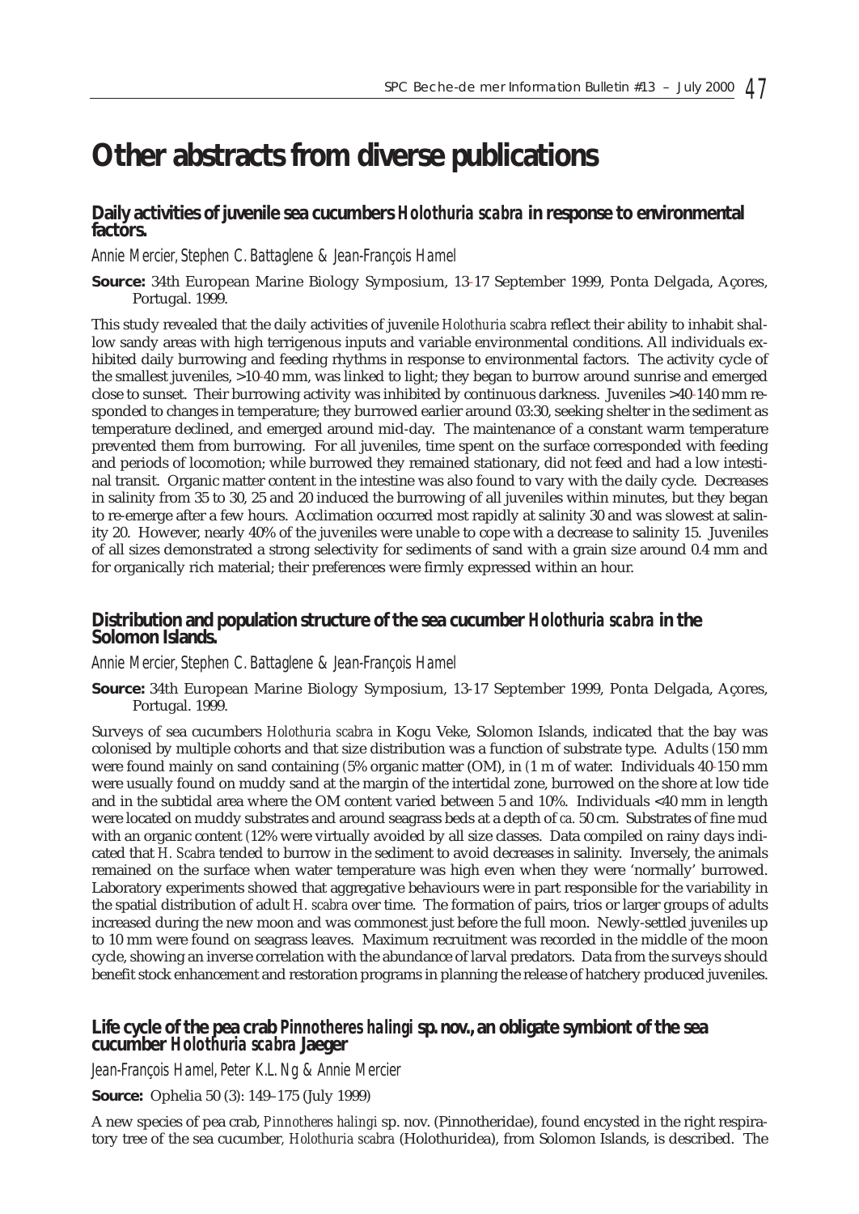# Other abstracts from diverse publications

## Daily activities of juvenile sea cucumbers *Holothuria scabra* in response to environmental factors.

*Annie Mercier, Stephen C. Battaglene & Jean-François Hamel*

**Source:** 34th European Marine Biology Symposium, 13-17 September 1999, Ponta Delgada, Açores, Portugal. 1999.

This study revealed that the daily activities of juvenile *Holothuria scabra* reflect their ability to inhabit shallow sandy areas with high terrigenous inputs and variable environmental conditions. All individuals exhibited daily burrowing and feeding rhythms in response to environmental factors. The activity cycle of the smallest juveniles, >10-40 mm, was linked to light; they began to burrow around sunrise and emerged close to sunset. Their burrowing activity was inhibited by continuous darkness. Juveniles >40-140 mm responded to changes in temperature; they burrowed earlier around 03:30, seeking shelter in the sediment as temperature declined, and emerged around mid-day. The maintenance of a constant warm temperature prevented them from burrowing. For all juveniles, time spent on the surface corresponded with feeding and periods of locomotion; while burrowed they remained stationary, did not feed and had a low intestinal transit. Organic matter content in the intestine was also found to vary with the daily cycle. Decreases in salinity from 35 to 30, 25 and 20 induced the burrowing of all juveniles within minutes, but they began to re-emerge after a few hours. Acclimation occurred most rapidly at salinity 30 and was slowest at salinity 20. However, nearly 40% of the juveniles were unable to cope with a decrease to salinity 15. Juveniles of all sizes demonstrated a strong selectivity for sediments of sand with a grain size around 0.4 mm and for organically rich material; their preferences were firmly expressed within an hour.

## Distribution and population structure of the sea cucumber *Holothuria scabra* in the Solomon Islands.

*Annie Mercier, Stephen C. Battaglene & Jean-François Hamel*

**Source:** 34th European Marine Biology Symposium, 13-17 September 1999, Ponta Delgada, Açores, Portugal. 1999.

Surveys of sea cucumbers *Holothuria scabra* in Kogu Veke, Solomon Islands, indicated that the bay was colonised by multiple cohorts and that size distribution was a function of substrate type. Adults (150 mm were found mainly on sand containing (5% organic matter (OM), in (1 m of water. Individuals 40-150 mm were usually found on muddy sand at the margin of the intertidal zone, burrowed on the shore at low tide and in the subtidal area where the OM content varied between 5 and 10%. Individuals <40 mm in length were located on muddy substrates and around seagrass beds at a depth of *ca.* 50 cm. Substrates of fine mud with an organic content (12% were virtually avoided by all size classes. Data compiled on rainy days indicated that *H. Scabra* tended to burrow in the sediment to avoid decreases in salinity. Inversely, the animals remained on the surface when water temperature was high even when they were 'normally' burrowed. Laboratory experiments showed that aggregative behaviours were in part responsible for the variability in the spatial distribution of adult *H. scabra* over time. The formation of pairs, trios or larger groups of adults increased during the new moon and was commonest just before the full moon. Newly-settled juveniles up to 10 mm were found on seagrass leaves. Maximum recruitment was recorded in the middle of the moon cycle, showing an inverse correlation with the abundance of larval predators. Data from the surveys should benefit stock enhancement and restoration programs in planning the release of hatchery produced juveniles.

## Life cycle of the pea crab *Pinnotheres halingi* sp. nov., an obligate symbiont of the sea cucumber *Holothuria scabra* Jaeger

*Jean-François Hamel, Peter K.L. Ng & Annie Mercier*

**Source:** Ophelia 50 (3): 149–175 (July 1999)

A new species of pea crab, *Pinnotheres halingi* sp. nov. (Pinnotheridae), found encysted in the right respiratory tree of the sea cucumber, *Holothuria scabra* (Holothuridea), from Solomon Islands, is described. The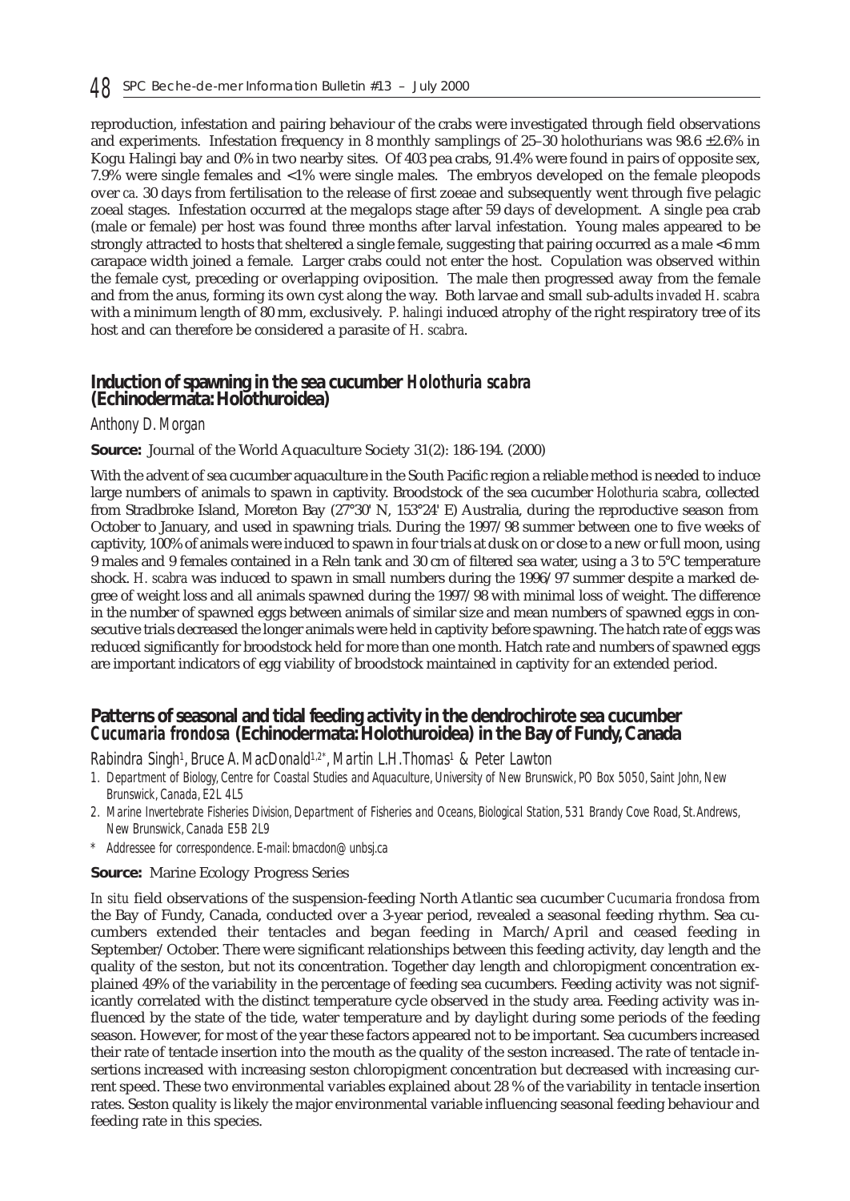reproduction, infestation and pairing behaviour of the crabs were investigated through field observations and experiments. Infestation frequency in 8 monthly samplings of 25–30 holothurians was 98.6 ±2.6% in Kogu Halingi bay and 0% in two nearby sites. Of 403 pea crabs, 91.4% were found in pairs of opposite sex, 7.9% were single females and <1% were single males. The embryos developed on the female pleopods over *ca.* 30 days from fertilisation to the release of first zoeae and subsequently went through five pelagic zoeal stages. Infestation occurred at the megalops stage after 59 days of development. A single pea crab (male or female) per host was found three months after larval infestation. Young males appeared to be strongly attracted to hosts that sheltered a single female, suggesting that pairing occurred as a male <6 mm carapace width joined a female. Larger crabs could not enter the host. Copulation was observed within the female cyst, preceding or overlapping oviposition. The male then progressed away from the female and from the anus, forming its own cyst along the way. Both larvae and small sub-adults *invaded H. scabra* with a minimum length of 80 mm, exclusively. *P. halingi* induced atrophy of the right respiratory tree of its host and can therefore be considered a parasite of *H. scabra*.

## Induction of spawning in the sea cucumber *Holothuria scabra* (Echinodermata: Holothuroidea)

*Anthony D. Morgan*

**Source:** Journal of the World Aquaculture Society 31(2): 186-194. (2000)

With the advent of sea cucumber aquaculture in the South Pacific region a reliable method is needed to induce large numbers of animals to spawn in captivity. Broodstock of the sea cucumber *Holothuria scabra*, collected from Stradbroke Island, Moreton Bay (27°30' N, 153°24' E) Australia, during the reproductive season from October to January, and used in spawning trials. During the 1997/98 summer between one to five weeks of captivity, 100% of animals were induced to spawn in four trials at dusk on or close to a new or full moon, using 9 males and 9 females contained in a Reln tank and 30 cm of filtered sea water, using a 3 to 5°C temperature shock. *H. scabra* was induced to spawn in small numbers during the 1996/97 summer despite a marked degree of weight loss and all animals spawned during the 1997/98 with minimal loss of weight. The difference in the number of spawned eggs between animals of similar size and mean numbers of spawned eggs in consecutive trials decreased the longer animals were held in captivity before spawning. The hatch rate of eggs was reduced significantly for broodstock held for more than one month. Hatch rate and numbers of spawned eggs are important indicators of egg viability of broodstock maintained in captivity for an extended period.

## Patterns of seasonal and tidal feeding activity in the dendrochirote sea cucumber *Cucumaria frondosa* (Echinodermata: Holothuroidea) in the Bay of Fundy, Canada

*Rabindra Singh[1], Bruce A. MacDonald[1,2*], Martin L.H.Thomas[1] & Peter Lawton*

1. Department of Biology, Centre for Coastal Studies and Aquaculture, University of New Brunswick, PO Box 5050, Saint John, New Brunswick, Canada, E2L 4L5
2. Marine Invertebrate Fisheries Division, Department of Fisheries and Oceans, Biological Station, 531 Brandy Cove Road, St. Andrews, New Brunswick, Canada E5B 2L9

\* Addressee for correspondence. E-mail: bmacdon@unbsj.ca

**Source:** Marine Ecology Progress Series

*In situ* field observations of the suspension-feeding North Atlantic sea cucumber *Cucumaria frondosa* from the Bay of Fundy, Canada, conducted over a 3-year period, revealed a seasonal feeding rhythm. Sea cucumbers extended their tentacles and began feeding in March/April and ceased feeding in September/October. There were significant relationships between this feeding activity, day length and the quality of the seston, but not its concentration. Together day length and chloropigment concentration explained 49% of the variability in the percentage of feeding sea cucumbers. Feeding activity was not significantly correlated with the distinct temperature cycle observed in the study area. Feeding activity was influenced by the state of the tide, water temperature and by daylight during some periods of the feeding season. However, for most of the year these factors appeared not to be important. Sea cucumbers increased their rate of tentacle insertion into the mouth as the quality of the seston increased. The rate of tentacle insertions increased with increasing seston chloropigment concentration but decreased with increasing current speed. These two environmental variables explained about 28 % of the variability in tentacle insertion rates. Seston quality is likely the major environmental variable influencing seasonal feeding behaviour and feeding rate in this species.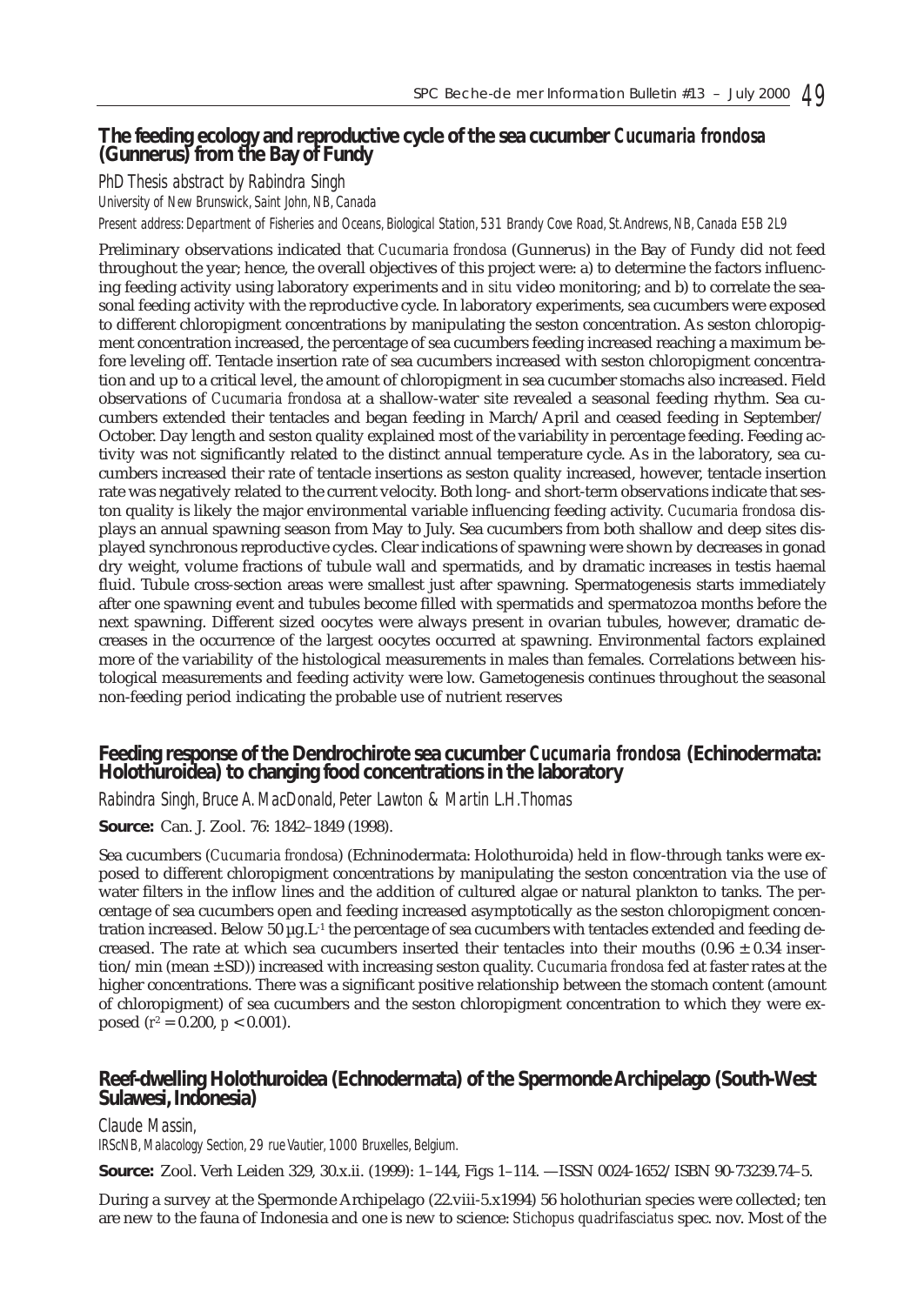## The feeding ecology and reproductive cycle of the sea cucumber *Cucumaria frondosa* (Gunnerus) from the Bay of Fundy

*PhD Thesis abstract by Rabindra Singh*

*University of New Brunswick, Saint John, NB, Canada*

*Present address: Department of Fisheries and Oceans, Biological Station, 531 Brandy Cove Road, St. Andrews, NB, Canada E5B 2L9*

Preliminary observations indicated that *Cucumaria frondosa* (Gunnerus) in the Bay of Fundy did not feed throughout the year; hence, the overall objectives of this project were: a) to determine the factors influencing feeding activity using laboratory experiments and *in situ* video monitoring; and b) to correlate the seasonal feeding activity with the reproductive cycle. In laboratory experiments, sea cucumbers were exposed to different chloropigment concentrations by manipulating the seston concentration. As seston chloropigment concentration increased, the percentage of sea cucumbers feeding increased reaching a maximum before leveling off. Tentacle insertion rate of sea cucumbers increased with seston chloropigment concentration and up to a critical level, the amount of chloropigment in sea cucumber stomachs also increased. Field observations of *Cucumaria frondosa* at a shallow-water site revealed a seasonal feeding rhythm. Sea cucumbers extended their tentacles and began feeding in March/April and ceased feeding in September/October. Day length and seston quality explained most of the variability in percentage feeding. Feeding activity was not significantly related to the distinct annual temperature cycle. As in the laboratory, sea cucumbers increased their rate of tentacle insertions as seston quality increased, however, tentacle insertion rate was negatively related to the current velocity. Both long- and short-term observations indicate that seston quality is likely the major environmental variable influencing feeding activity. *Cucumaria frondosa* displays an annual spawning season from May to July. Sea cucumbers from both shallow and deep sites displayed synchronous reproductive cycles. Clear indications of spawning were shown by decreases in gonad dry weight, volume fractions of tubule wall and spermatids, and by dramatic increases in testis haemal fluid. Tubule cross-section areas were smallest just after spawning. Spermatogenesis starts immediately after one spawning event and tubules become filled with spermatids and spermatozoa months before the next spawning. Different sized oocytes were always present in ovarian tubules, however, dramatic decreases in the occurrence of the largest oocytes occurred at spawning. Environmental factors explained more of the variability of the histological measurements in males than females. Correlations between histological measurements and feeding activity were low. Gametogenesis continues throughout the seasonal non-feeding period indicating the probable use of nutrient reserves

## Feeding response of the Dendrochirote sea cucumber *Cucumaria frondosa* (Echinodermata: Holothuroidea) to changing food concentrations in the laboratory

*Rabindra Singh, Bruce A. MacDonald, Peter Lawton & Martin L.H. Thomas*

**Source:** Can. J. Zool. 76: 1842–1849 (1998).

Sea cucumbers (*Cucumaria frondosa*) (Echninodermata: Holothuroida) held in flow-through tanks were exposed to different chloropigment concentrations by manipulating the seston concentration via the use of water filters in the inflow lines and the addition of cultured algae or natural plankton to tanks. The percentage of sea cucumbers open and feeding increased asymptotically as the seston chloropigment concentration increased. Below 50 µg.L$^{-1}$ the percentage of sea cucumbers with tentacles extended and feeding decreased. The rate at which sea cucumbers inserted their tentacles into their mouths ($0.96 \pm 0.34$ insertion/min (mean ± SD)) increased with increasing seston quality. *Cucumaria frondosa* fed at faster rates at the higher concentrations. There was a significant positive relationship between the stomach content (amount of chloropigment) of sea cucumbers and the seston chloropigment concentration to which they were exposed ($r^2 = 0.200$, $p < 0.001$).

## Reef-dwelling Holothuroidea (Echnodermata) of the Spermonde Archipelago (South-West Sulawesi, Indonesia)

*Claude Massin,*

*IRScNB, Malacology Section, 29 rue Vautier, 1000 Bruxelles, Belgium.*

**Source:** Zool. Verh Leiden 329, 30.x.ii. (1999): 1–144, Figs 1–114. —ISSN 0024-1652/ISBN 90-73239.74–5.

During a survey at the Spermonde Archipelago (22.viii-5.x1994) 56 holothurian species were collected; ten are new to the fauna of Indonesia and one is new to science: *Stichopus quadrifasciatus* spec. nov. Most of the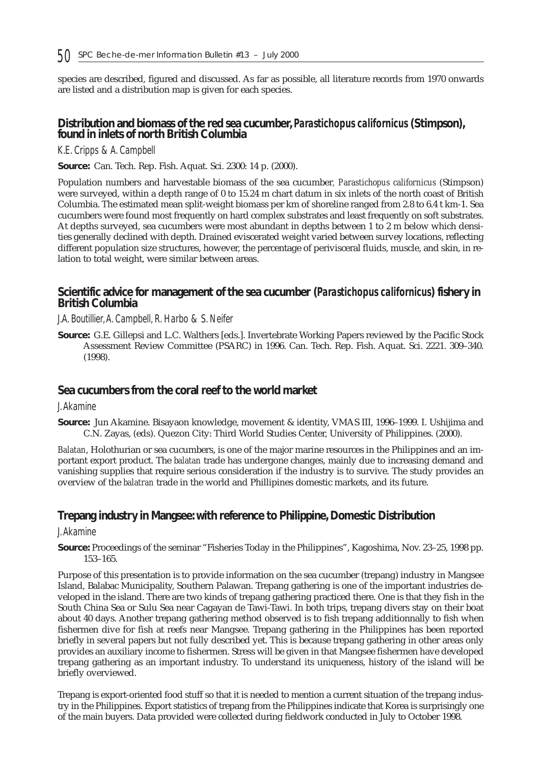species are described, figured and discussed. As far as possible, all literature records from 1970 onwards are listed and a distribution map is given for each species.

## Distribution and biomass of the red sea cucumber, *Parastichopus californicus* (Stimpson), found in inlets of north British Columbia

*K.E. Cripps & A. Campbell*

**Source:** Can. Tech. Rep. Fish. Aquat. Sci. 2300: 14 p. (2000).

Population numbers and harvestable biomass of the sea cucumber, *Parastichopus californicus* (Stimpson) were surveyed, within a depth range of 0 to 15.24 m chart datum in six inlets of the north coast of British Columbia. The estimated mean split-weight biomass per km of shoreline ranged from 2.8 to 6.4 t km-1. Sea cucumbers were found most frequently on hard complex substrates and least frequently on soft substrates. At depths surveyed, sea cucumbers were most abundant in depths between 1 to 2 m below which densities generally declined with depth. Drained eviscerated weight varied between survey locations, reflecting different population size structures, however, the percentage of perivisceral fluids, muscle, and skin, in relation to total weight, were similar between areas.

## Scientific advice for management of the sea cucumber (*Parastichopus californicus*) fishery in British Columbia

*J.A. Boutillier, A. Campbell, R. Harbo & S. Neifer*

**Source:** G.E. Gillepsi and L.C. Walthers [eds.]. Invertebrate Working Papers reviewed by the Pacific Stock Assessment Review Committee (PSARC) in 1996. Can. Tech. Rep. Fish. Aquat. Sci. 2221. 309–340. (1998).

## Sea cucumbers from the coral reef to the world market

*J. Akamine*

**Source:** Jun Akamine. Bisayaon knowledge, movement & identity, VMAS III, 1996–1999. I. Ushijima and C.N. Zayas, (eds). Quezon City: Third World Studies Center, University of Philippines. (2000).

*Balatan*, Holothurian or sea cucumbers, is one of the major marine resources in the Philippines and an important export product. The *balatan* trade has undergone changes, mainly due to increasing demand and vanishing supplies that require serious consideration if the industry is to survive. The study provides an overview of the *balatran* trade in the world and Phillipines domestic markets, and its future.

## Trepang industry in Mangsee: with reference to Philippine, Domestic Distribution

*J. Akamine*

**Source:** Proceedings of the seminar "Fisheries Today in the Philippines", Kagoshima, Nov. 23–25, 1998 pp. 153–165.

Purpose of this presentation is to provide information on the sea cucumber (trepang) industry in Mangsee Island, Balabac Municipality, Southern Palawan. Trepang gathering is one of the important industries developed in the island. There are two kinds of trepang gathering practiced there. One is that they fish in the South China Sea or Sulu Sea near Cagayan de Tawi-Tawi. In both trips, trepang divers stay on their boat about 40 days. Another trepang gathering method observed is to fish trepang additionnally to fish when fishermen dive for fish at reefs near Mangsee. Trepang gathering in the Philippines has been reported briefly in several papers but not fully described yet. This is because trepang gathering in other areas only provides an auxiliary income to fishermen. Stress will be given in that Mangsee fishermen have developed trepang gathering as an important industry. To understand its uniqueness, history of the island will be briefly overviewed.

Trepang is export-oriented food stuff so that it is needed to mention a current situation of the trepang industry in the Philippines. Export statistics of trepang from the Philippines indicate that Korea is surprisingly one of the main buyers. Data provided were collected during fieldwork conducted in July to October 1998.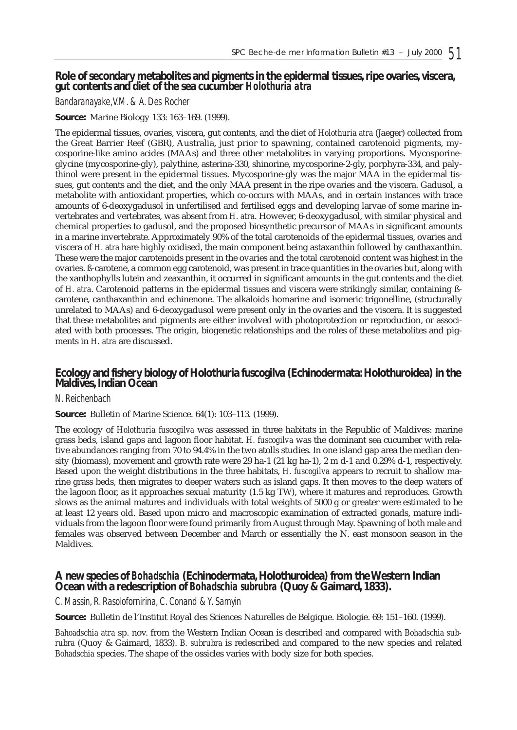## Role of secondary metabolites and pigments in the epidermal tissues, ripe ovaries, viscera, gut contents and diet of the sea cucumber *Holothuria atra*

*Bandaranayake, V.M. & A. Des Rocher*

**Source:** Marine Biology 133: 163–169. (1999).

The epidermal tissues, ovaries, viscera, gut contents, and the diet of *Holothuria atra* (Jaeger) collected from the Great Barrier Reef (GBR), Australia, just prior to spawning, contained carotenoid pigments, mycosporine-like amino acides (MAAs) and three other metabolites in varying proportions. Mycosporine-glycine (mycosporine-gly), palythine, asterina-330, shinorine, mycosporine-2-gly, porphyra-334, and palythinol were present in the epidermal tissues. Mycosporine-gly was the major MAA in the epidermal tissues, gut contents and the diet, and the only MAA present in the ripe ovaries and the viscera. Gadusol, a metabolite with antioxidant properties, which co-occurs with MAAs, and in certain instances with trace amounts of 6-deoxygadusol in unfertilised and fertilised eggs and developing larvae of some marine invertebrates and vertebrates, was absent from *H. atra*. However, 6-deoxygadusol, with similar physical and chemical properties to gadusol, and the proposed biosynthetic precursor of MAAs in significant amounts in a marine invertebrate. Approximately 90% of the total carotenoids of the epidermal tissues, ovaries and viscera of *H. atra* hare highly oxidised, the main component being astaxanthin followed by canthaxanthin. These were the major carotenoids present in the ovaries and the total carotenoid content was highest in the ovaries. ß-carotene, a common egg carotenoid, was present in trace quantities in the ovaries but, along with the xanthophylls lutein and zeaxanthin, it occurred in significant amounts in the gut contents and the diet of *H. atra*. Carotenoid patterns in the epidermal tissues and viscera were strikingly similar, containing ß-carotene, canthaxanthin and echinenone. The alkaloids homarine and isomeric trigonelline, (structurally unrelated to MAAs) and 6-deoxygadusol were present only in the ovaries and the viscera. It is suggested that these metabolites and pigments are either involved with photoprotection or reproduction, or associated with both processes. The origin, biogenetic relationships and the roles of these metabolites and pigments in *H. atra* are discussed.

## Ecology and fishery biology of Holothuria fuscogilva (Echinodermata: Holothuroidea) in the Maldives, Indian Ocean

*N. Reichenbach*

**Source:** Bulletin of Marine Science. 64(1): 103–113. (1999).

The ecology of *Holothuria fuscogilva* was assessed in three habitats in the Republic of Maldives: marine grass beds, island gaps and lagoon floor habitat. *H. fuscogilva* was the dominant sea cucumber with relative abundances ranging from 70 to 94.4% in the two atolls studies. In one island gap area the median density (biomass), movement and growth rate were 29 ha-1 (21 kg ha-1), 2 m d-1 and 0.29% d-1, respectively. Based upon the weight distributions in the three habitats, *H. fuscogilva* appears to recruit to shallow marine grass beds, then migrates to deeper waters such as island gaps. It then moves to the deep waters of the lagoon floor, as it approaches sexual maturity (1.5 kg TW), where it matures and reproduces. Growth slows as the animal matures and individuals with total weights of 5000 g or greater were estimated to be at least 12 years old. Based upon micro and macroscopic examination of extracted gonads, mature individuals from the lagoon floor were found primarily from August through May. Spawning of both male and females was observed between December and March or essentially the N. east monsoon season in the Maldives.

## A new species of *Bohadschia* (Echinodermata, Holothuroidea) from the Western Indian Ocean with a redescription of *Bohadschia subrubra* (Quoy & Gaimard, 1833).

*C. Massin, R. Rasolofornirina, C. Conand & Y. Samyin*

**Source:** Bulletin de l'Institut Royal des Sciences Naturelles de Belgique. Biologie. 69: 151–160. (1999).

*Bahoadschia atra* sp. nov. from the Western Indian Ocean is described and compared with *Bohadschia subrubra* (Quoy & Gaimard, 1833). *B. subrubra* is redescribed and compared to the new species and related *Bohadschia* species. The shape of the ossicles varies with body size for both species.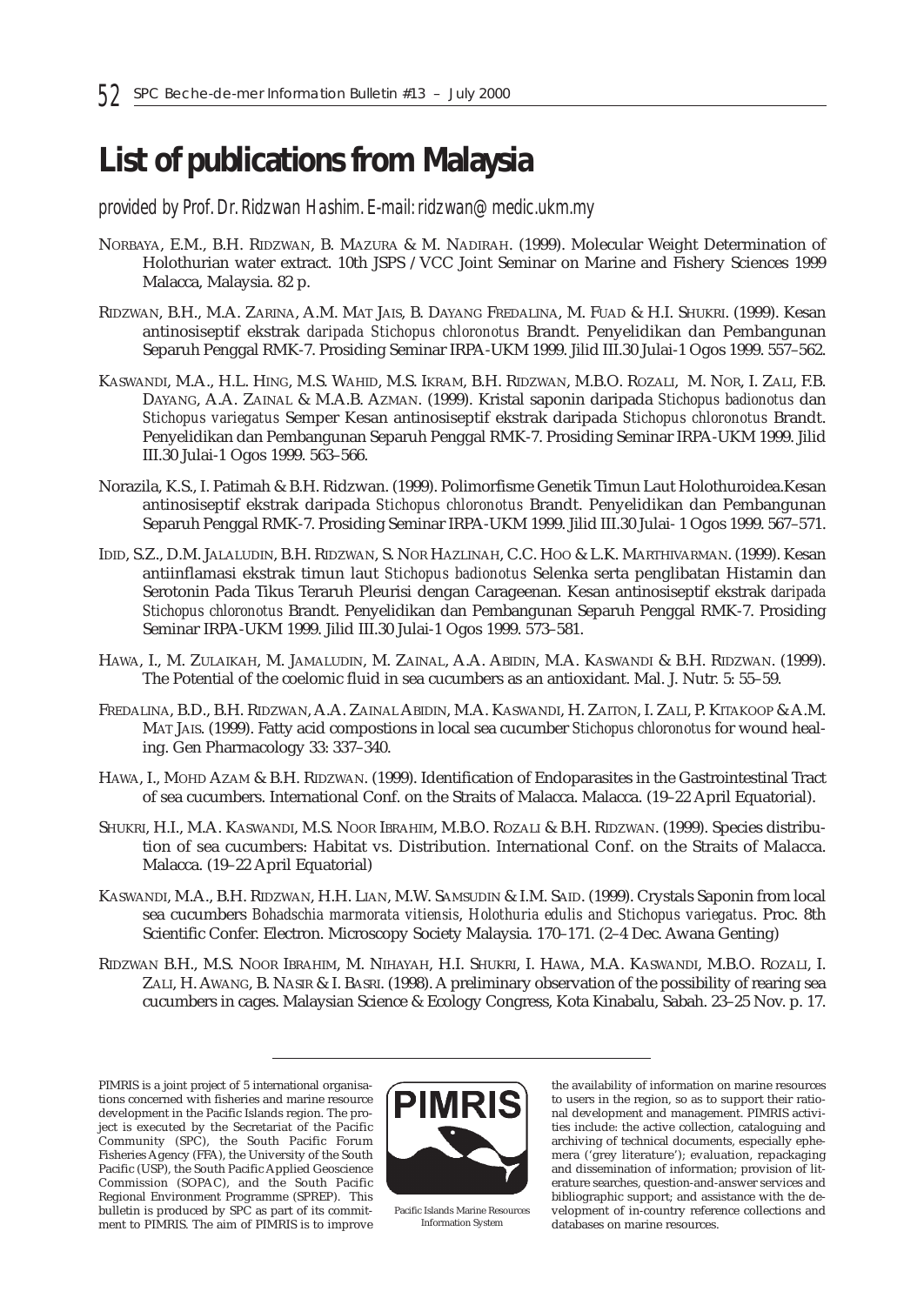# List of publications from Malaysia

*provided by Prof. Dr. Ridzwan Hashim. E-mail: ridzwan@medic.ukm.my*

NORBAYA, E.M., B.H. RIDZWAN, B. MAZURA & M. NADIRAH. (1999). Molecular Weight Determination of Holothurian water extract. 10th JSPS / VCC Joint Seminar on Marine and Fishery Sciences 1999 Malacca, Malaysia. 82 p.

RIDZWAN, B.H., M.A. ZARINA, A.M. MAT JAIS, B. DAYANG FREDALINA, M. FUAD & H.I. SHUKRI. (1999). Kesan antinosiseptif ekstrak *daripada Stichopus chloronotus* Brandt. Penyelidikan dan Pembangunan Separuh Penggal RMK-7. Prosiding Seminar IRPA-UKM 1999. Jilid III.30 Julai-1 Ogos 1999. 557–562.

KASWANDI, M.A., H.L. HING, M.S. WAHID, M.S. IKRAM, B.H. RIDZWAN, M.B.O. ROZALI, M. NOR, I. ZALI, F.B. DAYANG, A.A. ZAINAL & M.A.B. AZMAN. (1999). Kristal saponin daripada *Stichopus badionotus* dan *Stichopus variegatus* Semper Kesan antinosiseptif ekstrak daripada *Stichopus chloronotus* Brandt. Penyelidikan dan Pembangunan Separuh Penggal RMK-7. Prosiding Seminar IRPA-UKM 1999. Jilid III.30 Julai-1 Ogos 1999. 563–566.

Norazila, K.S., I. Patimah & B.H. Ridzwan. (1999). Polimorfisme Genetik Timun Laut Holothuroidea.Kesan antinosiseptif ekstrak daripada *Stichopus chloronotus* Brandt. Penyelidikan dan Pembangunan Separuh Penggal RMK-7. Prosiding Seminar IRPA-UKM 1999. Jilid III.30 Julai- 1 Ogos 1999. 567–571.

IDID, S.Z., D.M. JALALUDIN, B.H. RIDZWAN, S. NOR HAZLINAH, C.C. HOO & L.K. MARTHIVARMAN. (1999). Kesan antiinflamasi ekstrak timun laut *Stichopus badionotus* Selenka serta penglibatan Histamin dan Serotonin Pada Tikus Teraruh Pleurisi dengan Carageenan. Kesan antinosiseptif ekstrak *daripada Stichopus chloronotus* Brandt. Penyelidikan dan Pembangunan Separuh Penggal RMK-7. Prosiding Seminar IRPA-UKM 1999. Jilid III.30 Julai-1 Ogos 1999. 573–581.

HAWA, I., M. ZULAIKAH, M. JAMALUDIN, M. ZAINAL, A.A. ABIDIN, M.A. KASWANDI & B.H. RIDZWAN. (1999). The Potential of the coelomic fluid in sea cucumbers as an antioxidant. Mal. J. Nutr. 5: 55–59.

FREDALINA, B.D., B.H. RIDZWAN, A.A. ZAINAL ABIDIN, M.A. KASWANDI, H. ZAITON, I. ZALI, P. KITAKOOP & A.M. MAT JAIS. (1999). Fatty acid compostions in local sea cucumber *Stichopus chloronotus* for wound healing. Gen Pharmacology 33: 337–340.

HAWA, I., MOHD AZAM & B.H. RIDZWAN. (1999). Identification of Endoparasites in the Gastrointestinal Tract of sea cucumbers. International Conf. on the Straits of Malacca. Malacca. (19–22 April Equatorial).

SHUKRI, H.I., M.A. KASWANDI, M.S. NOOR IBRAHIM, M.B.O. ROZALI & B.H. RIDZWAN. (1999). Species distribution of sea cucumbers: Habitat vs. Distribution. International Conf. on the Straits of Malacca. Malacca. (19–22 April Equatorial)

KASWANDI, M.A., B.H. RIDZWAN, H.H. LIAN, M.W. SAMSUDIN & I.M. SAID. (1999). Crystals Saponin from local sea cucumbers *Bohadschia marmorata vitiensis*, *Holothuria edulis and Stichopus variegatus*. Proc. 8th Scientific Confer. Electron. Microscopy Society Malaysia. 170–171. (2–4 Dec. Awana Genting)

RIDZWAN B.H., M.S. NOOR IBRAHIM, M. NIHAYAH, H.I. SHUKRI, I. HAWA, M.A. KASWANDI, M.B.O. ROZALI, I. ZALI, H. AWANG, B. NASIR & I. BASRI. (1998). A preliminary observation of the possibility of rearing sea cucumbers in cages. Malaysian Science & Ecology Congress, Kota Kinabalu, Sabah. 23–25 Nov. p. 17.

---

PIMRIS is a joint project of 5 international organisations concerned with fisheries and marine resource development in the Pacific Islands region. The project is executed by the Secretariat of the Pacific Community (SPC), the South Pacific Forum Fisheries Agency (FFA), the University of the South Pacific (USP), the South Pacific Applied Geoscience Commission (SOPAC), and the South Pacific Regional Environment Programme (SPREP). This bulletin is produced by SPC as part of its commitment to PIMRIS. The aim of PIMRIS is to improve the availability of information on marine resources to users in the region, so as to support their rational development and management. PIMRIS activities include: the active collection, cataloguing and archiving of technical documents, especially ephemera ('grey literature'); evaluation, repackaging and dissemination of information; provision of literature searches, question-and-answer services and bibliographic support; and assistance with the development of in-country reference collections and databases on marine resources.

PIMRIS

Pacific Islands Marine Resources Information System